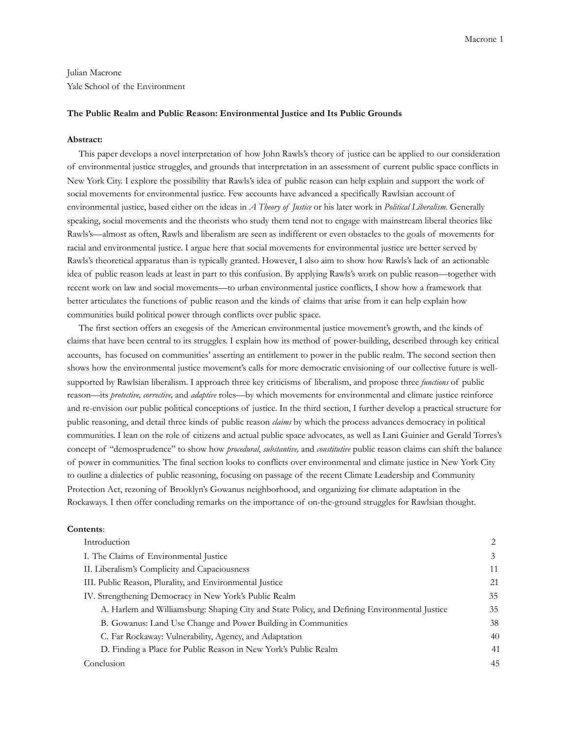Julian Macrone
Yale School of the Environment

**The Public Realm and Public Reason: Environmental Justice and Its Public Grounds**

**Abstract:**

This paper develops a novel interpretation of how John Rawls's theory of justice can be applied to our consideration of environmental justice struggles, and grounds that interpretation in an assessment of current public space conflicts in New York City. I explore the possibility that Rawls's idea of public reason can help explain and support the work of social movements for environmental justice. Few accounts have advanced a specifically Rawlsian account of environmental justice, based either on the ideas in *A Theory of Justice* or his later work in *Political Liberalism*. Generally speaking, social movements and the theorists who study them tend not to engage with mainstream liberal theories like Rawls's—almost as often, Rawls and liberalism are seen as indifferent or even obstacles to the goals of movements for racial and environmental justice. I argue here that social movements for environmental justice are better served by Rawls's theoretical apparatus than is typically granted. However, I also aim to show how Rawls's lack of an actionable idea of public reason leads at least in part to this confusion. By applying Rawls's work on public reason—together with recent work on law and social movements—to urban environmental justice conflicts, I show how a framework that better articulates the functions of public reason and the kinds of claims that arise from it can help explain how communities build political power through conflicts over public space.

The first section offers an exegesis of the American environmental justice movement's growth, and the kinds of claims that have been central to its struggles. I explain how its method of power-building, described through key critical accounts, has focused on communities' asserting an entitlement to power in the public realm. The second section then shows how the environmental justice movement's calls for more democratic envisioning of our collective future is well-supported by Rawlsian liberalism. I approach three key criticisms of liberalism, and propose three *functions* of public reason—its *protective, corrective,* and *adaptive* roles—by which movements for environmental and climate justice reinforce and re-envision our public political conceptions of justice. In the third section, I further develop a practical structure for public reasoning, and detail three kinds of public reason *claims* by which the process advances democracy in political communities. I lean on the role of citizens and actual public space advocates, as well as Lani Guinier and Gerald Torres's concept of "demosprudence" to show how *procedural*, *substantive,* and *constitutive* public reason claims can shift the balance of power in communities. The final section looks to conflicts over environmental and climate justice in New York City to outline a dialectics of public reasoning, focusing on passage of the recent Climate Leadership and Community Protection Act, rezoning of Brooklyn's Gowanus neighborhood, and organizing for climate adaptation in the Rockaways. I then offer concluding remarks on the importance of on-the-ground struggles for Rawlsian thought.

**Contents**:

| | |
|---|---|
| Introduction | 2 |
| I. The Claims of Environmental Justice | 3 |
| II. Liberalism's Complicity and Capaciousness | 11 |
| III. Public Reason, Plurality, and Environmental Justice | 21 |
| IV. Strengthening Democracy in New York's Public Realm | 35 |
| A. Harlem and Williamsburg: Shaping City and State Policy, and Defining Environmental Justice | 35 |
| B. Gowanus: Land Use Change and Power Building in Communities | 38 |
| C. Far Rockaway: Vulnerability, Agency, and Adaptation | 40 |
| D. Finding a Place for Public Reason in New York's Public Realm | 41 |
| Conclusion | 45 |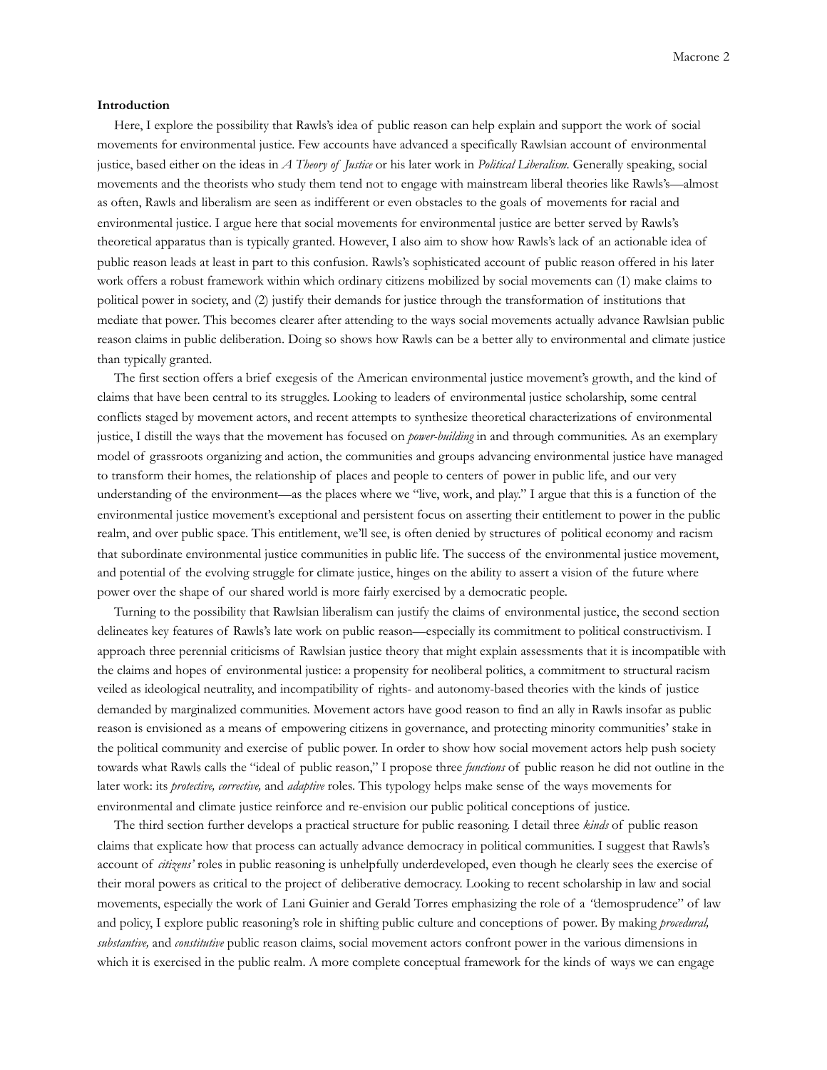**Introduction**

Here, I explore the possibility that Rawls's idea of public reason can help explain and support the work of social movements for environmental justice. Few accounts have advanced a specifically Rawlsian account of environmental justice, based either on the ideas in *A Theory of Justice* or his later work in *Political Liberalism*. Generally speaking, social movements and the theorists who study them tend not to engage with mainstream liberal theories like Rawls's—almost as often, Rawls and liberalism are seen as indifferent or even obstacles to the goals of movements for racial and environmental justice. I argue here that social movements for environmental justice are better served by Rawls's theoretical apparatus than is typically granted. However, I also aim to show how Rawls's lack of an actionable idea of public reason leads at least in part to this confusion. Rawls's sophisticated account of public reason offered in his later work offers a robust framework within which ordinary citizens mobilized by social movements can (1) make claims to political power in society, and (2) justify their demands for justice through the transformation of institutions that mediate that power. This becomes clearer after attending to the ways social movements actually advance Rawlsian public reason claims in public deliberation. Doing so shows how Rawls can be a better ally to environmental and climate justice than typically granted.

The first section offers a brief exegesis of the American environmental justice movement's growth, and the kind of claims that have been central to its struggles. Looking to leaders of environmental justice scholarship, some central conflicts staged by movement actors, and recent attempts to synthesize theoretical characterizations of environmental justice, I distill the ways that the movement has focused on *power-building* in and through communities. As an exemplary model of grassroots organizing and action, the communities and groups advancing environmental justice have managed to transform their homes, the relationship of places and people to centers of power in public life, and our very understanding of the environment—as the places where we "live, work, and play." I argue that this is a function of the environmental justice movement's exceptional and persistent focus on asserting their entitlement to power in the public realm, and over public space. This entitlement, we'll see, is often denied by structures of political economy and racism that subordinate environmental justice communities in public life. The success of the environmental justice movement, and potential of the evolving struggle for climate justice, hinges on the ability to assert a vision of the future where power over the shape of our shared world is more fairly exercised by a democratic people.

Turning to the possibility that Rawlsian liberalism can justify the claims of environmental justice, the second section delineates key features of Rawls's late work on public reason—especially its commitment to political constructivism. I approach three perennial criticisms of Rawlsian justice theory that might explain assessments that it is incompatible with the claims and hopes of environmental justice: a propensity for neoliberal politics, a commitment to structural racism veiled as ideological neutrality, and incompatibility of rights- and autonomy-based theories with the kinds of justice demanded by marginalized communities. Movement actors have good reason to find an ally in Rawls insofar as public reason is envisioned as a means of empowering citizens in governance, and protecting minority communities' stake in the political community and exercise of public power. In order to show how social movement actors help push society towards what Rawls calls the "ideal of public reason," I propose three *functions* of public reason he did not outline in the later work: its *protective, corrective,* and *adaptive* roles. This typology helps make sense of the ways movements for environmental and climate justice reinforce and re-envision our public political conceptions of justice.

The third section further develops a practical structure for public reasoning. I detail three *kinds* of public reason claims that explicate how that process can actually advance democracy in political communities. I suggest that Rawls's account of *citizens'* roles in public reasoning is unhelpfully underdeveloped, even though he clearly sees the exercise of their moral powers as critical to the project of deliberative democracy. Looking to recent scholarship in law and social movements, especially the work of Lani Guinier and Gerald Torres emphasizing the role of a "demosprudence" of law and policy, I explore public reasoning's role in shifting public culture and conceptions of power. By making *procedural, substantive,* and *constitutive* public reason claims, social movement actors confront power in the various dimensions in which it is exercised in the public realm. A more complete conceptual framework for the kinds of ways we can engage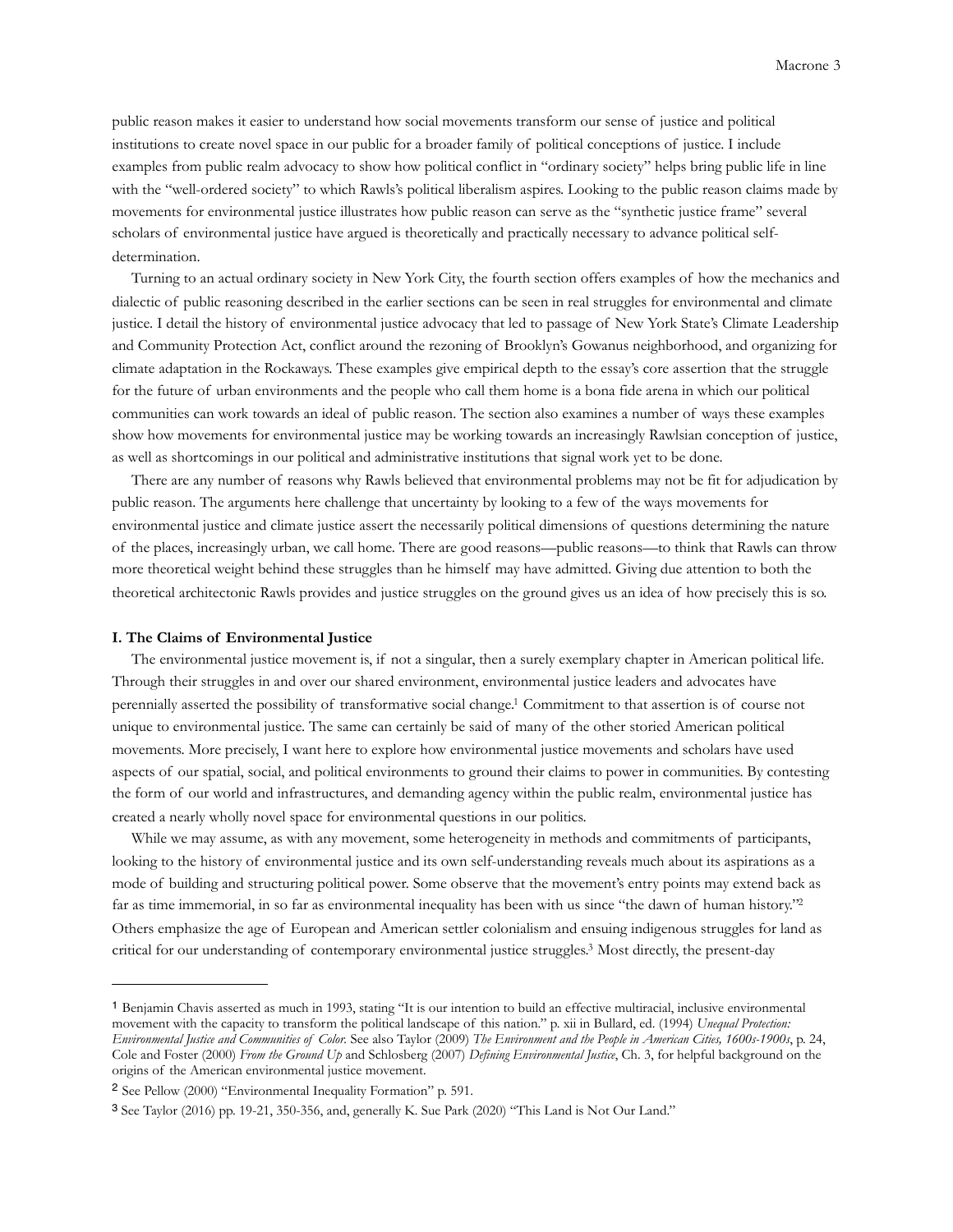public reason makes it easier to understand how social movements transform our sense of justice and political institutions to create novel space in our public for a broader family of political conceptions of justice. I include examples from public realm advocacy to show how political conflict in "ordinary society" helps bring public life in line with the "well-ordered society" to which Rawls's political liberalism aspires. Looking to the public reason claims made by movements for environmental justice illustrates how public reason can serve as the "synthetic justice frame" several scholars of environmental justice have argued is theoretically and practically necessary to advance political self-determination.

Turning to an actual ordinary society in New York City, the fourth section offers examples of how the mechanics and dialectic of public reasoning described in the earlier sections can be seen in real struggles for environmental and climate justice. I detail the history of environmental justice advocacy that led to passage of New York State's Climate Leadership and Community Protection Act, conflict around the rezoning of Brooklyn's Gowanus neighborhood, and organizing for climate adaptation in the Rockaways. These examples give empirical depth to the essay's core assertion that the struggle for the future of urban environments and the people who call them home is a bona fide arena in which our political communities can work towards an ideal of public reason. The section also examines a number of ways these examples show how movements for environmental justice may be working towards an increasingly Rawlsian conception of justice, as well as shortcomings in our political and administrative institutions that signal work yet to be done.

There are any number of reasons why Rawls believed that environmental problems may not be fit for adjudication by public reason. The arguments here challenge that uncertainty by looking to a few of the ways movements for environmental justice and climate justice assert the necessarily political dimensions of questions determining the nature of the places, increasingly urban, we call home. There are good reasons—public reasons—to think that Rawls can throw more theoretical weight behind these struggles than he himself may have admitted. Giving due attention to both the theoretical architectonic Rawls provides and justice struggles on the ground gives us an idea of how precisely this is so.

**I. The Claims of Environmental Justice**

The environmental justice movement is, if not a singular, then a surely exemplary chapter in American political life. Through their struggles in and over our shared environment, environmental justice leaders and advocates have perennially asserted the possibility of transformative social change.[1] Commitment to that assertion is of course not unique to environmental justice. The same can certainly be said of many of the other storied American political movements. More precisely, I want here to explore how environmental justice movements and scholars have used aspects of our spatial, social, and political environments to ground their claims to power in communities. By contesting the form of our world and infrastructures, and demanding agency within the public realm, environmental justice has created a nearly wholly novel space for environmental questions in our politics.

While we may assume, as with any movement, some heterogeneity in methods and commitments of participants, looking to the history of environmental justice and its own self-understanding reveals much about its aspirations as a mode of building and structuring political power. Some observe that the movement's entry points may extend back as far as time immemorial, in so far as environmental inequality has been with us since "the dawn of human history."[2] Others emphasize the age of European and American settler colonialism and ensuing indigenous struggles for land as critical for our understanding of contemporary environmental justice struggles.[3] Most directly, the present-day

---

[1] Benjamin Chavis asserted as much in 1993, stating "It is our intention to build an effective multiracial, inclusive environmental movement with the capacity to transform the political landscape of this nation." p. xii in Bullard, ed. (1994) *Unequal Protection: Environmental Justice and Communities of Color*. See also Taylor (2009) *The Environment and the People in American Cities, 1600s-1900s*, p. 24, Cole and Foster (2000) *From the Ground Up* and Schlosberg (2007) *Defining Environmental Justice*, Ch. 3, for helpful background on the origins of the American environmental justice movement.

[2] See Pellow (2000) "Environmental Inequality Formation" p. 591.

[3] See Taylor (2016) pp. 19-21, 350-356, and, generally K. Sue Park (2020) "This Land is Not Our Land."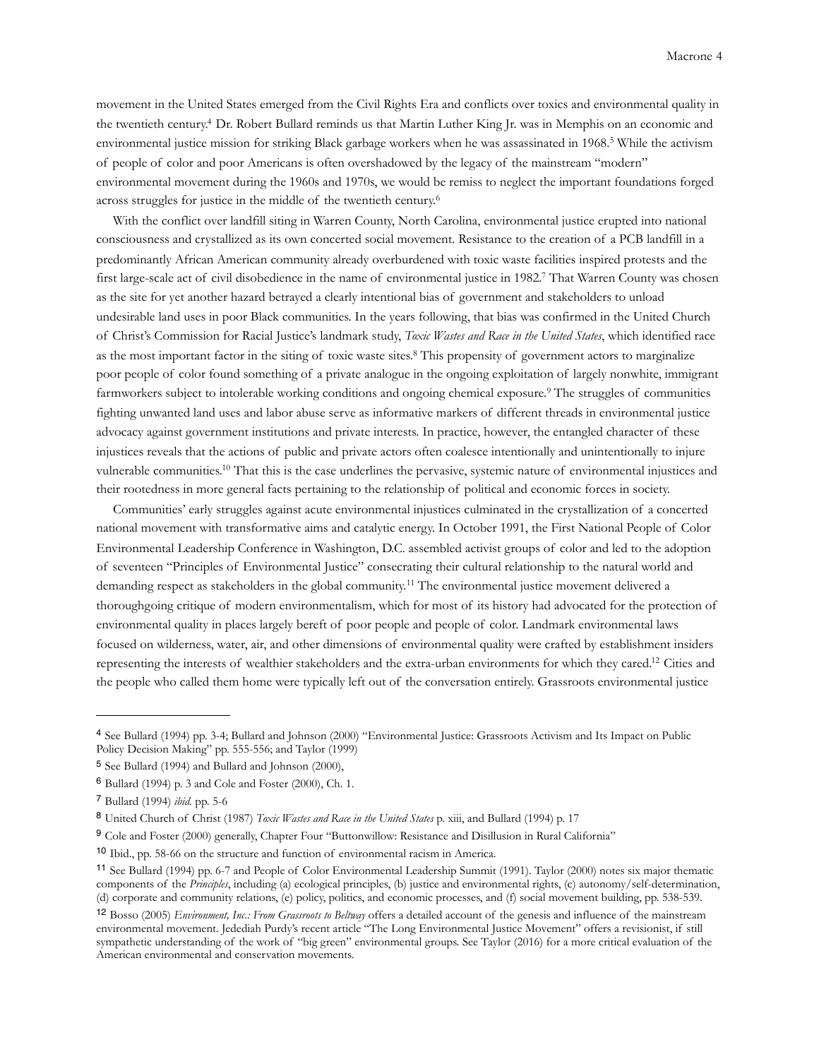movement in the United States emerged from the Civil Rights Era and conflicts over toxics and environmental quality in the twentieth century.[4] Dr. Robert Bullard reminds us that Martin Luther King Jr. was in Memphis on an economic and environmental justice mission for striking Black garbage workers when he was assassinated in 1968.[5] While the activism of people of color and poor Americans is often overshadowed by the legacy of the mainstream "modern" environmental movement during the 1960s and 1970s, we would be remiss to neglect the important foundations forged across struggles for justice in the middle of the twentieth century.[6]

With the conflict over landfill siting in Warren County, North Carolina, environmental justice erupted into national consciousness and crystallized as its own concerted social movement. Resistance to the creation of a PCB landfill in a predominantly African American community already overburdened with toxic waste facilities inspired protests and the first large-scale act of civil disobedience in the name of environmental justice in 1982.[7] That Warren County was chosen as the site for yet another hazard betrayed a clearly intentional bias of government and stakeholders to unload undesirable land uses in poor Black communities. In the years following, that bias was confirmed in the United Church of Christ's Commission for Racial Justice's landmark study, *Toxic Wastes and Race in the United States*, which identified race as the most important factor in the siting of toxic waste sites.[8] This propensity of government actors to marginalize poor people of color found something of a private analogue in the ongoing exploitation of largely nonwhite, immigrant farmworkers subject to intolerable working conditions and ongoing chemical exposure.[9] The struggles of communities fighting unwanted land uses and labor abuse serve as informative markers of different threads in environmental justice advocacy against government institutions and private interests. In practice, however, the entangled character of these injustices reveals that the actions of public and private actors often coalesce intentionally and unintentionally to injure vulnerable communities.[10] That this is the case underlines the pervasive, systemic nature of environmental injustices and their rootedness in more general facts pertaining to the relationship of political and economic forces in society.

Communities' early struggles against acute environmental injustices culminated in the crystallization of a concerted national movement with transformative aims and catalytic energy. In October 1991, the First National People of Color Environmental Leadership Conference in Washington, D.C. assembled activist groups of color and led to the adoption of seventeen "Principles of Environmental Justice" consecrating their cultural relationship to the natural world and demanding respect as stakeholders in the global community.[11] The environmental justice movement delivered a thoroughgoing critique of modern environmentalism, which for most of its history had advocated for the protection of environmental quality in places largely bereft of poor people and people of color. Landmark environmental laws focused on wilderness, water, air, and other dimensions of environmental quality were crafted by establishment insiders representing the interests of wealthier stakeholders and the extra-urban environments for which they cared.[12] Cities and the people who called them home were typically left out of the conversation entirely. Grassroots environmental justice

---

[4] See Bullard (1994) pp. 3-4; Bullard and Johnson (2000) "Environmental Justice: Grassroots Activism and Its Impact on Public Policy Decision Making" pp. 555-556; and Taylor (1999)

[5] See Bullard (1994) and Bullard and Johnson (2000),

[6] Bullard (1994) p. 3 and Cole and Foster (2000), Ch. 1.

[7] Bullard (1994) *ibid.* pp. 5-6

[8] United Church of Christ (1987) *Toxic Wastes and Race in the United States* p. xiii, and Bullard (1994) p. 17

[9] Cole and Foster (2000) generally, Chapter Four "Buttonwillow: Resistance and Disillusion in Rural California"

[10] Ibid., pp. 58-66 on the structure and function of environmental racism in America.

[11] See Bullard (1994) pp. 6-7 and People of Color Environmental Leadership Summit (1991). Taylor (2000) notes six major thematic components of the *Principles*, including (a) ecological principles, (b) justice and environmental rights, (c) autonomy/self-determination, (d) corporate and community relations, (e) policy, politics, and economic processes, and (f) social movement building, pp. 538-539.

[12] Bosso (2005) *Environment, Inc.: From Grassroots to Beltway* offers a detailed account of the genesis and influence of the mainstream environmental movement. Jedediah Purdy's recent article "The Long Environmental Justice Movement" offers a revisionist, if still sympathetic understanding of the work of "big green" environmental groups. See Taylor (2016) for a more critical evaluation of the American environmental and conservation movements.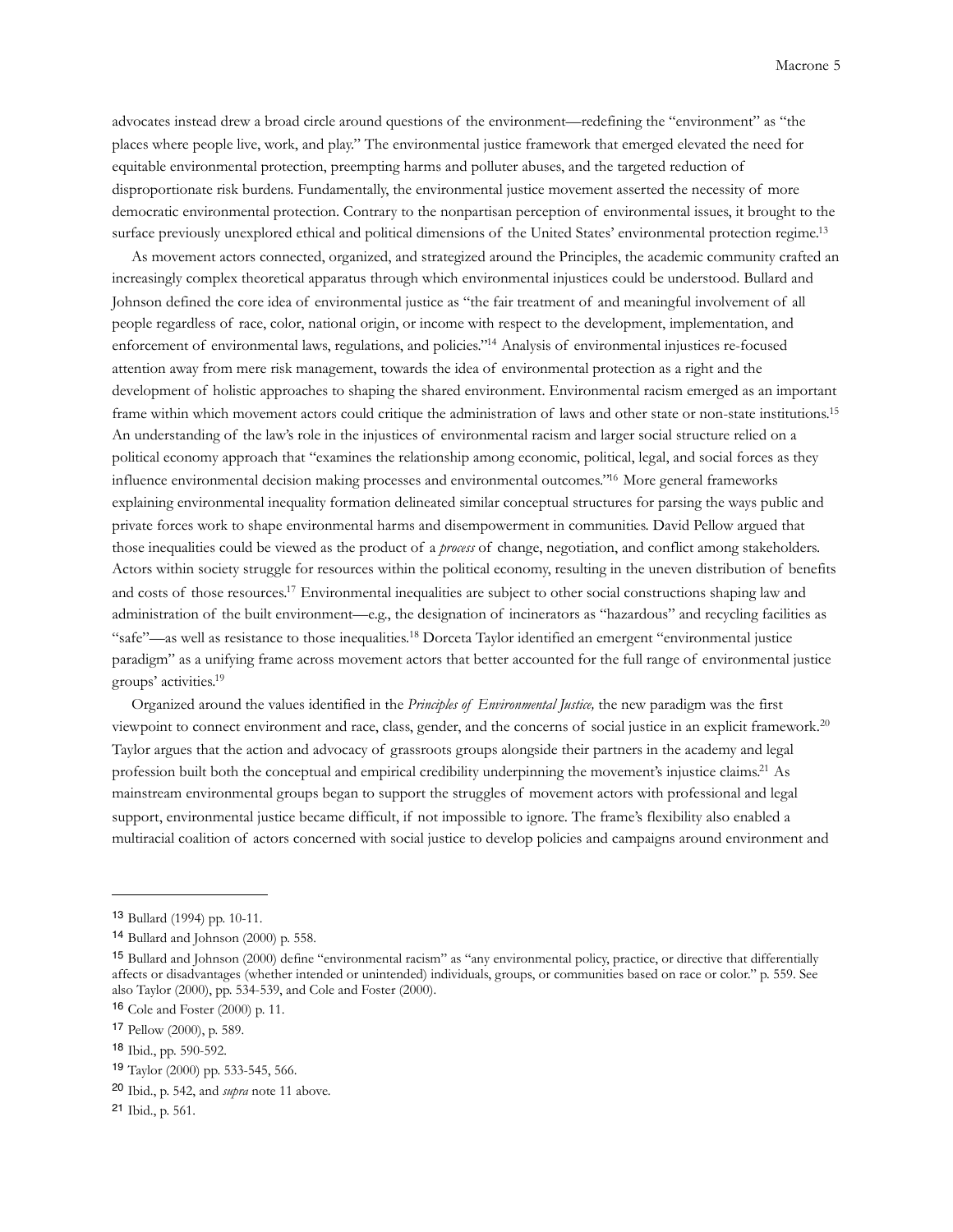advocates instead drew a broad circle around questions of the environment—redefining the "environment" as "the places where people live, work, and play." The environmental justice framework that emerged elevated the need for equitable environmental protection, preempting harms and polluter abuses, and the targeted reduction of disproportionate risk burdens. Fundamentally, the environmental justice movement asserted the necessity of more democratic environmental protection. Contrary to the nonpartisan perception of environmental issues, it brought to the surface previously unexplored ethical and political dimensions of the United States' environmental protection regime.[13]

As movement actors connected, organized, and strategized around the Principles, the academic community crafted an increasingly complex theoretical apparatus through which environmental injustices could be understood. Bullard and Johnson defined the core idea of environmental justice as "the fair treatment of and meaningful involvement of all people regardless of race, color, national origin, or income with respect to the development, implementation, and enforcement of environmental laws, regulations, and policies."[14] Analysis of environmental injustices re-focused attention away from mere risk management, towards the idea of environmental protection as a right and the development of holistic approaches to shaping the shared environment. Environmental racism emerged as an important frame within which movement actors could critique the administration of laws and other state or non-state institutions.[15] An understanding of the law's role in the injustices of environmental racism and larger social structure relied on a political economy approach that "examines the relationship among economic, political, legal, and social forces as they influence environmental decision making processes and environmental outcomes."[16] More general frameworks explaining environmental inequality formation delineated similar conceptual structures for parsing the ways public and private forces work to shape environmental harms and disempowerment in communities. David Pellow argued that those inequalities could be viewed as the product of a *process* of change, negotiation, and conflict among stakeholders. Actors within society struggle for resources within the political economy, resulting in the uneven distribution of benefits and costs of those resources.[17] Environmental inequalities are subject to other social constructions shaping law and administration of the built environment—e.g., the designation of incinerators as "hazardous" and recycling facilities as "safe"—as well as resistance to those inequalities.[18] Dorceta Taylor identified an emergent "environmental justice paradigm" as a unifying frame across movement actors that better accounted for the full range of environmental justice groups' activities.[19]

Organized around the values identified in the *Principles of Environmental Justice,* the new paradigm was the first viewpoint to connect environment and race, class, gender, and the concerns of social justice in an explicit framework.[20] Taylor argues that the action and advocacy of grassroots groups alongside their partners in the academy and legal profession built both the conceptual and empirical credibility underpinning the movement's injustice claims.[21] As mainstream environmental groups began to support the struggles of movement actors with professional and legal support, environmental justice became difficult, if not impossible to ignore. The frame's flexibility also enabled a multiracial coalition of actors concerned with social justice to develop policies and campaigns around environment and

---

[13] Bullard (1994) pp. 10-11.

[14] Bullard and Johnson (2000) p. 558.

[15] Bullard and Johnson (2000) define "environmental racism" as "any environmental policy, practice, or directive that differentially affects or disadvantages (whether intended or unintended) individuals, groups, or communities based on race or color." p. 559. See also Taylor (2000), pp. 534-539, and Cole and Foster (2000).

[16] Cole and Foster (2000) p. 11.

[17] Pellow (2000), p. 589.

[18] Ibid., pp. 590-592.

[19] Taylor (2000) pp. 533-545, 566.

[20] Ibid., p. 542, and *supra* note 11 above.

[21] Ibid., p. 561.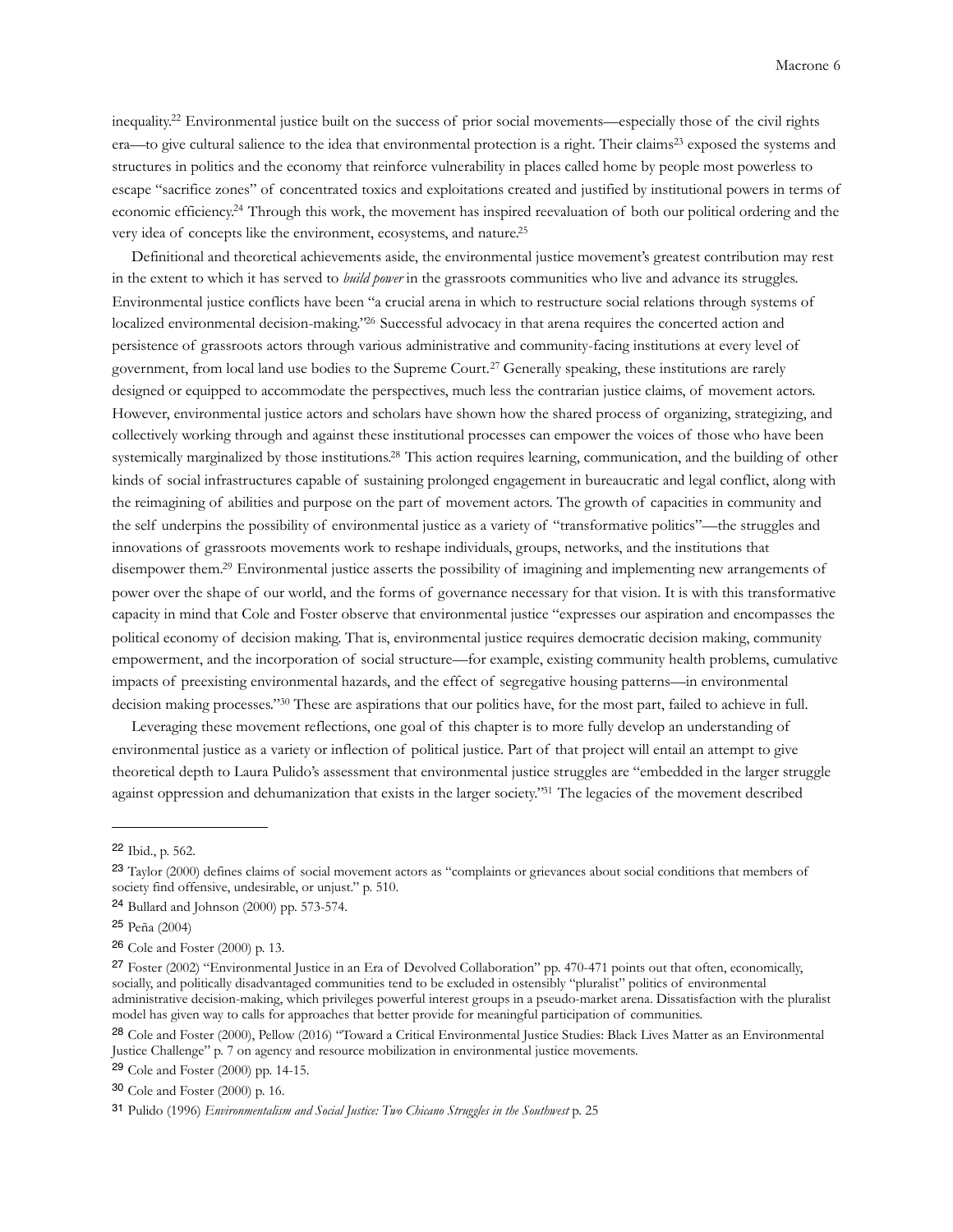inequality.[22] Environmental justice built on the success of prior social movements—especially those of the civil rights era—to give cultural salience to the idea that environmental protection is a right. Their claims[23] exposed the systems and structures in politics and the economy that reinforce vulnerability in places called home by people most powerless to escape "sacrifice zones" of concentrated toxics and exploitations created and justified by institutional powers in terms of economic efficiency.[24] Through this work, the movement has inspired reevaluation of both our political ordering and the very idea of concepts like the environment, ecosystems, and nature.[25]

Definitional and theoretical achievements aside, the environmental justice movement's greatest contribution may rest in the extent to which it has served to *build power* in the grassroots communities who live and advance its struggles. Environmental justice conflicts have been "a crucial arena in which to restructure social relations through systems of localized environmental decision-making."[26] Successful advocacy in that arena requires the concerted action and persistence of grassroots actors through various administrative and community-facing institutions at every level of government, from local land use bodies to the Supreme Court.[27] Generally speaking, these institutions are rarely designed or equipped to accommodate the perspectives, much less the contrarian justice claims, of movement actors. However, environmental justice actors and scholars have shown how the shared process of organizing, strategizing, and collectively working through and against these institutional processes can empower the voices of those who have been systemically marginalized by those institutions.[28] This action requires learning, communication, and the building of other kinds of social infrastructures capable of sustaining prolonged engagement in bureaucratic and legal conflict, along with the reimagining of abilities and purpose on the part of movement actors. The growth of capacities in community and the self underpins the possibility of environmental justice as a variety of "transformative politics"—the struggles and innovations of grassroots movements work to reshape individuals, groups, networks, and the institutions that disempower them.[29] Environmental justice asserts the possibility of imagining and implementing new arrangements of power over the shape of our world, and the forms of governance necessary for that vision. It is with this transformative capacity in mind that Cole and Foster observe that environmental justice "expresses our aspiration and encompasses the political economy of decision making. That is, environmental justice requires democratic decision making, community empowerment, and the incorporation of social structure—for example, existing community health problems, cumulative impacts of preexisting environmental hazards, and the effect of segregative housing patterns—in environmental decision making processes."[30] These are aspirations that our politics have, for the most part, failed to achieve in full.

Leveraging these movement reflections, one goal of this chapter is to more fully develop an understanding of environmental justice as a variety or inflection of political justice. Part of that project will entail an attempt to give theoretical depth to Laura Pulido's assessment that environmental justice struggles are "embedded in the larger struggle against oppression and dehumanization that exists in the larger society."[31] The legacies of the movement described

---

[22] Ibid., p. 562.

[23] Taylor (2000) defines claims of social movement actors as "complaints or grievances about social conditions that members of society find offensive, undesirable, or unjust." p. 510.

[24] Bullard and Johnson (2000) pp. 573-574.

[25] Peña (2004)

[26] Cole and Foster (2000) p. 13.

[27] Foster (2002) "Environmental Justice in an Era of Devolved Collaboration" pp. 470-471 points out that often, economically, socially, and politically disadvantaged communities tend to be excluded in ostensibly "pluralist" politics of environmental administrative decision-making, which privileges powerful interest groups in a pseudo-market arena. Dissatisfaction with the pluralist model has given way to calls for approaches that better provide for meaningful participation of communities.

[28] Cole and Foster (2000), Pellow (2016) "Toward a Critical Environmental Justice Studies: Black Lives Matter as an Environmental Justice Challenge" p. 7 on agency and resource mobilization in environmental justice movements.

[29] Cole and Foster (2000) pp. 14-15.

[30] Cole and Foster (2000) p. 16.

[31] Pulido (1996) *Environmentalism and Social Justice: Two Chicano Struggles in the Southwest* p. 25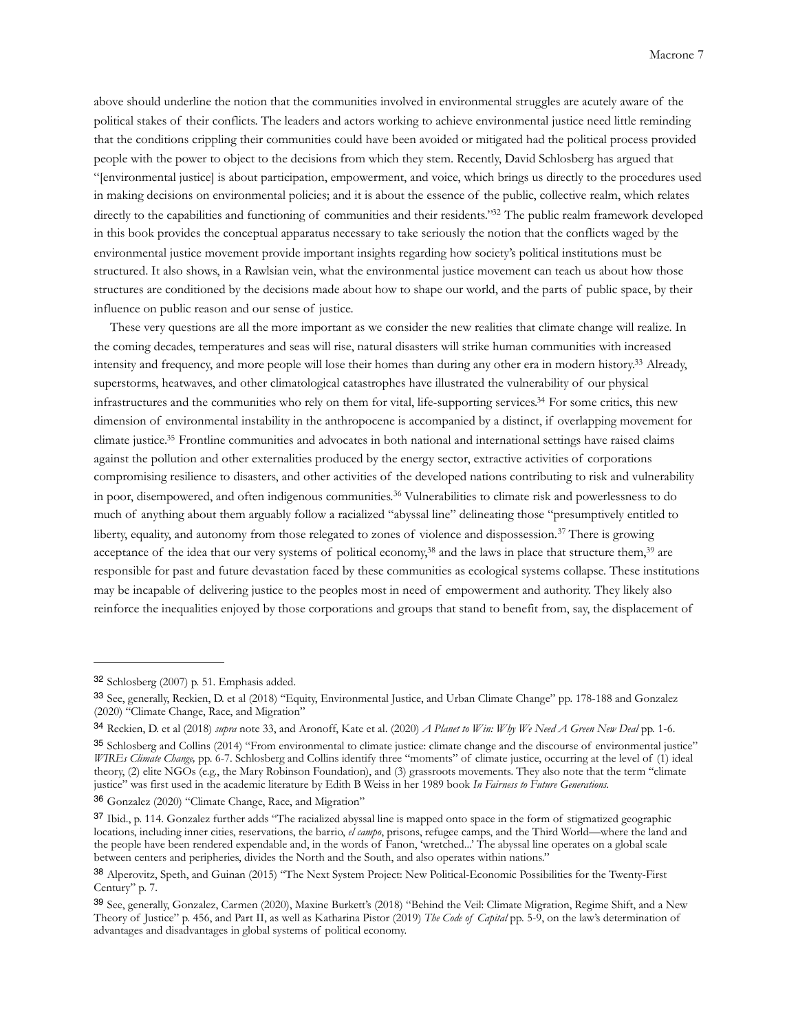above should underline the notion that the communities involved in environmental struggles are acutely aware of the political stakes of their conflicts. The leaders and actors working to achieve environmental justice need little reminding that the conditions crippling their communities could have been avoided or mitigated had the political process provided people with the power to object to the decisions from which they stem. Recently, David Schlosberg has argued that "[environmental justice] is about participation, empowerment, and voice, which brings us directly to the procedures used in making decisions on environmental policies; and it is about the essence of the public, collective realm, which relates directly to the capabilities and functioning of communities and their residents."[32] The public realm framework developed in this book provides the conceptual apparatus necessary to take seriously the notion that the conflicts waged by the environmental justice movement provide important insights regarding how society's political institutions must be structured. It also shows, in a Rawlsian vein, what the environmental justice movement can teach us about how those structures are conditioned by the decisions made about how to shape our world, and the parts of public space, by their influence on public reason and our sense of justice.

These very questions are all the more important as we consider the new realities that climate change will realize. In the coming decades, temperatures and seas will rise, natural disasters will strike human communities with increased intensity and frequency, and more people will lose their homes than during any other era in modern history.[33] Already, superstorms, heatwaves, and other climatological catastrophes have illustrated the vulnerability of our physical infrastructures and the communities who rely on them for vital, life-supporting services.[34] For some critics, this new dimension of environmental instability in the anthropocene is accompanied by a distinct, if overlapping movement for climate justice.[35] Frontline communities and advocates in both national and international settings have raised claims against the pollution and other externalities produced by the energy sector, extractive activities of corporations compromising resilience to disasters, and other activities of the developed nations contributing to risk and vulnerability in poor, disempowered, and often indigenous communities.[36] Vulnerabilities to climate risk and powerlessness to do much of anything about them arguably follow a racialized "abyssal line" delineating those "presumptively entitled to liberty, equality, and autonomy from those relegated to zones of violence and dispossession.[37] There is growing acceptance of the idea that our very systems of political economy,[38] and the laws in place that structure them,[39] are responsible for past and future devastation faced by these communities as ecological systems collapse. These institutions may be incapable of delivering justice to the peoples most in need of empowerment and authority. They likely also reinforce the inequalities enjoyed by those corporations and groups that stand to benefit from, say, the displacement of

---

[32] Schlosberg (2007) p. 51. Emphasis added.

[33] See, generally, Reckien, D. et al (2018) "Equity, Environmental Justice, and Urban Climate Change" pp. 178-188 and Gonzalez (2020) "Climate Change, Race, and Migration"

[34] Reckien, D. et al (2018) *supra* note 33, and Aronoff, Kate et al. (2020) *A Planet to Win: Why We Need A Green New Deal* pp. 1-6.

[35] Schlosberg and Collins (2014) "From environmental to climate justice: climate change and the discourse of environmental justice" *WIREs Climate Change,* pp. 6-7. Schlosberg and Collins identify three "moments" of climate justice, occurring at the level of (1) ideal theory, (2) elite NGOs (e.g., the Mary Robinson Foundation), and (3) grassroots movements. They also note that the term "climate justice" was first used in the academic literature by Edith B Weiss in her 1989 book *In Fairness to Future Generations.*

[36] Gonzalez (2020) "Climate Change, Race, and Migration"

[37] Ibid., p. 114. Gonzalez further adds "The racialized abyssal line is mapped onto space in the form of stigmatized geographic locations, including inner cities, reservations, the barrio, *el campo*, prisons, refugee camps, and the Third World—where the land and the people have been rendered expendable and, in the words of Fanon, 'wretched...' The abyssal line operates on a global scale between centers and peripheries, divides the North and the South, and also operates within nations."

[38] Alperovitz, Speth, and Guinan (2015) "The Next System Project: New Political-Economic Possibilities for the Twenty-First Century" p. 7.

[39] See, generally, Gonzalez, Carmen (2020), Maxine Burkett's (2018) "Behind the Veil: Climate Migration, Regime Shift, and a New Theory of Justice" p. 456, and Part II, as well as Katharina Pistor (2019) *The Code of Capital* pp. 5-9, on the law's determination of advantages and disadvantages in global systems of political economy.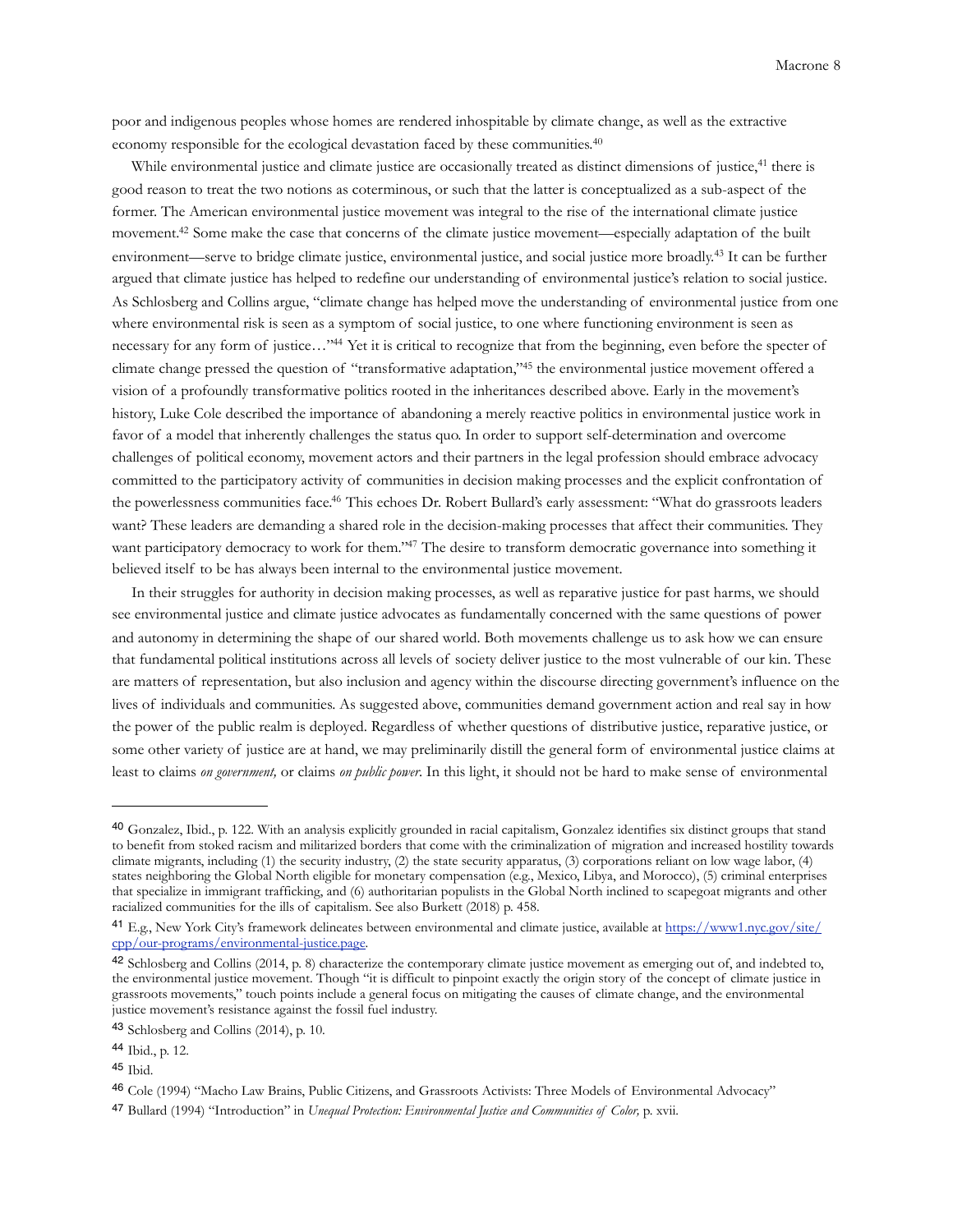poor and indigenous peoples whose homes are rendered inhospitable by climate change, as well as the extractive economy responsible for the ecological devastation faced by these communities.[40]

While environmental justice and climate justice are occasionally treated as distinct dimensions of justice,[41] there is good reason to treat the two notions as coterminous, or such that the latter is conceptualized as a sub-aspect of the former. The American environmental justice movement was integral to the rise of the international climate justice movement.[42] Some make the case that concerns of the climate justice movement—especially adaptation of the built environment—serve to bridge climate justice, environmental justice, and social justice more broadly.[43] It can be further argued that climate justice has helped to redefine our understanding of environmental justice's relation to social justice. As Schlosberg and Collins argue, "climate change has helped move the understanding of environmental justice from one where environmental risk is seen as a symptom of social justice, to one where functioning environment is seen as necessary for any form of justice…"[44] Yet it is critical to recognize that from the beginning, even before the specter of climate change pressed the question of "transformative adaptation,"[45] the environmental justice movement offered a vision of a profoundly transformative politics rooted in the inheritances described above. Early in the movement's history, Luke Cole described the importance of abandoning a merely reactive politics in environmental justice work in favor of a model that inherently challenges the status quo. In order to support self-determination and overcome challenges of political economy, movement actors and their partners in the legal profession should embrace advocacy committed to the participatory activity of communities in decision making processes and the explicit confrontation of the powerlessness communities face.[46] This echoes Dr. Robert Bullard's early assessment: "What do grassroots leaders want? These leaders are demanding a shared role in the decision-making processes that affect their communities. They want participatory democracy to work for them."[47] The desire to transform democratic governance into something it believed itself to be has always been internal to the environmental justice movement.

In their struggles for authority in decision making processes, as well as reparative justice for past harms, we should see environmental justice and climate justice advocates as fundamentally concerned with the same questions of power and autonomy in determining the shape of our shared world. Both movements challenge us to ask how we can ensure that fundamental political institutions across all levels of society deliver justice to the most vulnerable of our kin. These are matters of representation, but also inclusion and agency within the discourse directing government's influence on the lives of individuals and communities. As suggested above, communities demand government action and real say in how the power of the public realm is deployed. Regardless of whether questions of distributive justice, reparative justice, or some other variety of justice are at hand, we may preliminarily distill the general form of environmental justice claims at least to claims *on government,* or claims *on public power*. In this light, it should not be hard to make sense of environmental

---

[40] Gonzalez, Ibid., p. 122. With an analysis explicitly grounded in racial capitalism, Gonzalez identifies six distinct groups that stand to benefit from stoked racism and militarized borders that come with the criminalization of migration and increased hostility towards climate migrants, including (1) the security industry, (2) the state security apparatus, (3) corporations reliant on low wage labor, (4) states neighboring the Global North eligible for monetary compensation (e.g., Mexico, Libya, and Morocco), (5) criminal enterprises that specialize in immigrant trafficking, and (6) authoritarian populists in the Global North inclined to scapegoat migrants and other racialized communities for the ills of capitalism. See also Burkett (2018) p. 458.

[41] E.g., New York City's framework delineates between environmental and climate justice, available at https://www1.nyc.gov/site/cpp/our-programs/environmental-justice.page.

[42] Schlosberg and Collins (2014, p. 8) characterize the contemporary climate justice movement as emerging out of, and indebted to, the environmental justice movement. Though "it is difficult to pinpoint exactly the origin story of the concept of climate justice in grassroots movements," touch points include a general focus on mitigating the causes of climate change, and the environmental justice movement's resistance against the fossil fuel industry.

[43] Schlosberg and Collins (2014), p. 10.

[44] Ibid., p. 12.

[45] Ibid.

[46] Cole (1994) "Macho Law Brains, Public Citizens, and Grassroots Activists: Three Models of Environmental Advocacy"

[47] Bullard (1994) "Introduction" in *Unequal Protection: Environmental Justice and Communities of Color,* p. xvii.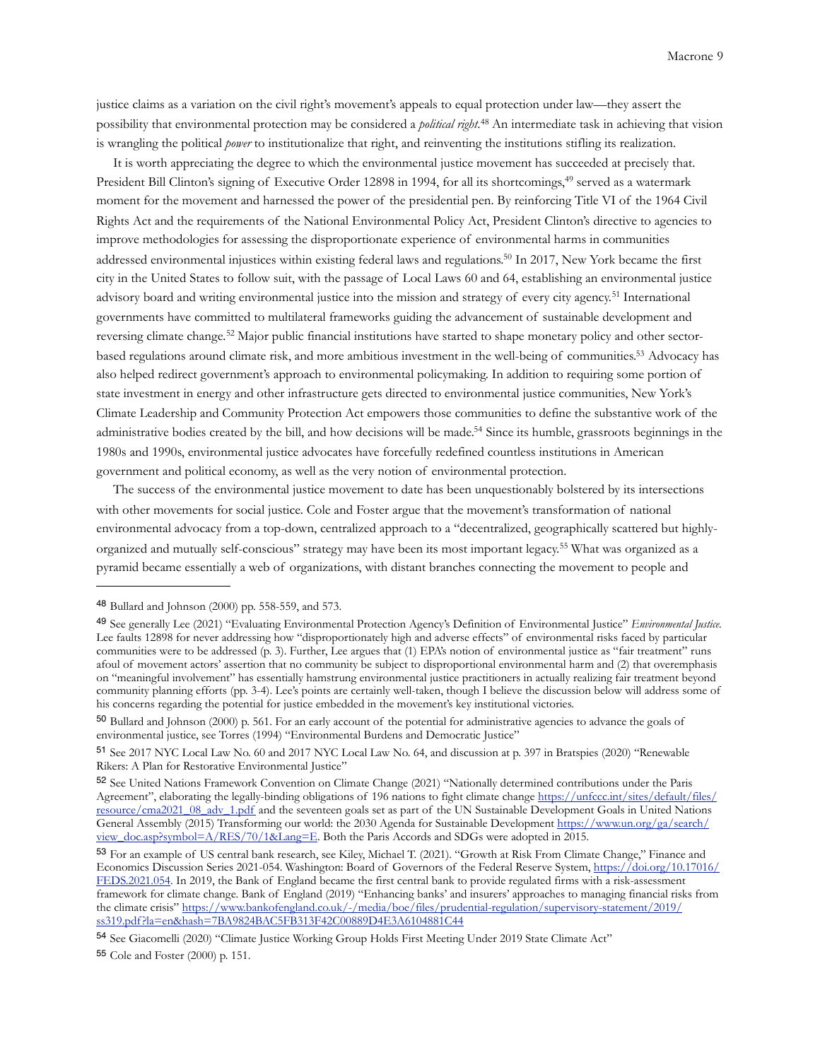justice claims as a variation on the civil right's movement's appeals to equal protection under law—they assert the possibility that environmental protection may be considered a *political right*.[48] An intermediate task in achieving that vision is wrangling the political *power* to institutionalize that right, and reinventing the institutions stifling its realization.

It is worth appreciating the degree to which the environmental justice movement has succeeded at precisely that. President Bill Clinton's signing of Executive Order 12898 in 1994, for all its shortcomings,[49] served as a watermark moment for the movement and harnessed the power of the presidential pen. By reinforcing Title VI of the 1964 Civil Rights Act and the requirements of the National Environmental Policy Act, President Clinton's directive to agencies to improve methodologies for assessing the disproportionate experience of environmental harms in communities addressed environmental injustices within existing federal laws and regulations.[50] In 2017, New York became the first city in the United States to follow suit, with the passage of Local Laws 60 and 64, establishing an environmental justice advisory board and writing environmental justice into the mission and strategy of every city agency.[51] International governments have committed to multilateral frameworks guiding the advancement of sustainable development and reversing climate change.[52] Major public financial institutions have started to shape monetary policy and other sector-based regulations around climate risk, and more ambitious investment in the well-being of communities.[53] Advocacy has also helped redirect government's approach to environmental policymaking. In addition to requiring some portion of state investment in energy and other infrastructure gets directed to environmental justice communities, New York's Climate Leadership and Community Protection Act empowers those communities to define the substantive work of the administrative bodies created by the bill, and how decisions will be made.[54] Since its humble, grassroots beginnings in the 1980s and 1990s, environmental justice advocates have forcefully redefined countless institutions in American government and political economy, as well as the very notion of environmental protection.

The success of the environmental justice movement to date has been unquestionably bolstered by its intersections with other movements for social justice. Cole and Foster argue that the movement's transformation of national environmental advocacy from a top-down, centralized approach to a "decentralized, geographically scattered but highly-organized and mutually self-conscious" strategy may have been its most important legacy.[55] What was organized as a pyramid became essentially a web of organizations, with distant branches connecting the movement to people and

---

[48] Bullard and Johnson (2000) pp. 558-559, and 573.

[49] See generally Lee (2021) "Evaluating Environmental Protection Agency's Definition of Environmental Justice" *Environmental Justice*. Lee faults 12898 for never addressing how "disproportionately high and adverse effects" of environmental risks faced by particular communities were to be addressed (p. 3). Further, Lee argues that (1) EPA's notion of environmental justice as "fair treatment" runs afoul of movement actors' assertion that no community be subject to disproportional environmental harm and (2) that overemphasis on "meaningful involvement" has essentially hamstrung environmental justice practitioners in actually realizing fair treatment beyond community planning efforts (pp. 3-4). Lee's points are certainly well-taken, though I believe the discussion below will address some of his concerns regarding the potential for justice embedded in the movement's key institutional victories.

[50] Bullard and Johnson (2000) p. 561. For an early account of the potential for administrative agencies to advance the goals of environmental justice, see Torres (1994) "Environmental Burdens and Democratic Justice"

[51] See 2017 NYC Local Law No. 60 and 2017 NYC Local Law No. 64, and discussion at p. 397 in Bratspies (2020) "Renewable Rikers: A Plan for Restorative Environmental Justice"

[52] See United Nations Framework Convention on Climate Change (2021) "Nationally determined contributions under the Paris Agreement", elaborating the legally-binding obligations of 196 nations to fight climate change https://unfccc.int/sites/default/files/resource/cma2021_08_adv_1.pdf and the seventeen goals set as part of the UN Sustainable Development Goals in United Nations General Assembly (2015) Transforming our world: the 2030 Agenda for Sustainable Development https://www.un.org/ga/search/view_doc.asp?symbol=A/RES/70/1&Lang=E. Both the Paris Accords and SDGs were adopted in 2015.

[53] For an example of US central bank research, see Kiley, Michael T. (2021). "Growth at Risk From Climate Change," Finance and Economics Discussion Series 2021-054. Washington: Board of Governors of the Federal Reserve System, https://doi.org/10.17016/FEDS.2021.054. In 2019, the Bank of England became the first central bank to provide regulated firms with a risk-assessment framework for climate change. Bank of England (2019) "Enhancing banks' and insurers' approaches to managing financial risks from the climate crisis" https://www.bankofengland.co.uk/-/media/boe/files/prudential-regulation/supervisory-statement/2019/ss319.pdf?la=en&hash=7BA9824BAC5FB313F42C00889D4E3A6104881C44

[54] See Giacomelli (2020) "Climate Justice Working Group Holds First Meeting Under 2019 State Climate Act"

[55] Cole and Foster (2000) p. 151.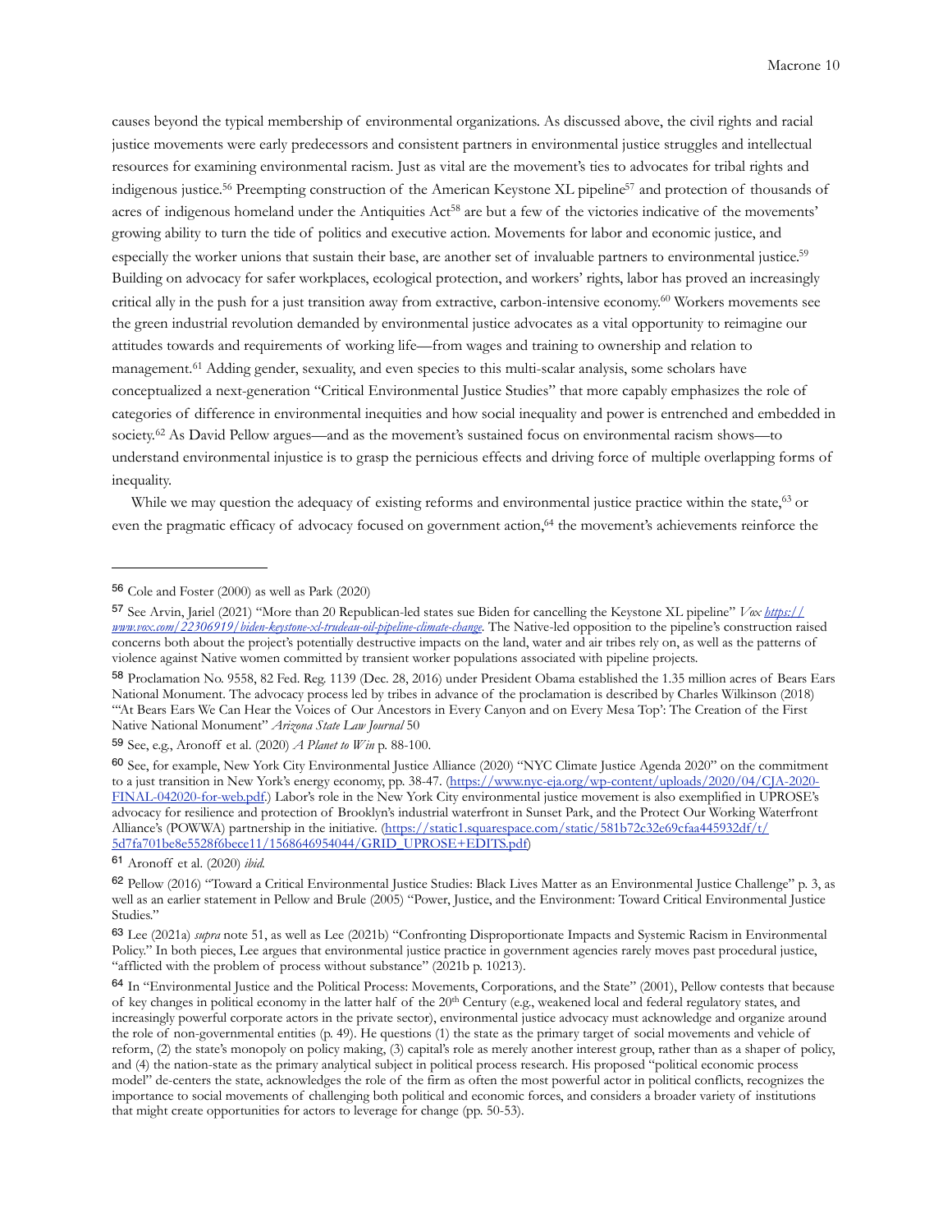causes beyond the typical membership of environmental organizations. As discussed above, the civil rights and racial justice movements were early predecessors and consistent partners in environmental justice struggles and intellectual resources for examining environmental racism. Just as vital are the movement's ties to advocates for tribal rights and indigenous justice.[56] Preempting construction of the American Keystone XL pipeline[57] and protection of thousands of acres of indigenous homeland under the Antiquities Act[58] are but a few of the victories indicative of the movements' growing ability to turn the tide of politics and executive action. Movements for labor and economic justice, and especially the worker unions that sustain their base, are another set of invaluable partners to environmental justice.[59] Building on advocacy for safer workplaces, ecological protection, and workers' rights, labor has proved an increasingly critical ally in the push for a just transition away from extractive, carbon-intensive economy.[60] Workers movements see the green industrial revolution demanded by environmental justice advocates as a vital opportunity to reimagine our attitudes towards and requirements of working life—from wages and training to ownership and relation to management.[61] Adding gender, sexuality, and even species to this multi-scalar analysis, some scholars have conceptualized a next-generation "Critical Environmental Justice Studies" that more capably emphasizes the role of categories of difference in environmental inequities and how social inequality and power is entrenched and embedded in society.[62] As David Pellow argues—and as the movement's sustained focus on environmental racism shows—to understand environmental injustice is to grasp the pernicious effects and driving force of multiple overlapping forms of inequality.

While we may question the adequacy of existing reforms and environmental justice practice within the state,[63] or even the pragmatic efficacy of advocacy focused on government action,[64] the movement's achievements reinforce the

---

[56] Cole and Foster (2000) as well as Park (2020)

[57] See Arvin, Jariel (2021) "More than 20 Republican-led states sue Biden for cancelling the Keystone XL pipeline" *Vox* *https://www.vox.com/22306919/biden-keystone-xl-trudeau-oil-pipeline-climate-change*. The Native-led opposition to the pipeline's construction raised concerns both about the project's potentially destructive impacts on the land, water and air tribes rely on, as well as the patterns of violence against Native women committed by transient worker populations associated with pipeline projects.

[58] Proclamation No. 9558, 82 Fed. Reg. 1139 (Dec. 28, 2016) under President Obama established the 1.35 million acres of Bears Ears National Monument. The advocacy process led by tribes in advance of the proclamation is described by Charles Wilkinson (2018) "'At Bears Ears We Can Hear the Voices of Our Ancestors in Every Canyon and on Every Mesa Top': The Creation of the First Native National Monument" *Arizona State Law Journal* 50

[59] See, e.g., Aronoff et al. (2020) *A Planet to Win* p. 88-100.

[60] See, for example, New York City Environmental Justice Alliance (2020) "NYC Climate Justice Agenda 2020" on the commitment to a just transition in New York's energy economy, pp. 38-47. (https://www.nyc-eja.org/wp-content/uploads/2020/04/CJA-2020-FINAL-042020-for-web.pdf.) Labor's role in the New York City environmental justice movement is also exemplified in UPROSE's advocacy for resilience and protection of Brooklyn's industrial waterfront in Sunset Park, and the Protect Our Working Waterfront Alliance's (POWWA) partnership in the initiative. (https://static1.squarespace.com/static/581b72c32e69cfaa445932df/t/5d7fa701be8e5528f6bece11/1568646954044/GRID_UPROSE+EDITS.pdf)

[61] Aronoff et al. (2020) *ibid.*

[62] Pellow (2016) "Toward a Critical Environmental Justice Studies: Black Lives Matter as an Environmental Justice Challenge" p. 3, as well as an earlier statement in Pellow and Brule (2005) "Power, Justice, and the Environment: Toward Critical Environmental Justice Studies."

[63] Lee (2021a) *supra* note 51, as well as Lee (2021b) "Confronting Disproportionate Impacts and Systemic Racism in Environmental Policy." In both pieces, Lee argues that environmental justice practice in government agencies rarely moves past procedural justice, "afflicted with the problem of process without substance" (2021b p. 10213).

[64] In "Environmental Justice and the Political Process: Movements, Corporations, and the State" (2001), Pellow contests that because of key changes in political economy in the latter half of the 20th Century (e.g., weakened local and federal regulatory states, and increasingly powerful corporate actors in the private sector), environmental justice advocacy must acknowledge and organize around the role of non-governmental entities (p. 49). He questions (1) the state as the primary target of social movements and vehicle of reform, (2) the state's monopoly on policy making, (3) capital's role as merely another interest group, rather than as a shaper of policy, and (4) the nation-state as the primary analytical subject in political process research. His proposed "political economic process model" de-centers the state, acknowledges the role of the firm as often the most powerful actor in political conflicts, recognizes the importance to social movements of challenging both political and economic forces, and considers a broader variety of institutions that might create opportunities for actors to leverage for change (pp. 50-53).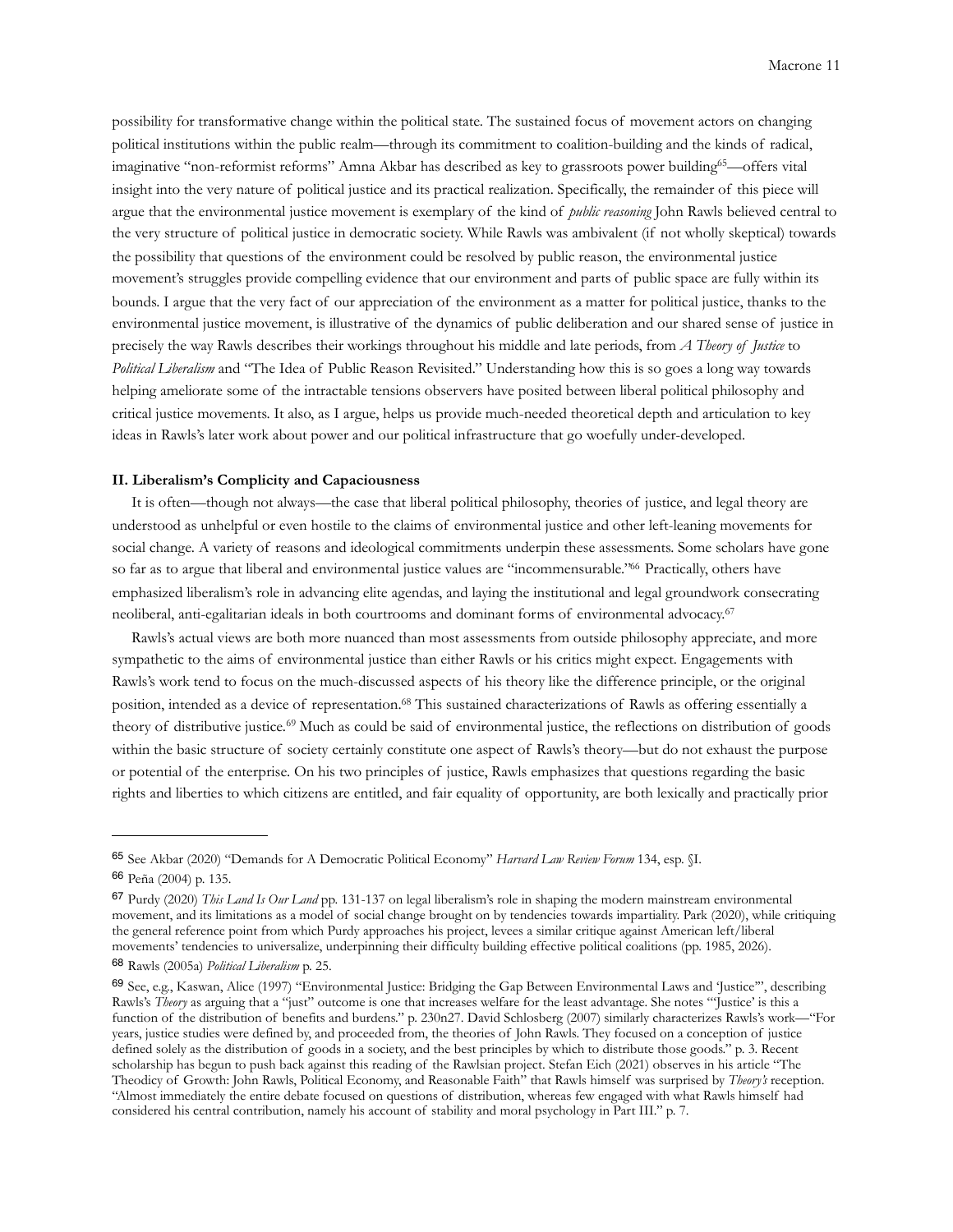possibility for transformative change within the political state. The sustained focus of movement actors on changing political institutions within the public realm—through its commitment to coalition-building and the kinds of radical, imaginative "non-reformist reforms" Amna Akbar has described as key to grassroots power building[65]—offers vital insight into the very nature of political justice and its practical realization. Specifically, the remainder of this piece will argue that the environmental justice movement is exemplary of the kind of *public reasoning* John Rawls believed central to the very structure of political justice in democratic society. While Rawls was ambivalent (if not wholly skeptical) towards the possibility that questions of the environment could be resolved by public reason, the environmental justice movement's struggles provide compelling evidence that our environment and parts of public space are fully within its bounds. I argue that the very fact of our appreciation of the environment as a matter for political justice, thanks to the environmental justice movement, is illustrative of the dynamics of public deliberation and our shared sense of justice in precisely the way Rawls describes their workings throughout his middle and late periods, from *A Theory of Justice* to *Political Liberalism* and "The Idea of Public Reason Revisited." Understanding how this is so goes a long way towards helping ameliorate some of the intractable tensions observers have posited between liberal political philosophy and critical justice movements. It also, as I argue, helps us provide much-needed theoretical depth and articulation to key ideas in Rawls's later work about power and our political infrastructure that go woefully under-developed.

**II. Liberalism's Complicity and Capaciousness**

It is often—though not always—the case that liberal political philosophy, theories of justice, and legal theory are understood as unhelpful or even hostile to the claims of environmental justice and other left-leaning movements for social change. A variety of reasons and ideological commitments underpin these assessments. Some scholars have gone so far as to argue that liberal and environmental justice values are "incommensurable."[66] Practically, others have emphasized liberalism's role in advancing elite agendas, and laying the institutional and legal groundwork consecrating neoliberal, anti-egalitarian ideals in both courtrooms and dominant forms of environmental advocacy.[67]

Rawls's actual views are both more nuanced than most assessments from outside philosophy appreciate, and more sympathetic to the aims of environmental justice than either Rawls or his critics might expect. Engagements with Rawls's work tend to focus on the much-discussed aspects of his theory like the difference principle, or the original position, intended as a device of representation.[68] This sustained characterizations of Rawls as offering essentially a theory of distributive justice.[69] Much as could be said of environmental justice, the reflections on distribution of goods within the basic structure of society certainly constitute one aspect of Rawls's theory—but do not exhaust the purpose or potential of the enterprise. On his two principles of justice, Rawls emphasizes that questions regarding the basic rights and liberties to which citizens are entitled, and fair equality of opportunity, are both lexically and practically prior

---

[65] See Akbar (2020) "Demands for A Democratic Political Economy" *Harvard Law Review Forum* 134, esp. §I.

[66] Peña (2004) p. 135.

[67] Purdy (2020) *This Land Is Our Land* pp. 131-137 on legal liberalism's role in shaping the modern mainstream environmental movement, and its limitations as a model of social change brought on by tendencies towards impartiality. Park (2020), while critiquing the general reference point from which Purdy approaches his project, levees a similar critique against American left/liberal movements' tendencies to universalize, underpinning their difficulty building effective political coalitions (pp. 1985, 2026).

[68] Rawls (2005a) *Political Liberalism* p. 25.

[69] See, e.g., Kaswan, Alice (1997) "Environmental Justice: Bridging the Gap Between Environmental Laws and 'Justice'", describing Rawls's *Theory* as arguing that a "just" outcome is one that increases welfare for the least advantage. She notes "'Justice' is this a function of the distribution of benefits and burdens." p. 230n27. David Schlosberg (2007) similarly characterizes Rawls's work—"For years, justice studies were defined by, and proceeded from, the theories of John Rawls. They focused on a conception of justice defined solely as the distribution of goods in a society, and the best principles by which to distribute those goods." p. 3. Recent scholarship has begun to push back against this reading of the Rawlsian project. Stefan Eich (2021) observes in his article "The Theodicy of Growth: John Rawls, Political Economy, and Reasonable Faith" that Rawls himself was surprised by *Theory's* reception. "Almost immediately the entire debate focused on questions of distribution, whereas few engaged with what Rawls himself had considered his central contribution, namely his account of stability and moral psychology in Part III." p. 7.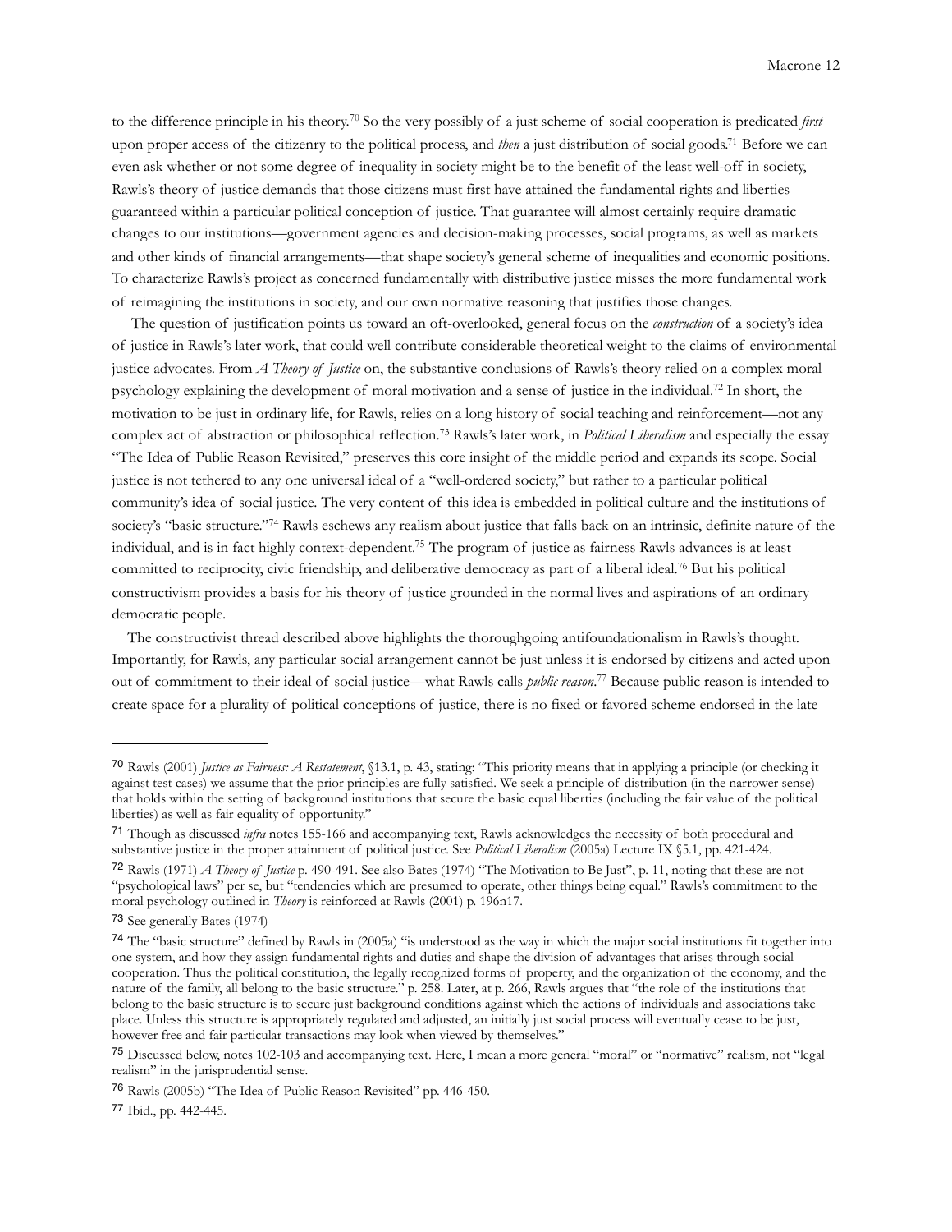to the difference principle in his theory.[70] So the very possibly of a just scheme of social cooperation is predicated *first* upon proper access of the citizenry to the political process, and *then* a just distribution of social goods.[71] Before we can even ask whether or not some degree of inequality in society might be to the benefit of the least well-off in society, Rawls's theory of justice demands that those citizens must first have attained the fundamental rights and liberties guaranteed within a particular political conception of justice. That guarantee will almost certainly require dramatic changes to our institutions—government agencies and decision-making processes, social programs, as well as markets and other kinds of financial arrangements—that shape society's general scheme of inequalities and economic positions. To characterize Rawls's project as concerned fundamentally with distributive justice misses the more fundamental work of reimagining the institutions in society, and our own normative reasoning that justifies those changes.

The question of justification points us toward an oft-overlooked, general focus on the *construction* of a society's idea of justice in Rawls's later work, that could well contribute considerable theoretical weight to the claims of environmental justice advocates. From *A Theory of Justice* on, the substantive conclusions of Rawls's theory relied on a complex moral psychology explaining the development of moral motivation and a sense of justice in the individual.[72] In short, the motivation to be just in ordinary life, for Rawls, relies on a long history of social teaching and reinforcement—not any complex act of abstraction or philosophical reflection.[73] Rawls's later work, in *Political Liberalism* and especially the essay "The Idea of Public Reason Revisited," preserves this core insight of the middle period and expands its scope. Social justice is not tethered to any one universal ideal of a "well-ordered society," but rather to a particular political community's idea of social justice. The very content of this idea is embedded in political culture and the institutions of society's "basic structure."[74] Rawls eschews any realism about justice that falls back on an intrinsic, definite nature of the individual, and is in fact highly context-dependent.[75] The program of justice as fairness Rawls advances is at least committed to reciprocity, civic friendship, and deliberative democracy as part of a liberal ideal.[76] But his political constructivism provides a basis for his theory of justice grounded in the normal lives and aspirations of an ordinary democratic people.

The constructivist thread described above highlights the thoroughgoing antifoundationalism in Rawls's thought. Importantly, for Rawls, any particular social arrangement cannot be just unless it is endorsed by citizens and acted upon out of commitment to their ideal of social justice—what Rawls calls *public reason*.[77] Because public reason is intended to create space for a plurality of political conceptions of justice, there is no fixed or favored scheme endorsed in the late

---

[70] Rawls (2001) *Justice as Fairness: A Restatement*, §13.1, p. 43, stating: "This priority means that in applying a principle (or checking it against test cases) we assume that the prior principles are fully satisfied. We seek a principle of distribution (in the narrower sense) that holds within the setting of background institutions that secure the basic equal liberties (including the fair value of the political liberties) as well as fair equality of opportunity."

[71] Though as discussed *infra* notes 155-166 and accompanying text, Rawls acknowledges the necessity of both procedural and substantive justice in the proper attainment of political justice. See *Political Liberalism* (2005a) Lecture IX §5.1, pp. 421-424.

[72] Rawls (1971) *A Theory of Justice* p. 490-491. See also Bates (1974) "The Motivation to Be Just", p. 11, noting that these are not "psychological laws" per se, but "tendencies which are presumed to operate, other things being equal." Rawls's commitment to the moral psychology outlined in *Theory* is reinforced at Rawls (2001) p. 196n17.

[73] See generally Bates (1974)

[74] The "basic structure" defined by Rawls in (2005a) "is understood as the way in which the major social institutions fit together into one system, and how they assign fundamental rights and duties and shape the division of advantages that arises through social cooperation. Thus the political constitution, the legally recognized forms of property, and the organization of the economy, and the nature of the family, all belong to the basic structure." p. 258. Later, at p. 266, Rawls argues that "the role of the institutions that belong to the basic structure is to secure just background conditions against which the actions of individuals and associations take place. Unless this structure is appropriately regulated and adjusted, an initially just social process will eventually cease to be just, however free and fair particular transactions may look when viewed by themselves."

[75] Discussed below, notes 102-103 and accompanying text. Here, I mean a more general "moral" or "normative" realism, not "legal realism" in the jurisprudential sense.

[76] Rawls (2005b) "The Idea of Public Reason Revisited" pp. 446-450.

[77] Ibid., pp. 442-445.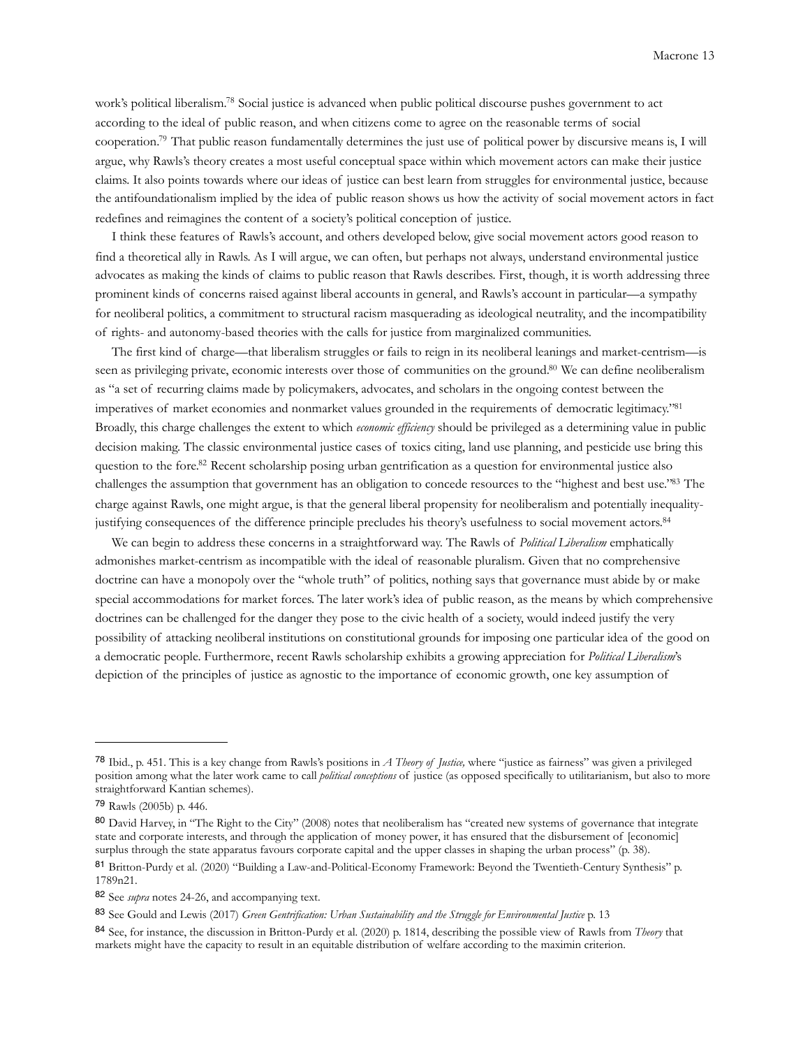work's political liberalism.[78] Social justice is advanced when public political discourse pushes government to act according to the ideal of public reason, and when citizens come to agree on the reasonable terms of social cooperation.[79] That public reason fundamentally determines the just use of political power by discursive means is, I will argue, why Rawls's theory creates a most useful conceptual space within which movement actors can make their justice claims. It also points towards where our ideas of justice can best learn from struggles for environmental justice, because the antifoundationalism implied by the idea of public reason shows us how the activity of social movement actors in fact redefines and reimagines the content of a society's political conception of justice.

I think these features of Rawls's account, and others developed below, give social movement actors good reason to find a theoretical ally in Rawls. As I will argue, we can often, but perhaps not always, understand environmental justice advocates as making the kinds of claims to public reason that Rawls describes. First, though, it is worth addressing three prominent kinds of concerns raised against liberal accounts in general, and Rawls's account in particular—a sympathy for neoliberal politics, a commitment to structural racism masquerading as ideological neutrality, and the incompatibility of rights- and autonomy-based theories with the calls for justice from marginalized communities.

The first kind of charge—that liberalism struggles or fails to reign in its neoliberal leanings and market-centrism—is seen as privileging private, economic interests over those of communities on the ground.[80] We can define neoliberalism as "a set of recurring claims made by policymakers, advocates, and scholars in the ongoing contest between the imperatives of market economies and nonmarket values grounded in the requirements of democratic legitimacy."[81] Broadly, this charge challenges the extent to which *economic efficiency* should be privileged as a determining value in public decision making. The classic environmental justice cases of toxics citing, land use planning, and pesticide use bring this question to the fore.[82] Recent scholarship posing urban gentrification as a question for environmental justice also challenges the assumption that government has an obligation to concede resources to the "highest and best use."[83] The charge against Rawls, one might argue, is that the general liberal propensity for neoliberalism and potentially inequality-justifying consequences of the difference principle precludes his theory's usefulness to social movement actors.[84]

We can begin to address these concerns in a straightforward way. The Rawls of *Political Liberalism* emphatically admonishes market-centrism as incompatible with the ideal of reasonable pluralism. Given that no comprehensive doctrine can have a monopoly over the "whole truth" of politics, nothing says that governance must abide by or make special accommodations for market forces. The later work's idea of public reason, as the means by which comprehensive doctrines can be challenged for the danger they pose to the civic health of a society, would indeed justify the very possibility of attacking neoliberal institutions on constitutional grounds for imposing one particular idea of the good on a democratic people. Furthermore, recent Rawls scholarship exhibits a growing appreciation for *Political Liberalism*'s depiction of the principles of justice as agnostic to the importance of economic growth, one key assumption of

---

[78] Ibid., p. 451. This is a key change from Rawls's positions in *A Theory of Justice,* where "justice as fairness" was given a privileged position among what the later work came to call *political conceptions* of justice (as opposed specifically to utilitarianism, but also to more straightforward Kantian schemes).

[79] Rawls (2005b) p. 446.

[80] David Harvey, in "The Right to the City" (2008) notes that neoliberalism has "created new systems of governance that integrate state and corporate interests, and through the application of money power, it has ensured that the disbursement of [economic] surplus through the state apparatus favours corporate capital and the upper classes in shaping the urban process" (p. 38).

[81] Britton-Purdy et al. (2020) "Building a Law-and-Political-Economy Framework: Beyond the Twentieth-Century Synthesis" p. 1789n21.

[82] See *supra* notes 24-26, and accompanying text.

[83] See Gould and Lewis (2017) *Green Gentrification: Urban Sustainability and the Struggle for Environmental Justice* p. 13

[84] See, for instance, the discussion in Britton-Purdy et al. (2020) p. 1814, describing the possible view of Rawls from *Theory* that markets might have the capacity to result in an equitable distribution of welfare according to the maximin criterion.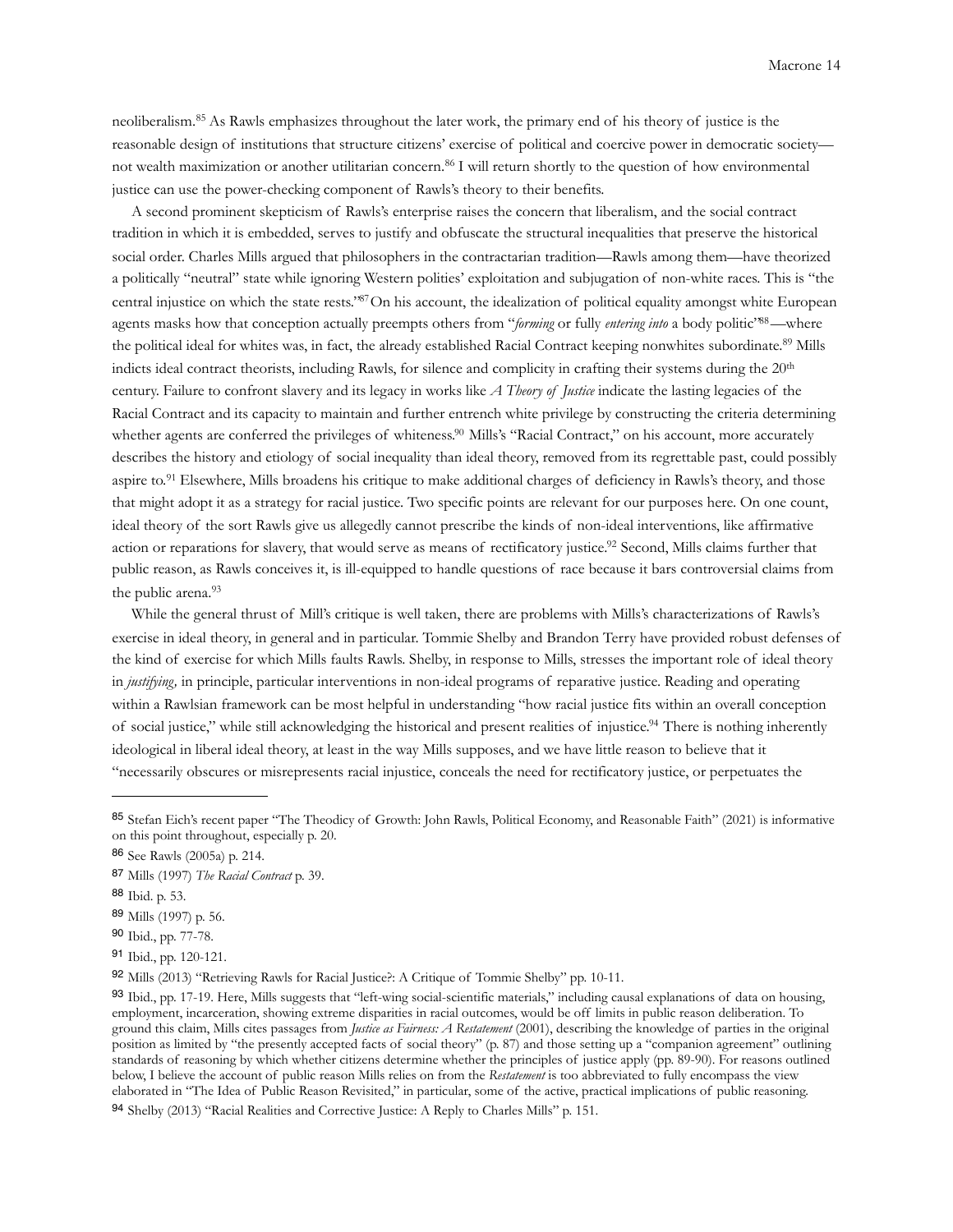neoliberalism.[85] As Rawls emphasizes throughout the later work, the primary end of his theory of justice is the reasonable design of institutions that structure citizens' exercise of political and coercive power in democratic society—not wealth maximization or another utilitarian concern.[86] I will return shortly to the question of how environmental justice can use the power-checking component of Rawls's theory to their benefits.

A second prominent skepticism of Rawls's enterprise raises the concern that liberalism, and the social contract tradition in which it is embedded, serves to justify and obfuscate the structural inequalities that preserve the historical social order. Charles Mills argued that philosophers in the contractarian tradition—Rawls among them—have theorized a politically "neutral" state while ignoring Western polities' exploitation and subjugation of non-white races. This is "the central injustice on which the state rests."[87] On his account, the idealization of political equality amongst white European agents masks how that conception actually preempts others from "*forming* or fully *entering into* a body politic"[88]—where the political ideal for whites was, in fact, the already established Racial Contract keeping nonwhites subordinate.[89] Mills indicts ideal contract theorists, including Rawls, for silence and complicity in crafting their systems during the 20th century. Failure to confront slavery and its legacy in works like *A Theory of Justice* indicate the lasting legacies of the Racial Contract and its capacity to maintain and further entrench white privilege by constructing the criteria determining whether agents are conferred the privileges of whiteness.[90] Mills's "Racial Contract," on his account, more accurately describes the history and etiology of social inequality than ideal theory, removed from its regrettable past, could possibly aspire to.[91] Elsewhere, Mills broadens his critique to make additional charges of deficiency in Rawls's theory, and those that might adopt it as a strategy for racial justice. Two specific points are relevant for our purposes here. On one count, ideal theory of the sort Rawls give us allegedly cannot prescribe the kinds of non-ideal interventions, like affirmative action or reparations for slavery, that would serve as means of rectificatory justice.[92] Second, Mills claims further that public reason, as Rawls conceives it, is ill-equipped to handle questions of race because it bars controversial claims from the public arena.[93]

While the general thrust of Mill's critique is well taken, there are problems with Mills's characterizations of Rawls's exercise in ideal theory, in general and in particular. Tommie Shelby and Brandon Terry have provided robust defenses of the kind of exercise for which Mills faults Rawls. Shelby, in response to Mills, stresses the important role of ideal theory in *justifying,* in principle, particular interventions in non-ideal programs of reparative justice. Reading and operating within a Rawlsian framework can be most helpful in understanding "how racial justice fits within an overall conception of social justice," while still acknowledging the historical and present realities of injustice.[94] There is nothing inherently ideological in liberal ideal theory, at least in the way Mills supposes, and we have little reason to believe that it "necessarily obscures or misrepresents racial injustice, conceals the need for rectificatory justice, or perpetuates the

---

85 Stefan Eich's recent paper "The Theodicy of Growth: John Rawls, Political Economy, and Reasonable Faith" (2021) is informative on this point throughout, especially p. 20.

86 See Rawls (2005a) p. 214.

87 Mills (1997) *The Racial Contract* p. 39.

88 Ibid. p. 53.

89 Mills (1997) p. 56.

90 Ibid., pp. 77-78.

91 Ibid., pp. 120-121.

92 Mills (2013) "Retrieving Rawls for Racial Justice?: A Critique of Tommie Shelby" pp. 10-11.

93 Ibid., pp. 17-19. Here, Mills suggests that "left-wing social-scientific materials," including causal explanations of data on housing, employment, incarceration, showing extreme disparities in racial outcomes, would be off limits in public reason deliberation. To ground this claim, Mills cites passages from *Justice as Fairness: A Restatement* (2001), describing the knowledge of parties in the original position as limited by "the presently accepted facts of social theory" (p. 87) and those setting up a "companion agreement" outlining standards of reasoning by which whether citizens determine whether the principles of justice apply (pp. 89-90). For reasons outlined below, I believe the account of public reason Mills relies on from the *Restatement* is too abbreviated to fully encompass the view elaborated in "The Idea of Public Reason Revisited," in particular, some of the active, practical implications of public reasoning.

94 Shelby (2013) "Racial Realities and Corrective Justice: A Reply to Charles Mills" p. 151.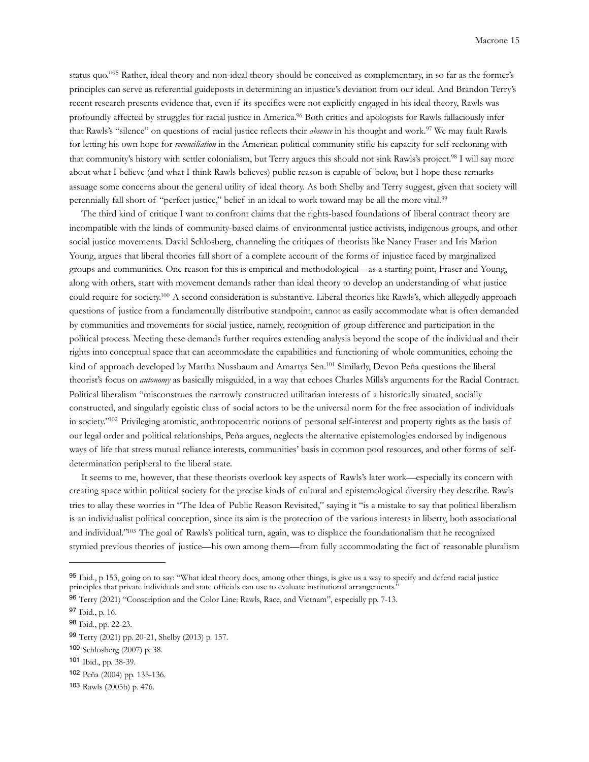status quo."[95] Rather, ideal theory and non-ideal theory should be conceived as complementary, in so far as the former's principles can serve as referential guideposts in determining an injustice's deviation from our ideal. And Brandon Terry's recent research presents evidence that, even if its specifics were not explicitly engaged in his ideal theory, Rawls was profoundly affected by struggles for racial justice in America.[96] Both critics and apologists for Rawls fallaciously infer that Rawls's "silence" on questions of racial justice reflects their *absence* in his thought and work.[97] We may fault Rawls for letting his own hope for *reconciliation* in the American political community stifle his capacity for self-reckoning with that community's history with settler colonialism, but Terry argues this should not sink Rawls's project.[98] I will say more about what I believe (and what I think Rawls believes) public reason is capable of below, but I hope these remarks assuage some concerns about the general utility of ideal theory. As both Shelby and Terry suggest, given that society will perennially fall short of "perfect justice," belief in an ideal to work toward may be all the more vital.[99]

The third kind of critique I want to confront claims that the rights-based foundations of liberal contract theory are incompatible with the kinds of community-based claims of environmental justice activists, indigenous groups, and other social justice movements. David Schlosberg, channeling the critiques of theorists like Nancy Fraser and Iris Marion Young, argues that liberal theories fall short of a complete account of the forms of injustice faced by marginalized groups and communities. One reason for this is empirical and methodological—as a starting point, Fraser and Young, along with others, start with movement demands rather than ideal theory to develop an understanding of what justice could require for society.[100] A second consideration is substantive. Liberal theories like Rawls's, which allegedly approach questions of justice from a fundamentally distributive standpoint, cannot as easily accommodate what is often demanded by communities and movements for social justice, namely, recognition of group difference and participation in the political process. Meeting these demands further requires extending analysis beyond the scope of the individual and their rights into conceptual space that can accommodate the capabilities and functioning of whole communities, echoing the kind of approach developed by Martha Nussbaum and Amartya Sen.[101] Similarly, Devon Peña questions the liberal theorist's focus on *autonomy* as basically misguided, in a way that echoes Charles Mills's arguments for the Racial Contract. Political liberalism "misconstrues the narrowly constructed utilitarian interests of a historically situated, socially constructed, and singularly egoistic class of social actors to be the universal norm for the free association of individuals in society."[102] Privileging atomistic, anthropocentric notions of personal self-interest and property rights as the basis of our legal order and political relationships, Peña argues, neglects the alternative epistemologies endorsed by indigenous ways of life that stress mutual reliance interests, communities' basis in common pool resources, and other forms of self-determination peripheral to the liberal state.

It seems to me, however, that these theorists overlook key aspects of Rawls's later work—especially its concern with creating space within political society for the precise kinds of cultural and epistemological diversity they describe. Rawls tries to allay these worries in "The Idea of Public Reason Revisited," saying it "is a mistake to say that political liberalism is an individualist political conception, since its aim is the protection of the various interests in liberty, both associational and individual."[103] The goal of Rawls's political turn, again, was to displace the foundationalism that he recognized stymied previous theories of justice—his own among them—from fully accommodating the fact of reasonable pluralism

---

[95] Ibid., p 153, going on to say: "What ideal theory does, among other things, is give us a way to specify and defend racial justice principles that private individuals and state officials can use to evaluate institutional arrangements."

[96] Terry (2021) "Conscription and the Color Line: Rawls, Race, and Vietnam", especially pp. 7-13.

[97] Ibid., p. 16.

[98] Ibid., pp. 22-23.

[99] Terry (2021) pp. 20-21, Shelby (2013) p. 157.

[100] Schlosberg (2007) p. 38.

[101] Ibid., pp. 38-39.

[102] Peña (2004) pp. 135-136.

[103] Rawls (2005b) p. 476.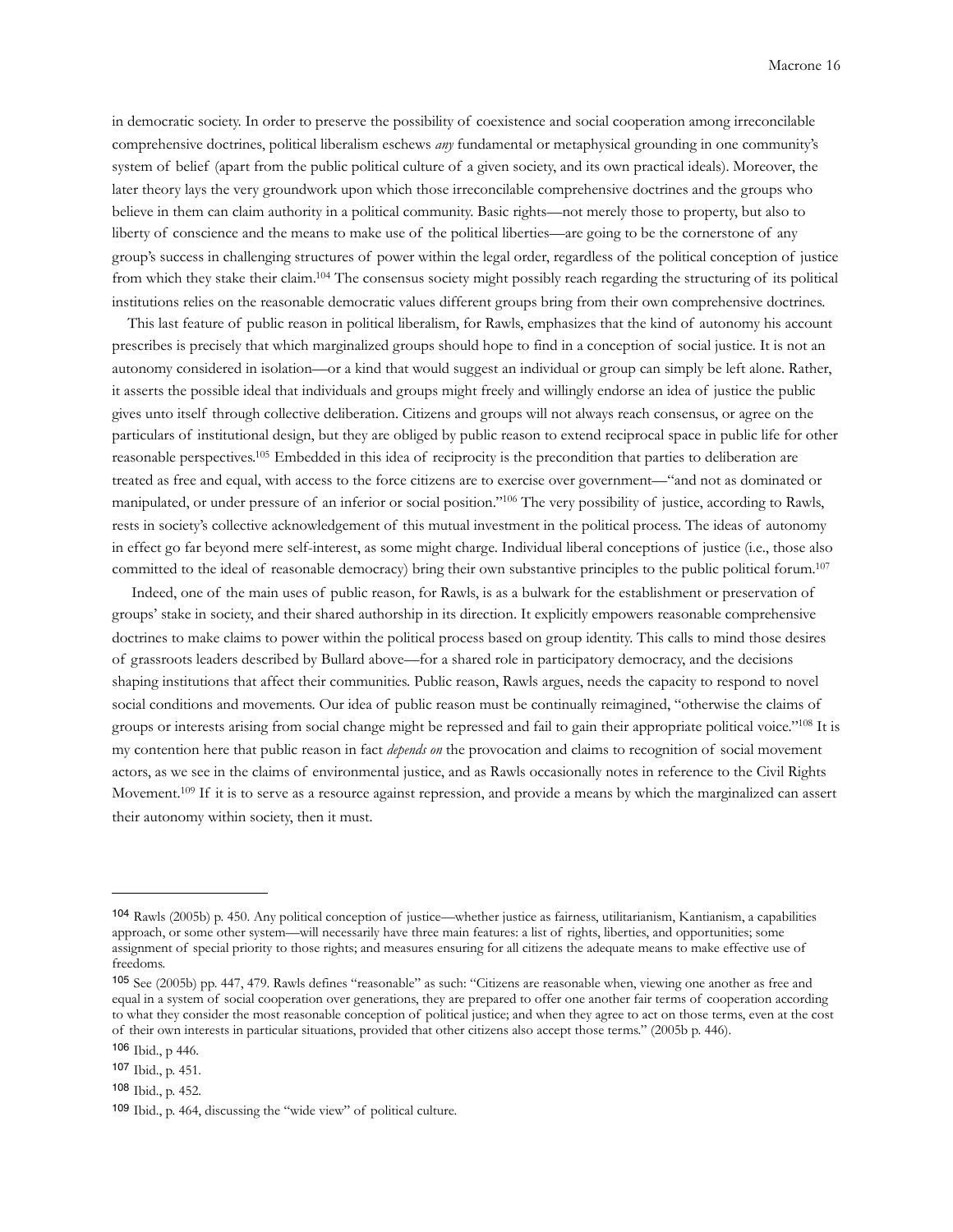in democratic society. In order to preserve the possibility of coexistence and social cooperation among irreconcilable comprehensive doctrines, political liberalism eschews *any* fundamental or metaphysical grounding in one community's system of belief (apart from the public political culture of a given society, and its own practical ideals). Moreover, the later theory lays the very groundwork upon which those irreconcilable comprehensive doctrines and the groups who believe in them can claim authority in a political community. Basic rights—not merely those to property, but also to liberty of conscience and the means to make use of the political liberties—are going to be the cornerstone of any group's success in challenging structures of power within the legal order, regardless of the political conception of justice from which they stake their claim.[104] The consensus society might possibly reach regarding the structuring of its political institutions relies on the reasonable democratic values different groups bring from their own comprehensive doctrines.

This last feature of public reason in political liberalism, for Rawls, emphasizes that the kind of autonomy his account prescribes is precisely that which marginalized groups should hope to find in a conception of social justice. It is not an autonomy considered in isolation—or a kind that would suggest an individual or group can simply be left alone. Rather, it asserts the possible ideal that individuals and groups might freely and willingly endorse an idea of justice the public gives unto itself through collective deliberation. Citizens and groups will not always reach consensus, or agree on the particulars of institutional design, but they are obliged by public reason to extend reciprocal space in public life for other reasonable perspectives.[105] Embedded in this idea of reciprocity is the precondition that parties to deliberation are treated as free and equal, with access to the force citizens are to exercise over government—"and not as dominated or manipulated, or under pressure of an inferior or social position."[106] The very possibility of justice, according to Rawls, rests in society's collective acknowledgement of this mutual investment in the political process. The ideas of autonomy in effect go far beyond mere self-interest, as some might charge. Individual liberal conceptions of justice (i.e., those also committed to the ideal of reasonable democracy) bring their own substantive principles to the public political forum.[107]

Indeed, one of the main uses of public reason, for Rawls, is as a bulwark for the establishment or preservation of groups' stake in society, and their shared authorship in its direction. It explicitly empowers reasonable comprehensive doctrines to make claims to power within the political process based on group identity. This calls to mind those desires of grassroots leaders described by Bullard above—for a shared role in participatory democracy, and the decisions shaping institutions that affect their communities. Public reason, Rawls argues, needs the capacity to respond to novel social conditions and movements. Our idea of public reason must be continually reimagined, "otherwise the claims of groups or interests arising from social change might be repressed and fail to gain their appropriate political voice."[108] It is my contention here that public reason in fact *depends on* the provocation and claims to recognition of social movement actors, as we see in the claims of environmental justice, and as Rawls occasionally notes in reference to the Civil Rights Movement.[109] If it is to serve as a resource against repression, and provide a means by which the marginalized can assert their autonomy within society, then it must.

---

[104] Rawls (2005b) p. 450. Any political conception of justice—whether justice as fairness, utilitarianism, Kantianism, a capabilities approach, or some other system—will necessarily have three main features: a list of rights, liberties, and opportunities; some assignment of special priority to those rights; and measures ensuring for all citizens the adequate means to make effective use of freedoms.

[105] See (2005b) pp. 447, 479. Rawls defines "reasonable" as such: "Citizens are reasonable when, viewing one another as free and equal in a system of social cooperation over generations, they are prepared to offer one another fair terms of cooperation according to what they consider the most reasonable conception of political justice; and when they agree to act on those terms, even at the cost of their own interests in particular situations, provided that other citizens also accept those terms." (2005b p. 446).

[106] Ibid., p 446.

[107] Ibid., p. 451.

[108] Ibid., p. 452.

[109] Ibid., p. 464, discussing the "wide view" of political culture.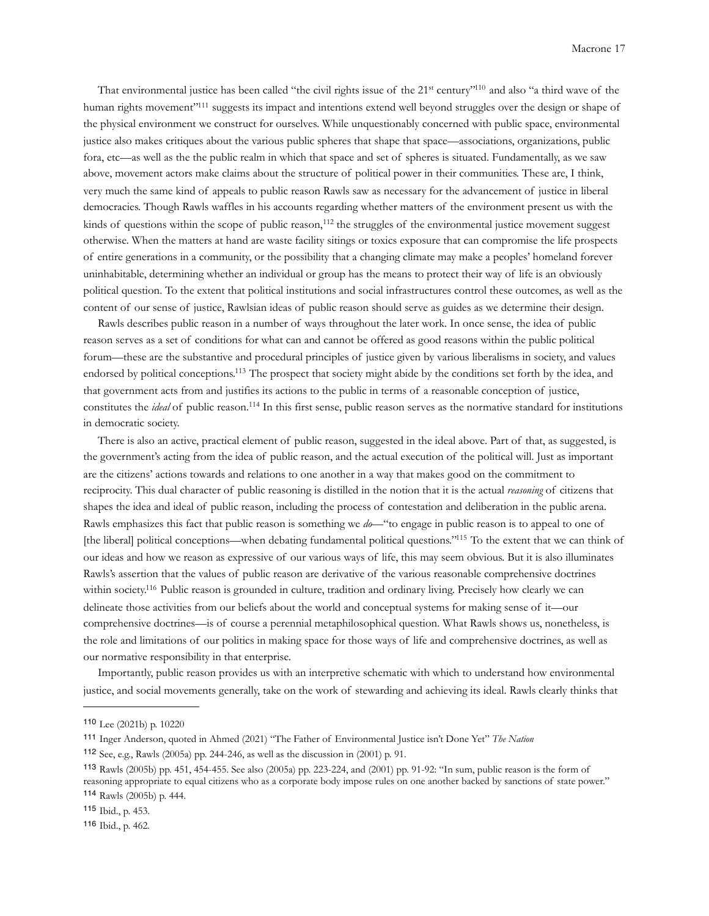That environmental justice has been called "the civil rights issue of the 21st century"[110] and also "a third wave of the human rights movement"[111] suggests its impact and intentions extend well beyond struggles over the design or shape of the physical environment we construct for ourselves. While unquestionably concerned with public space, environmental justice also makes critiques about the various public spheres that shape that space—associations, organizations, public fora, etc—as well as the the public realm in which that space and set of spheres is situated. Fundamentally, as we saw above, movement actors make claims about the structure of political power in their communities. These are, I think, very much the same kind of appeals to public reason Rawls saw as necessary for the advancement of justice in liberal democracies. Though Rawls waffles in his accounts regarding whether matters of the environment present us with the kinds of questions within the scope of public reason,[112] the struggles of the environmental justice movement suggest otherwise. When the matters at hand are waste facility sitings or toxics exposure that can compromise the life prospects of entire generations in a community, or the possibility that a changing climate may make a peoples' homeland forever uninhabitable, determining whether an individual or group has the means to protect their way of life is an obviously political question. To the extent that political institutions and social infrastructures control these outcomes, as well as the content of our sense of justice, Rawlsian ideas of public reason should serve as guides as we determine their design.

Rawls describes public reason in a number of ways throughout the later work. In once sense, the idea of public reason serves as a set of conditions for what can and cannot be offered as good reasons within the public political forum—these are the substantive and procedural principles of justice given by various liberalisms in society, and values endorsed by political conceptions.[113] The prospect that society might abide by the conditions set forth by the idea, and that government acts from and justifies its actions to the public in terms of a reasonable conception of justice, constitutes the *ideal* of public reason.[114] In this first sense, public reason serves as the normative standard for institutions in democratic society.

There is also an active, practical element of public reason, suggested in the ideal above. Part of that, as suggested, is the government's acting from the idea of public reason, and the actual execution of the political will. Just as important are the citizens' actions towards and relations to one another in a way that makes good on the commitment to reciprocity. This dual character of public reasoning is distilled in the notion that it is the actual *reasoning* of citizens that shapes the idea and ideal of public reason, including the process of contestation and deliberation in the public arena. Rawls emphasizes this fact that public reason is something we *do*—"to engage in public reason is to appeal to one of [the liberal] political conceptions—when debating fundamental political questions."[115] To the extent that we can think of our ideas and how we reason as expressive of our various ways of life, this may seem obvious. But it is also illuminates Rawls's assertion that the values of public reason are derivative of the various reasonable comprehensive doctrines within society.[116] Public reason is grounded in culture, tradition and ordinary living. Precisely how clearly we can delineate those activities from our beliefs about the world and conceptual systems for making sense of it—our comprehensive doctrines—is of course a perennial metaphilosophical question. What Rawls shows us, nonetheless, is the role and limitations of our politics in making space for those ways of life and comprehensive doctrines, as well as our normative responsibility in that enterprise.

Importantly, public reason provides us with an interpretive schematic with which to understand how environmental justice, and social movements generally, take on the work of stewarding and achieving its ideal. Rawls clearly thinks that

---

[110] Lee (2021b) p. 10220

[111] Inger Anderson, quoted in Ahmed (2021) "The Father of Environmental Justice isn't Done Yet" *The Nation*

[112] See, e.g., Rawls (2005a) pp. 244-246, as well as the discussion in (2001) p. 91.

[113] Rawls (2005b) pp. 451, 454-455. See also (2005a) pp. 223-224, and (2001) pp. 91-92: "In sum, public reason is the form of reasoning appropriate to equal citizens who as a corporate body impose rules on one another backed by sanctions of state power."

[114] Rawls (2005b) p. 444.

[115] Ibid., p. 453.

[116] Ibid., p. 462.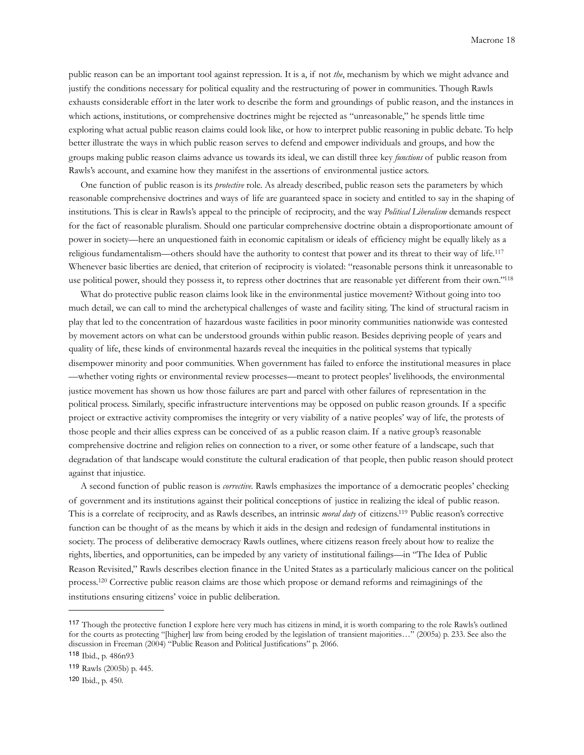public reason can be an important tool against repression. It is a, if not *the*, mechanism by which we might advance and justify the conditions necessary for political equality and the restructuring of power in communities. Though Rawls exhausts considerable effort in the later work to describe the form and groundings of public reason, and the instances in which actions, institutions, or comprehensive doctrines might be rejected as "unreasonable," he spends little time exploring what actual public reason claims could look like, or how to interpret public reasoning in public debate. To help better illustrate the ways in which public reason serves to defend and empower individuals and groups, and how the groups making public reason claims advance us towards its ideal, we can distill three key *functions* of public reason from Rawls's account, and examine how they manifest in the assertions of environmental justice actors.

One function of public reason is its *protective* role. As already described, public reason sets the parameters by which reasonable comprehensive doctrines and ways of life are guaranteed space in society and entitled to say in the shaping of institutions. This is clear in Rawls's appeal to the principle of reciprocity, and the way *Political Liberalism* demands respect for the fact of reasonable pluralism. Should one particular comprehensive doctrine obtain a disproportionate amount of power in society—here an unquestioned faith in economic capitalism or ideals of efficiency might be equally likely as a religious fundamentalism—others should have the authority to contest that power and its threat to their way of life.[117] Whenever basic liberties are denied, that criterion of reciprocity is violated: "reasonable persons think it unreasonable to use political power, should they possess it, to repress other doctrines that are reasonable yet different from their own."[118]

What do protective public reason claims look like in the environmental justice movement? Without going into too much detail, we can call to mind the archetypical challenges of waste and facility siting. The kind of structural racism in play that led to the concentration of hazardous waste facilities in poor minority communities nationwide was contested by movement actors on what can be understood grounds within public reason. Besides depriving people of years and quality of life, these kinds of environmental hazards reveal the inequities in the political systems that typically disempower minority and poor communities. When government has failed to enforce the institutional measures in place—whether voting rights or environmental review processes—meant to protect peoples' livelihoods, the environmental justice movement has shown us how those failures are part and parcel with other failures of representation in the political process. Similarly, specific infrastructure interventions may be opposed on public reason grounds. If a specific project or extractive activity compromises the integrity or very viability of a native peoples' way of life, the protests of those people and their allies express can be conceived of as a public reason claim. If a native group's reasonable comprehensive doctrine and religion relies on connection to a river, or some other feature of a landscape, such that degradation of that landscape would constitute the cultural eradication of that people, then public reason should protect against that injustice.

A second function of public reason is *corrective*. Rawls emphasizes the importance of a democratic peoples' checking of government and its institutions against their political conceptions of justice in realizing the ideal of public reason. This is a correlate of reciprocity, and as Rawls describes, an intrinsic *moral duty* of citizens.[119] Public reason's corrective function can be thought of as the means by which it aids in the design and redesign of fundamental institutions in society. The process of deliberative democracy Rawls outlines, where citizens reason freely about how to realize the rights, liberties, and opportunities, can be impeded by any variety of institutional failings—in "The Idea of Public Reason Revisited," Rawls describes election finance in the United States as a particularly malicious cancer on the political process.[120] Corrective public reason claims are those which propose or demand reforms and reimaginings of the institutions ensuring citizens' voice in public deliberation.

---

[117] Though the protective function I explore here very much has citizens in mind, it is worth comparing to the role Rawls's outlined for the courts as protecting "[higher] law from being eroded by the legislation of transient majorities…" (2005a) p. 233. See also the discussion in Freeman (2004) "Public Reason and Political Justifications" p. 2066.

[118] Ibid., p. 486n93

[119] Rawls (2005b) p. 445.

[120] Ibid., p. 450.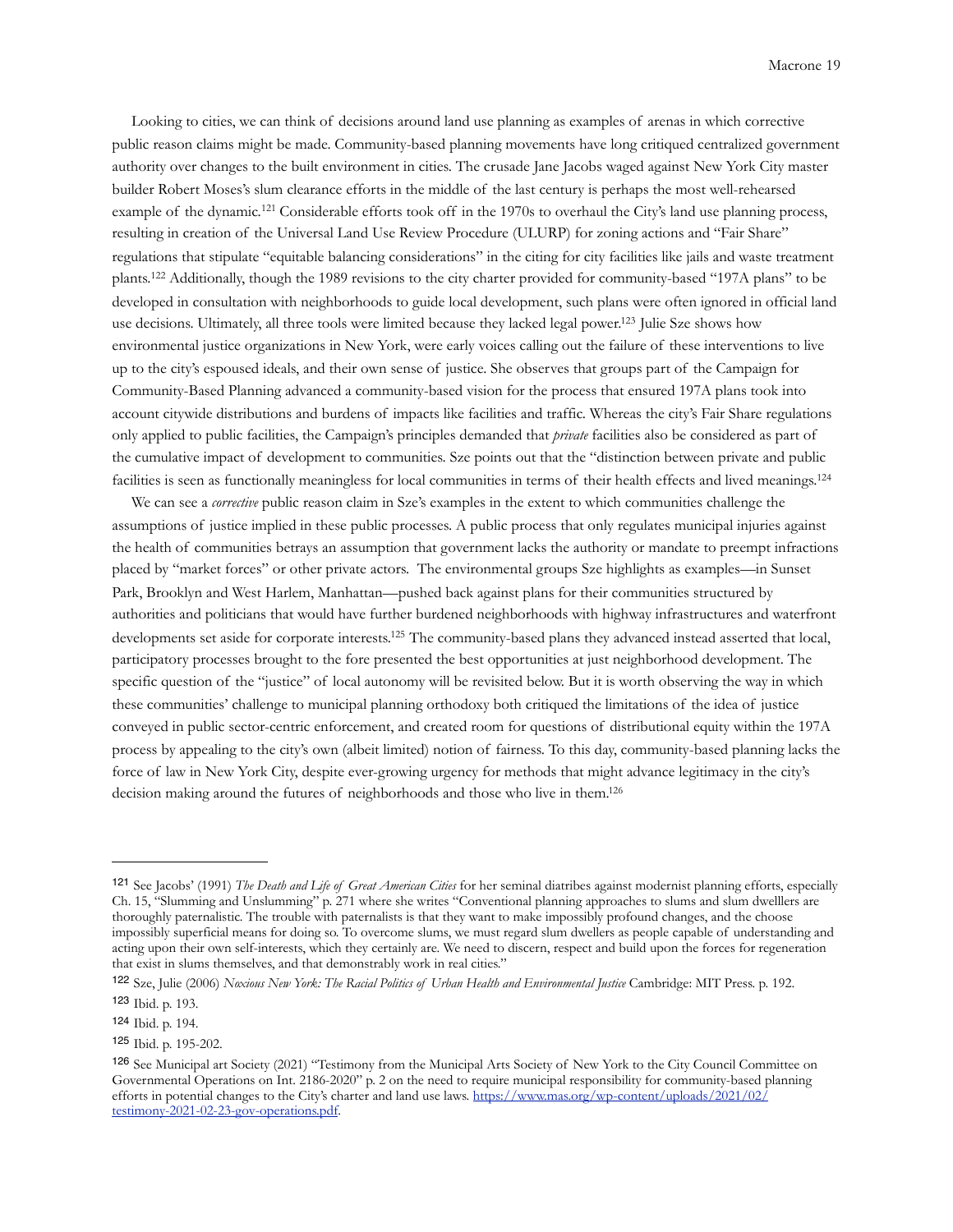Looking to cities, we can think of decisions around land use planning as examples of arenas in which corrective public reason claims might be made. Community-based planning movements have long critiqued centralized government authority over changes to the built environment in cities. The crusade Jane Jacobs waged against New York City master builder Robert Moses's slum clearance efforts in the middle of the last century is perhaps the most well-rehearsed example of the dynamic.[121] Considerable efforts took off in the 1970s to overhaul the City's land use planning process, resulting in creation of the Universal Land Use Review Procedure (ULURP) for zoning actions and "Fair Share" regulations that stipulate "equitable balancing considerations" in the citing for city facilities like jails and waste treatment plants.[122] Additionally, though the 1989 revisions to the city charter provided for community-based "197A plans" to be developed in consultation with neighborhoods to guide local development, such plans were often ignored in official land use decisions. Ultimately, all three tools were limited because they lacked legal power.[123] Julie Sze shows how environmental justice organizations in New York, were early voices calling out the failure of these interventions to live up to the city's espoused ideals, and their own sense of justice. She observes that groups part of the Campaign for Community-Based Planning advanced a community-based vision for the process that ensured 197A plans took into account citywide distributions and burdens of impacts like facilities and traffic. Whereas the city's Fair Share regulations only applied to public facilities, the Campaign's principles demanded that *private* facilities also be considered as part of the cumulative impact of development to communities. Sze points out that the "distinction between private and public facilities is seen as functionally meaningless for local communities in terms of their health effects and lived meanings.[124]

We can see a *corrective* public reason claim in Sze's examples in the extent to which communities challenge the assumptions of justice implied in these public processes. A public process that only regulates municipal injuries against the health of communities betrays an assumption that government lacks the authority or mandate to preempt infractions placed by "market forces" or other private actors. The environmental groups Sze highlights as examples—in Sunset Park, Brooklyn and West Harlem, Manhattan—pushed back against plans for their communities structured by authorities and politicians that would have further burdened neighborhoods with highway infrastructures and waterfront developments set aside for corporate interests.[125] The community-based plans they advanced instead asserted that local, participatory processes brought to the fore presented the best opportunities at just neighborhood development. The specific question of the "justice" of local autonomy will be revisited below. But it is worth observing the way in which these communities' challenge to municipal planning orthodoxy both critiqued the limitations of the idea of justice conveyed in public sector-centric enforcement, and created room for questions of distributional equity within the 197A process by appealing to the city's own (albeit limited) notion of fairness. To this day, community-based planning lacks the force of law in New York City, despite ever-growing urgency for methods that might advance legitimacy in the city's decision making around the futures of neighborhoods and those who live in them.[126]

---

[121] See Jacobs' (1991) *The Death and Life of Great American Cities* for her seminal diatribes against modernist planning efforts, especially Ch. 15, "Slumming and Unslumming" p. 271 where she writes "Conventional planning approaches to slums and slum dwelllers are thoroughly paternalistic. The trouble with paternalists is that they want to make impossibly profound changes, and the choose impossibly superficial means for doing so. To overcome slums, we must regard slum dwellers as people capable of understanding and acting upon their own self-interests, which they certainly are. We need to discern, respect and build upon the forces for regeneration that exist in slums themselves, and that demonstrably work in real cities."

[122] Sze, Julie (2006) *Noxious New York: The Racial Politics of Urban Health and Environmental Justice* Cambridge: MIT Press. p. 192.

[123] Ibid. p. 193.

[124] Ibid. p. 194.

[125] Ibid. p. 195-202.

[126] See Municipal art Society (2021) "Testimony from the Municipal Arts Society of New York to the City Council Committee on Governmental Operations on Int. 2186-2020" p. 2 on the need to require municipal responsibility for community-based planning efforts in potential changes to the City's charter and land use laws. https://www.mas.org/wp-content/uploads/2021/02/testimony-2021-02-23-gov-operations.pdf.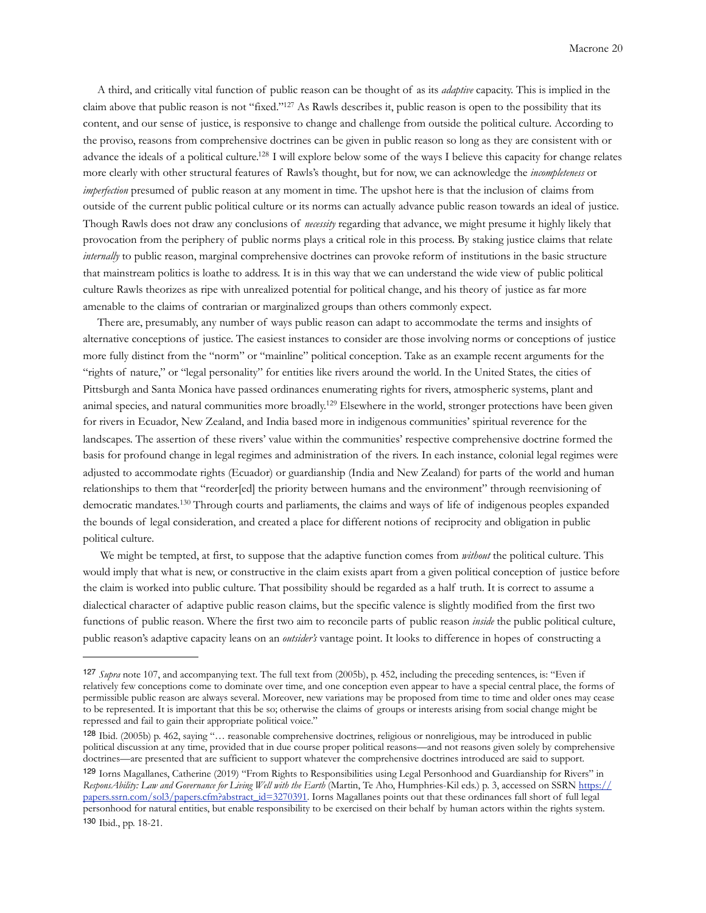A third, and critically vital function of public reason can be thought of as its *adaptive* capacity. This is implied in the claim above that public reason is not "fixed."[127] As Rawls describes it, public reason is open to the possibility that its content, and our sense of justice, is responsive to change and challenge from outside the political culture. According to the proviso, reasons from comprehensive doctrines can be given in public reason so long as they are consistent with or advance the ideals of a political culture.[128] I will explore below some of the ways I believe this capacity for change relates more clearly with other structural features of Rawls's thought, but for now, we can acknowledge the *incompleteness* or *imperfection* presumed of public reason at any moment in time. The upshot here is that the inclusion of claims from outside of the current public political culture or its norms can actually advance public reason towards an ideal of justice. Though Rawls does not draw any conclusions of *necessity* regarding that advance, we might presume it highly likely that provocation from the periphery of public norms plays a critical role in this process. By staking justice claims that relate *internally* to public reason, marginal comprehensive doctrines can provoke reform of institutions in the basic structure that mainstream politics is loathe to address. It is in this way that we can understand the wide view of public political culture Rawls theorizes as ripe with unrealized potential for political change, and his theory of justice as far more amenable to the claims of contrarian or marginalized groups than others commonly expect.

There are, presumably, any number of ways public reason can adapt to accommodate the terms and insights of alternative conceptions of justice. The easiest instances to consider are those involving norms or conceptions of justice more fully distinct from the "norm" or "mainline" political conception. Take as an example recent arguments for the "rights of nature," or "legal personality" for entities like rivers around the world. In the United States, the cities of Pittsburgh and Santa Monica have passed ordinances enumerating rights for rivers, atmospheric systems, plant and animal species, and natural communities more broadly.[129] Elsewhere in the world, stronger protections have been given for rivers in Ecuador, New Zealand, and India based more in indigenous communities' spiritual reverence for the landscapes. The assertion of these rivers' value within the communities' respective comprehensive doctrine formed the basis for profound change in legal regimes and administration of the rivers. In each instance, colonial legal regimes were adjusted to accommodate rights (Ecuador) or guardianship (India and New Zealand) for parts of the world and human relationships to them that "reorder[ed] the priority between humans and the environment" through reenvisioning of democratic mandates.[130] Through courts and parliaments, the claims and ways of life of indigenous peoples expanded the bounds of legal consideration, and created a place for different notions of reciprocity and obligation in public political culture.

We might be tempted, at first, to suppose that the adaptive function comes from *without* the political culture. This would imply that what is new, or constructive in the claim exists apart from a given political conception of justice before the claim is worked into public culture. That possibility should be regarded as a half truth. It is correct to assume a dialectical character of adaptive public reason claims, but the specific valence is slightly modified from the first two functions of public reason. Where the first two aim to reconcile parts of public reason *inside* the public political culture, public reason's adaptive capacity leans on an *outsider's* vantage point. It looks to difference in hopes of constructing a

---

[127] *Supra* note 107, and accompanying text. The full text from (2005b), p. 452, including the preceding sentences, is: "Even if relatively few conceptions come to dominate over time, and one conception even appear to have a special central place, the forms of permissible public reason are always several. Moreover, new variations may be proposed from time to time and older ones may cease to be represented. It is important that this be so; otherwise the claims of groups or interests arising from social change might be repressed and fail to gain their appropriate political voice."

[128] Ibid. (2005b) p. 462, saying "… reasonable comprehensive doctrines, religious or nonreligious, may be introduced in public political discussion at any time, provided that in due course proper political reasons—and not reasons given solely by comprehensive doctrines—are presented that are sufficient to support whatever the comprehensive doctrines introduced are said to support.

[129] Iorns Magallanes, Catherine (2019) "From Rights to Responsibilities using Legal Personhood and Guardianship for Rivers" in *ResponsAbility: Law and Governance for Living Well with the Earth* (Martin, Te Aho, Humphries-Kil eds.) p. 3, accessed on SSRN https://papers.ssrn.com/sol3/papers.cfm?abstract_id=3270391. Iorns Magallanes points out that these ordinances fall short of full legal personhood for natural entities, but enable responsibility to be exercised on their behalf by human actors within the rights system.

[130] Ibid., pp. 18-21.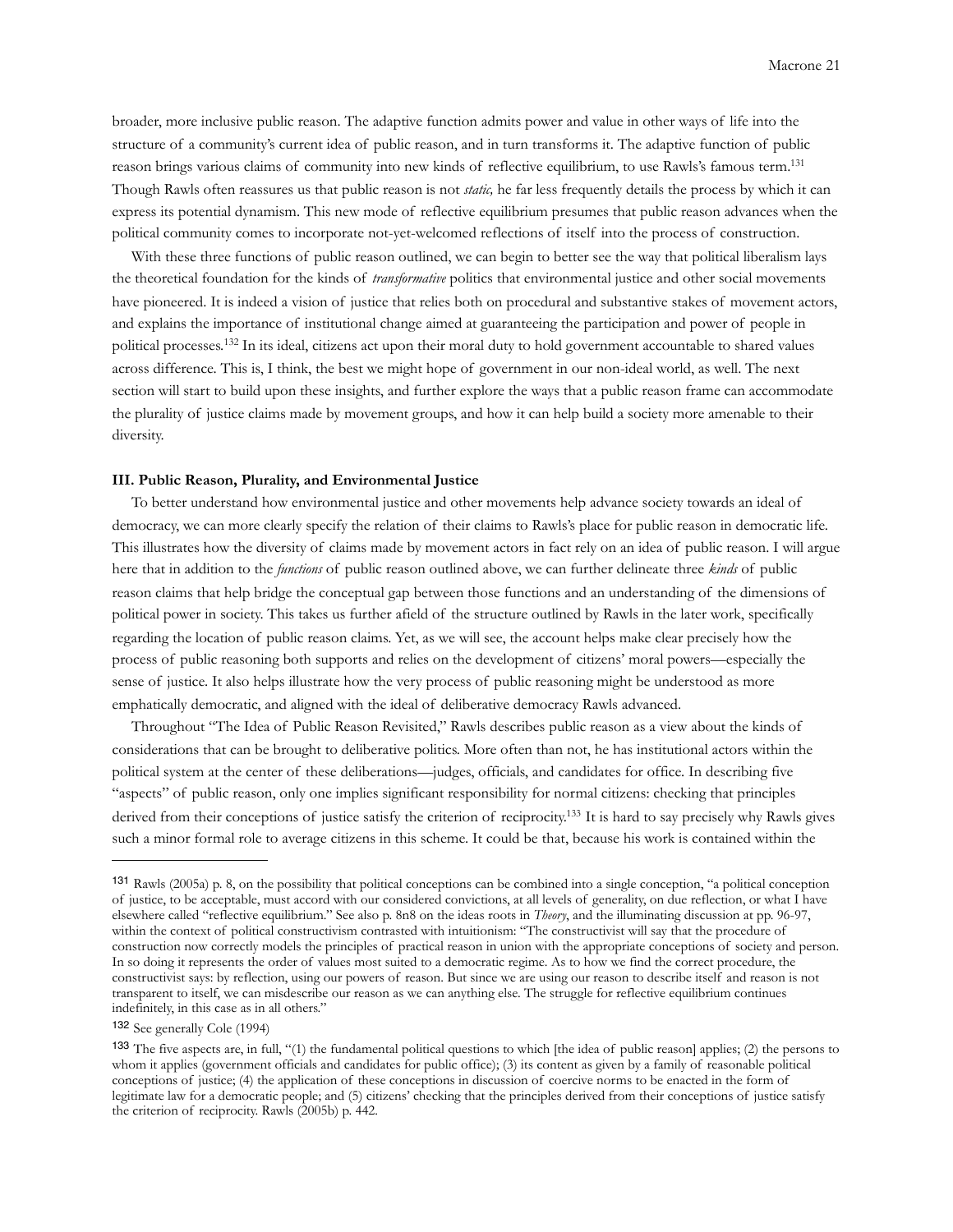broader, more inclusive public reason. The adaptive function admits power and value in other ways of life into the structure of a community's current idea of public reason, and in turn transforms it. The adaptive function of public reason brings various claims of community into new kinds of reflective equilibrium, to use Rawls's famous term.[131] Though Rawls often reassures us that public reason is not *static,* he far less frequently details the process by which it can express its potential dynamism. This new mode of reflective equilibrium presumes that public reason advances when the political community comes to incorporate not-yet-welcomed reflections of itself into the process of construction.

With these three functions of public reason outlined, we can begin to better see the way that political liberalism lays the theoretical foundation for the kinds of *transformative* politics that environmental justice and other social movements have pioneered. It is indeed a vision of justice that relies both on procedural and substantive stakes of movement actors, and explains the importance of institutional change aimed at guaranteeing the participation and power of people in political processes.[132] In its ideal, citizens act upon their moral duty to hold government accountable to shared values across difference. This is, I think, the best we might hope of government in our non-ideal world, as well. The next section will start to build upon these insights, and further explore the ways that a public reason frame can accommodate the plurality of justice claims made by movement groups, and how it can help build a society more amenable to their diversity.

**III. Public Reason, Plurality, and Environmental Justice**

To better understand how environmental justice and other movements help advance society towards an ideal of democracy, we can more clearly specify the relation of their claims to Rawls's place for public reason in democratic life. This illustrates how the diversity of claims made by movement actors in fact rely on an idea of public reason. I will argue here that in addition to the *functions* of public reason outlined above, we can further delineate three *kinds* of public reason claims that help bridge the conceptual gap between those functions and an understanding of the dimensions of political power in society. This takes us further afield of the structure outlined by Rawls in the later work, specifically regarding the location of public reason claims. Yet, as we will see, the account helps make clear precisely how the process of public reasoning both supports and relies on the development of citizens' moral powers—especially the sense of justice. It also helps illustrate how the very process of public reasoning might be understood as more emphatically democratic, and aligned with the ideal of deliberative democracy Rawls advanced.

Throughout "The Idea of Public Reason Revisited," Rawls describes public reason as a view about the kinds of considerations that can be brought to deliberative politics. More often than not, he has institutional actors within the political system at the center of these deliberations—judges, officials, and candidates for office. In describing five "aspects" of public reason, only one implies significant responsibility for normal citizens: checking that principles derived from their conceptions of justice satisfy the criterion of reciprocity.[133] It is hard to say precisely why Rawls gives such a minor formal role to average citizens in this scheme. It could be that, because his work is contained within the

---

[131] Rawls (2005a) p. 8, on the possibility that political conceptions can be combined into a single conception, "a political conception of justice, to be acceptable, must accord with our considered convictions, at all levels of generality, on due reflection, or what I have elsewhere called "reflective equilibrium." See also p. 8n8 on the ideas roots in *Theory*, and the illuminating discussion at pp. 96-97, within the context of political constructivism contrasted with intuitionism: "The constructivist will say that the procedure of construction now correctly models the principles of practical reason in union with the appropriate conceptions of society and person. In so doing it represents the order of values most suited to a democratic regime. As to how we find the correct procedure, the constructivist says: by reflection, using our powers of reason. But since we are using our reason to describe itself and reason is not transparent to itself, we can misdescribe our reason as we can anything else. The struggle for reflective equilibrium continues indefinitely, in this case as in all others."

[132] See generally Cole (1994)

[133] The five aspects are, in full, "(1) the fundamental political questions to which [the idea of public reason] applies; (2) the persons to whom it applies (government officials and candidates for public office); (3) its content as given by a family of reasonable political conceptions of justice; (4) the application of these conceptions in discussion of coercive norms to be enacted in the form of legitimate law for a democratic people; and (5) citizens' checking that the principles derived from their conceptions of justice satisfy the criterion of reciprocity. Rawls (2005b) p. 442.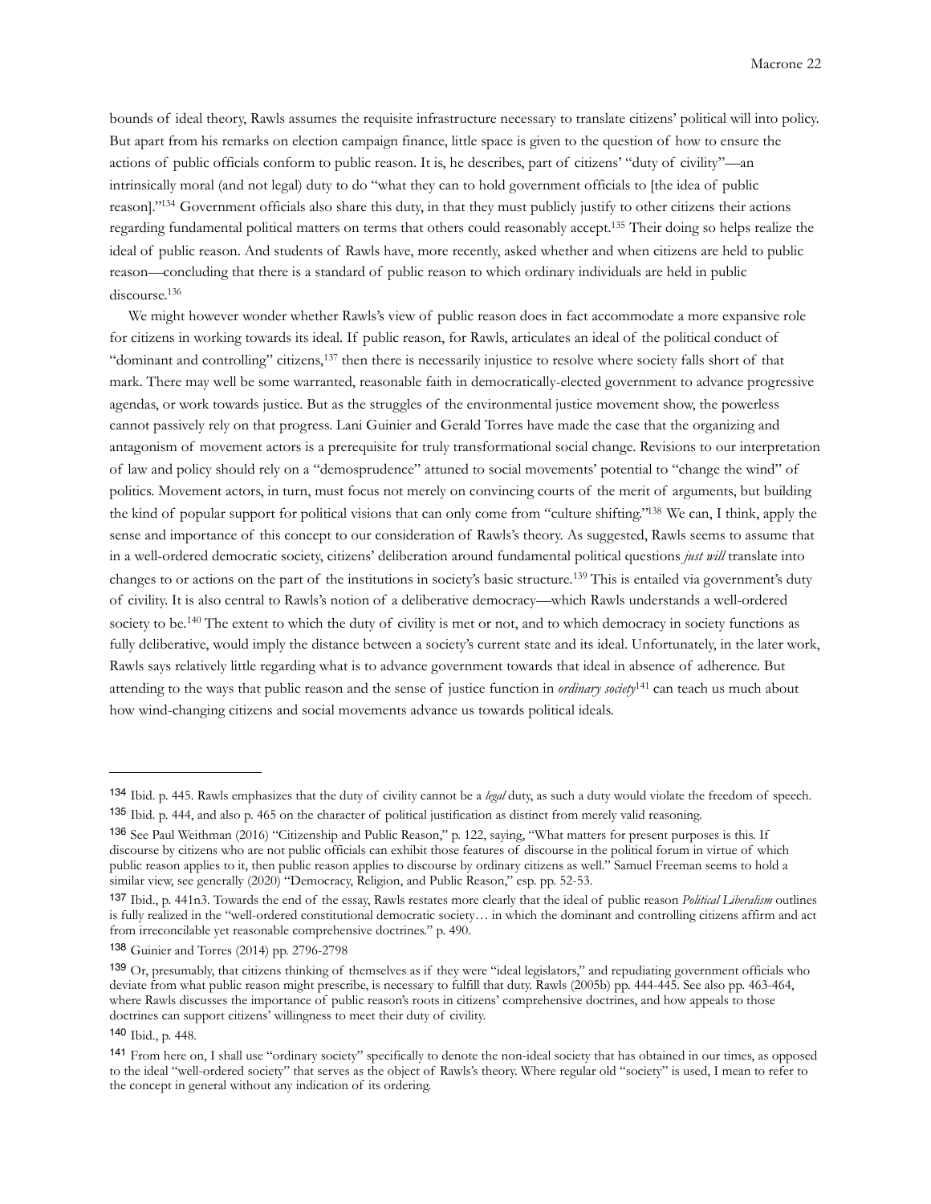bounds of ideal theory, Rawls assumes the requisite infrastructure necessary to translate citizens' political will into policy. But apart from his remarks on election campaign finance, little space is given to the question of how to ensure the actions of public officials conform to public reason. It is, he describes, part of citizens' "duty of civility"—an intrinsically moral (and not legal) duty to do "what they can to hold government officials to [the idea of public reason]."[134] Government officials also share this duty, in that they must publicly justify to other citizens their actions regarding fundamental political matters on terms that others could reasonably accept.[135] Their doing so helps realize the ideal of public reason. And students of Rawls have, more recently, asked whether and when citizens are held to public reason—concluding that there is a standard of public reason to which ordinary individuals are held in public discourse.[136]

We might however wonder whether Rawls's view of public reason does in fact accommodate a more expansive role for citizens in working towards its ideal. If public reason, for Rawls, articulates an ideal of the political conduct of "dominant and controlling" citizens,[137] then there is necessarily injustice to resolve where society falls short of that mark. There may well be some warranted, reasonable faith in democratically-elected government to advance progressive agendas, or work towards justice. But as the struggles of the environmental justice movement show, the powerless cannot passively rely on that progress. Lani Guinier and Gerald Torres have made the case that the organizing and antagonism of movement actors is a prerequisite for truly transformational social change. Revisions to our interpretation of law and policy should rely on a "demosprudence" attuned to social movements' potential to "change the wind" of politics. Movement actors, in turn, must focus not merely on convincing courts of the merit of arguments, but building the kind of popular support for political visions that can only come from "culture shifting."[138] We can, I think, apply the sense and importance of this concept to our consideration of Rawls's theory. As suggested, Rawls seems to assume that in a well-ordered democratic society, citizens' deliberation around fundamental political questions *just will* translate into changes to or actions on the part of the institutions in society's basic structure.[139] This is entailed via government's duty of civility. It is also central to Rawls's notion of a deliberative democracy—which Rawls understands a well-ordered society to be.[140] The extent to which the duty of civility is met or not, and to which democracy in society functions as fully deliberative, would imply the distance between a society's current state and its ideal. Unfortunately, in the later work, Rawls says relatively little regarding what is to advance government towards that ideal in absence of adherence. But attending to the ways that public reason and the sense of justice function in *ordinary society*[141] can teach us much about how wind-changing citizens and social movements advance us towards political ideals.

---

[134] Ibid. p. 445. Rawls emphasizes that the duty of civility cannot be a *legal* duty, as such a duty would violate the freedom of speech.

[135] Ibid. p. 444, and also p. 465 on the character of political justification as distinct from merely valid reasoning.

[136] See Paul Weithman (2016) "Citizenship and Public Reason," p. 122, saying, "What matters for present purposes is this. If discourse by citizens who are not public officials can exhibit those features of discourse in the political forum in virtue of which public reason applies to it, then public reason applies to discourse by ordinary citizens as well." Samuel Freeman seems to hold a similar view, see generally (2020) "Democracy, Religion, and Public Reason," esp. pp. 52-53.

[137] Ibid., p. 441n3. Towards the end of the essay, Rawls restates more clearly that the ideal of public reason *Political Liberalism* outlines is fully realized in the "well-ordered constitutional democratic society… in which the dominant and controlling citizens affirm and act from irreconcilable yet reasonable comprehensive doctrines." p. 490.

[138] Guinier and Torres (2014) pp. 2796-2798

[139] Or, presumably, that citizens thinking of themselves as if they were "ideal legislators," and repudiating government officials who deviate from what public reason might prescribe, is necessary to fulfill that duty. Rawls (2005b) pp. 444-445. See also pp. 463-464, where Rawls discusses the importance of public reason's roots in citizens' comprehensive doctrines, and how appeals to those doctrines can support citizens' willingness to meet their duty of civility.

[140] Ibid., p. 448.

[141] From here on, I shall use "ordinary society" specifically to denote the non-ideal society that has obtained in our times, as opposed to the ideal "well-ordered society" that serves as the object of Rawls's theory. Where regular old "society" is used, I mean to refer to the concept in general without any indication of its ordering.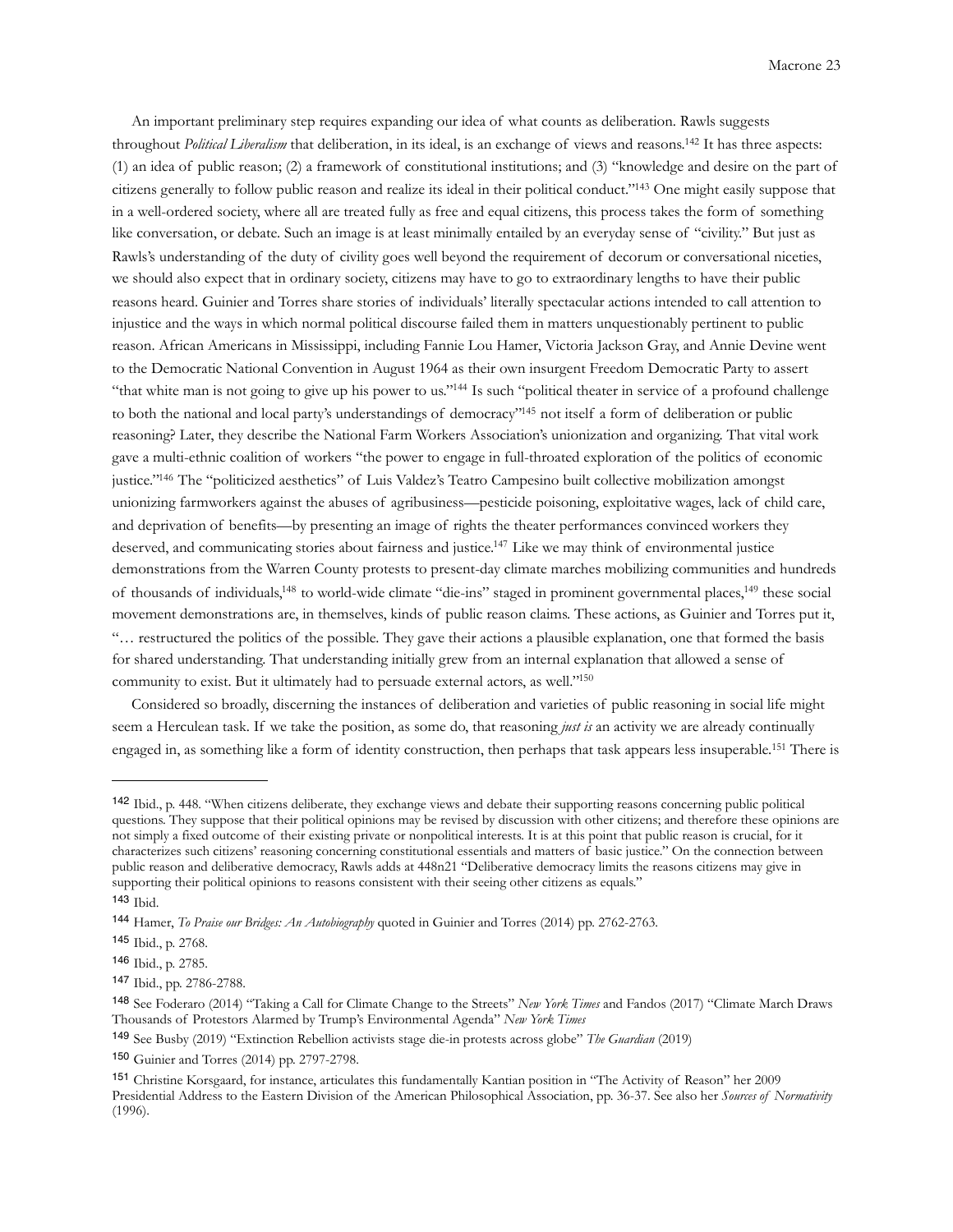An important preliminary step requires expanding our idea of what counts as deliberation. Rawls suggests throughout *Political Liberalism* that deliberation, in its ideal, is an exchange of views and reasons.[142] It has three aspects: (1) an idea of public reason; (2) a framework of constitutional institutions; and (3) "knowledge and desire on the part of citizens generally to follow public reason and realize its ideal in their political conduct."[143] One might easily suppose that in a well-ordered society, where all are treated fully as free and equal citizens, this process takes the form of something like conversation, or debate. Such an image is at least minimally entailed by an everyday sense of "civility." But just as Rawls's understanding of the duty of civility goes well beyond the requirement of decorum or conversational niceties, we should also expect that in ordinary society, citizens may have to go to extraordinary lengths to have their public reasons heard. Guinier and Torres share stories of individuals' literally spectacular actions intended to call attention to injustice and the ways in which normal political discourse failed them in matters unquestionably pertinent to public reason. African Americans in Mississippi, including Fannie Lou Hamer, Victoria Jackson Gray, and Annie Devine went to the Democratic National Convention in August 1964 as their own insurgent Freedom Democratic Party to assert "that white man is not going to give up his power to us."[144] Is such "political theater in service of a profound challenge to both the national and local party's understandings of democracy"[145] not itself a form of deliberation or public reasoning? Later, they describe the National Farm Workers Association's unionization and organizing. That vital work gave a multi-ethnic coalition of workers "the power to engage in full-throated exploration of the politics of economic justice."[146] The "politicized aesthetics" of Luis Valdez's Teatro Campesino built collective mobilization amongst unionizing farmworkers against the abuses of agribusiness—pesticide poisoning, exploitative wages, lack of child care, and deprivation of benefits—by presenting an image of rights the theater performances convinced workers they deserved, and communicating stories about fairness and justice.[147] Like we may think of environmental justice demonstrations from the Warren County protests to present-day climate marches mobilizing communities and hundreds of thousands of individuals,[148] to world-wide climate "die-ins" staged in prominent governmental places,[149] these social movement demonstrations are, in themselves, kinds of public reason claims. These actions, as Guinier and Torres put it, "… restructured the politics of the possible. They gave their actions a plausible explanation, one that formed the basis for shared understanding. That understanding initially grew from an internal explanation that allowed a sense of community to exist. But it ultimately had to persuade external actors, as well."[150]

Considered so broadly, discerning the instances of deliberation and varieties of public reasoning in social life might seem a Herculean task. If we take the position, as some do, that reasoning *just is* an activity we are already continually engaged in, as something like a form of identity construction, then perhaps that task appears less insuperable.[151] There is

---

[142] Ibid., p. 448. "When citizens deliberate, they exchange views and debate their supporting reasons concerning public political questions. They suppose that their political opinions may be revised by discussion with other citizens; and therefore these opinions are not simply a fixed outcome of their existing private or nonpolitical interests. It is at this point that public reason is crucial, for it characterizes such citizens' reasoning concerning constitutional essentials and matters of basic justice." On the connection between public reason and deliberative democracy, Rawls adds at 448n21 "Deliberative democracy limits the reasons citizens may give in supporting their political opinions to reasons consistent with their seeing other citizens as equals."

[143] Ibid.

[144] Hamer, *To Praise our Bridges: An Autobiography* quoted in Guinier and Torres (2014) pp. 2762-2763.

[145] Ibid., p. 2768.

[146] Ibid., p. 2785.

[147] Ibid., pp. 2786-2788.

[148] See Foderaro (2014) "Taking a Call for Climate Change to the Streets" *New York Times* and Fandos (2017) "Climate March Draws Thousands of Protestors Alarmed by Trump's Environmental Agenda" *New York Times*

[149] See Busby (2019) "Extinction Rebellion activists stage die-in protests across globe" *The Guardian* (2019)

[150] Guinier and Torres (2014) pp. 2797-2798.

[151] Christine Korsgaard, for instance, articulates this fundamentally Kantian position in "The Activity of Reason" her 2009 Presidential Address to the Eastern Division of the American Philosophical Association, pp. 36-37. See also her *Sources of Normativity* (1996).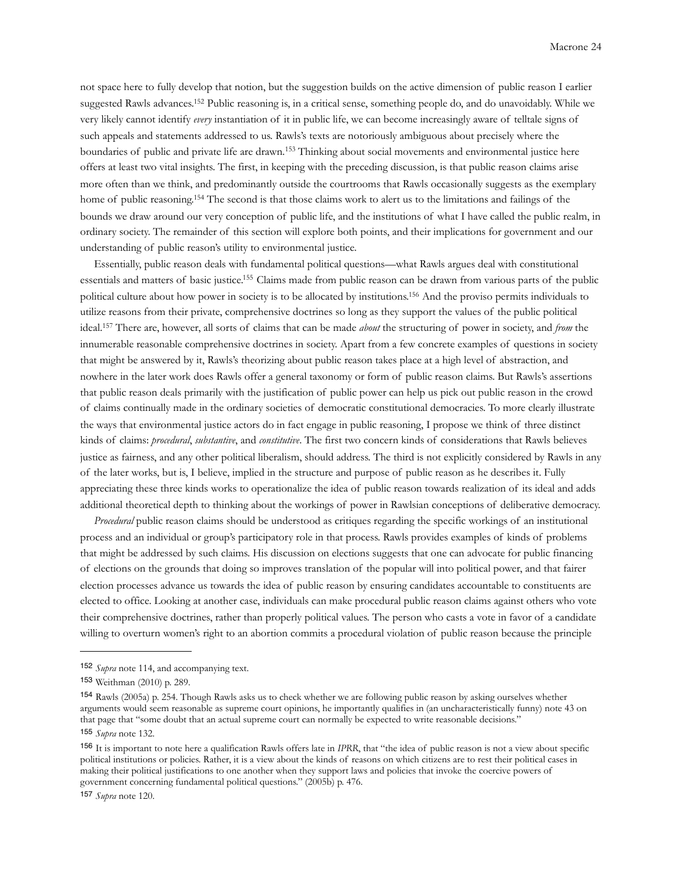not space here to fully develop that notion, but the suggestion builds on the active dimension of public reason I earlier suggested Rawls advances.[152] Public reasoning is, in a critical sense, something people do, and do unavoidably. While we very likely cannot identify *every* instantiation of it in public life, we can become increasingly aware of telltale signs of such appeals and statements addressed to us. Rawls's texts are notoriously ambiguous about precisely where the boundaries of public and private life are drawn.[153] Thinking about social movements and environmental justice here offers at least two vital insights. The first, in keeping with the preceding discussion, is that public reason claims arise more often than we think, and predominantly outside the courtrooms that Rawls occasionally suggests as the exemplary home of public reasoning.[154] The second is that those claims work to alert us to the limitations and failings of the bounds we draw around our very conception of public life, and the institutions of what I have called the public realm, in ordinary society. The remainder of this section will explore both points, and their implications for government and our understanding of public reason's utility to environmental justice.

Essentially, public reason deals with fundamental political questions—what Rawls argues deal with constitutional essentials and matters of basic justice.[155] Claims made from public reason can be drawn from various parts of the public political culture about how power in society is to be allocated by institutions.[156] And the proviso permits individuals to utilize reasons from their private, comprehensive doctrines so long as they support the values of the public political ideal.[157] There are, however, all sorts of claims that can be made *about* the structuring of power in society, and *from* the innumerable reasonable comprehensive doctrines in society. Apart from a few concrete examples of questions in society that might be answered by it, Rawls's theorizing about public reason takes place at a high level of abstraction, and nowhere in the later work does Rawls offer a general taxonomy or form of public reason claims. But Rawls's assertions that public reason deals primarily with the justification of public power can help us pick out public reason in the crowd of claims continually made in the ordinary societies of democratic constitutional democracies. To more clearly illustrate the ways that environmental justice actors do in fact engage in public reasoning, I propose we think of three distinct kinds of claims: *procedural*, *substantive*, and *constitutive*. The first two concern kinds of considerations that Rawls believes justice as fairness, and any other political liberalism, should address. The third is not explicitly considered by Rawls in any of the later works, but is, I believe, implied in the structure and purpose of public reason as he describes it. Fully appreciating these three kinds works to operationalize the idea of public reason towards realization of its ideal and adds additional theoretical depth to thinking about the workings of power in Rawlsian conceptions of deliberative democracy.

*Procedural* public reason claims should be understood as critiques regarding the specific workings of an institutional process and an individual or group's participatory role in that process. Rawls provides examples of kinds of problems that might be addressed by such claims. His discussion on elections suggests that one can advocate for public financing of elections on the grounds that doing so improves translation of the popular will into political power, and that fairer election processes advance us towards the idea of public reason by ensuring candidates accountable to constituents are elected to office. Looking at another case, individuals can make procedural public reason claims against others who vote their comprehensive doctrines, rather than properly political values. The person who casts a vote in favor of a candidate willing to overturn women's right to an abortion commits a procedural violation of public reason because the principle

---

[152] *Supra* note 114, and accompanying text.

[153] Weithman (2010) p. 289.

[154] Rawls (2005a) p. 254. Though Rawls asks us to check whether we are following public reason by asking ourselves whether arguments would seem reasonable as supreme court opinions, he importantly qualifies in (an uncharacteristically funny) note 43 on that page that "some doubt that an actual supreme court can normally be expected to write reasonable decisions."

[155] *Supra* note 132.

[156] It is important to note here a qualification Rawls offers late in *IPRR*, that "the idea of public reason is not a view about specific political institutions or policies. Rather, it is a view about the kinds of reasons on which citizens are to rest their political cases in making their political justifications to one another when they support laws and policies that invoke the coercive powers of government concerning fundamental political questions." (2005b) p. 476.

[157] *Supra* note 120.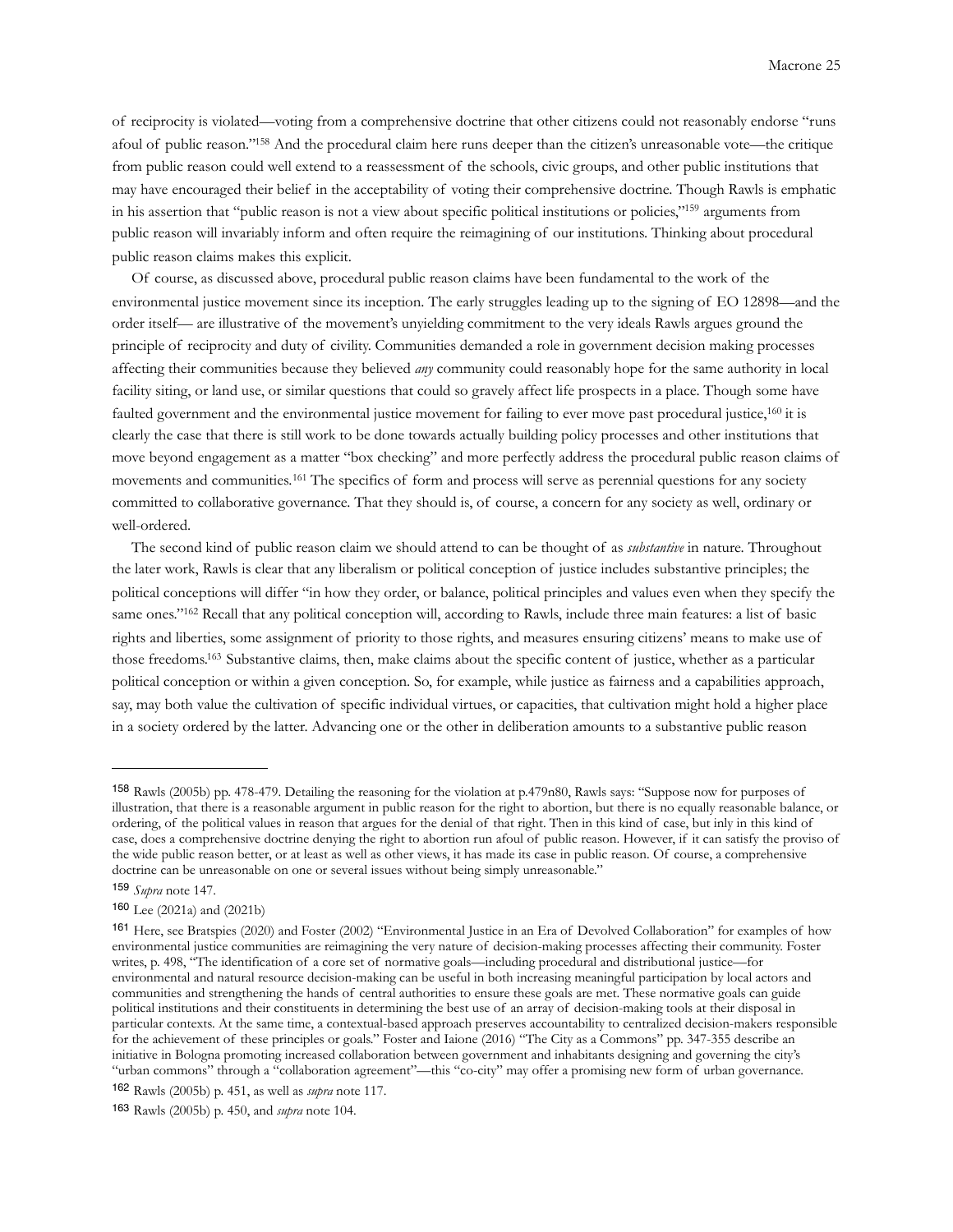of reciprocity is violated—voting from a comprehensive doctrine that other citizens could not reasonably endorse "runs afoul of public reason."[158] And the procedural claim here runs deeper than the citizen's unreasonable vote—the critique from public reason could well extend to a reassessment of the schools, civic groups, and other public institutions that may have encouraged their belief in the acceptability of voting their comprehensive doctrine. Though Rawls is emphatic in his assertion that "public reason is not a view about specific political institutions or policies,"[159] arguments from public reason will invariably inform and often require the reimagining of our institutions. Thinking about procedural public reason claims makes this explicit.

Of course, as discussed above, procedural public reason claims have been fundamental to the work of the environmental justice movement since its inception. The early struggles leading up to the signing of EO 12898—and the order itself— are illustrative of the movement's unyielding commitment to the very ideals Rawls argues ground the principle of reciprocity and duty of civility. Communities demanded a role in government decision making processes affecting their communities because they believed *any* community could reasonably hope for the same authority in local facility siting, or land use, or similar questions that could so gravely affect life prospects in a place. Though some have faulted government and the environmental justice movement for failing to ever move past procedural justice,[160] it is clearly the case that there is still work to be done towards actually building policy processes and other institutions that move beyond engagement as a matter "box checking" and more perfectly address the procedural public reason claims of movements and communities.[161] The specifics of form and process will serve as perennial questions for any society committed to collaborative governance. That they should is, of course, a concern for any society as well, ordinary or well-ordered.

The second kind of public reason claim we should attend to can be thought of as *substantive* in nature. Throughout the later work, Rawls is clear that any liberalism or political conception of justice includes substantive principles; the political conceptions will differ "in how they order, or balance, political principles and values even when they specify the same ones."[162] Recall that any political conception will, according to Rawls, include three main features: a list of basic rights and liberties, some assignment of priority to those rights, and measures ensuring citizens' means to make use of those freedoms.[163] Substantive claims, then, make claims about the specific content of justice, whether as a particular political conception or within a given conception. So, for example, while justice as fairness and a capabilities approach, say, may both value the cultivation of specific individual virtues, or capacities, that cultivation might hold a higher place in a society ordered by the latter. Advancing one or the other in deliberation amounts to a substantive public reason

---

[158] Rawls (2005b) pp. 478-479. Detailing the reasoning for the violation at p.479n80, Rawls says: "Suppose now for purposes of illustration, that there is a reasonable argument in public reason for the right to abortion, but there is no equally reasonable balance, or ordering, of the political values in reason that argues for the denial of that right. Then in this kind of case, but inly in this kind of case, does a comprehensive doctrine denying the right to abortion run afoul of public reason. However, if it can satisfy the proviso of the wide public reason better, or at least as well as other views, it has made its case in public reason. Of course, a comprehensive doctrine can be unreasonable on one or several issues without being simply unreasonable."

[159] *Supra* note 147.

[160] Lee (2021a) and (2021b)

[161] Here, see Bratspies (2020) and Foster (2002) "Environmental Justice in an Era of Devolved Collaboration" for examples of how environmental justice communities are reimagining the very nature of decision-making processes affecting their community. Foster writes, p. 498, "The identification of a core set of normative goals—including procedural and distributional justice—for environmental and natural resource decision-making can be useful in both increasing meaningful participation by local actors and communities and strengthening the hands of central authorities to ensure these goals are met. These normative goals can guide political institutions and their constituents in determining the best use of an array of decision-making tools at their disposal in particular contexts. At the same time, a contextual-based approach preserves accountability to centralized decision-makers responsible for the achievement of these principles or goals." Foster and Iaione (2016) "The City as a Commons" pp. 347-355 describe an initiative in Bologna promoting increased collaboration between government and inhabitants designing and governing the city's "urban commons" through a "collaboration agreement"—this "co-city" may offer a promising new form of urban governance.

[162] Rawls (2005b) p. 451, as well as *supra* note 117.

[163] Rawls (2005b) p. 450, and *supra* note 104.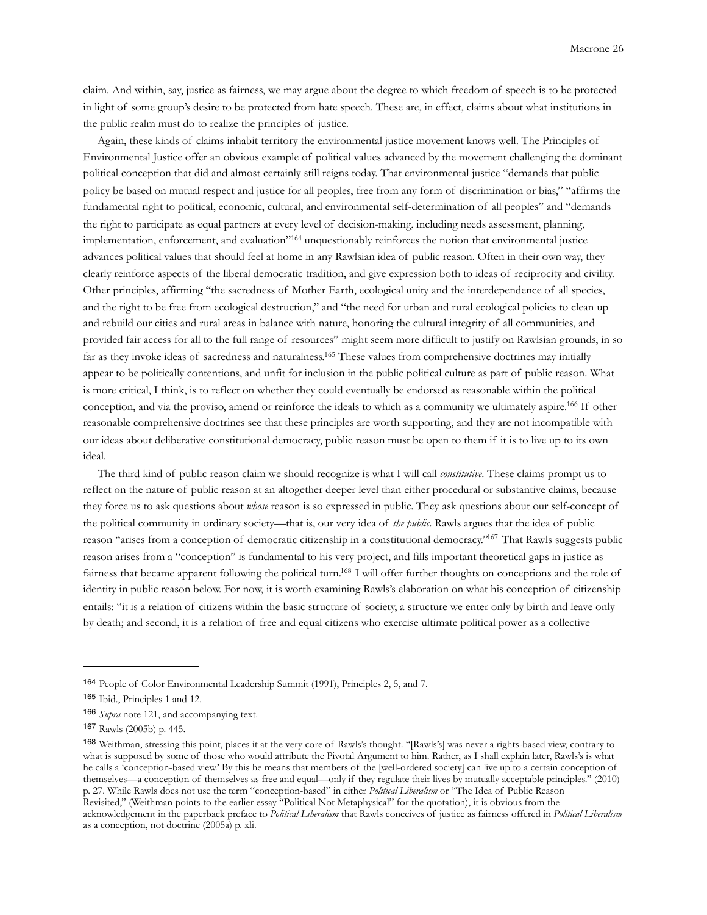claim. And within, say, justice as fairness, we may argue about the degree to which freedom of speech is to be protected in light of some group's desire to be protected from hate speech. These are, in effect, claims about what institutions in the public realm must do to realize the principles of justice.

Again, these kinds of claims inhabit territory the environmental justice movement knows well. The Principles of Environmental Justice offer an obvious example of political values advanced by the movement challenging the dominant political conception that did and almost certainly still reigns today. That environmental justice "demands that public policy be based on mutual respect and justice for all peoples, free from any form of discrimination or bias," "affirms the fundamental right to political, economic, cultural, and environmental self-determination of all peoples" and "demands the right to participate as equal partners at every level of decision-making, including needs assessment, planning, implementation, enforcement, and evaluation"[164] unquestionably reinforces the notion that environmental justice advances political values that should feel at home in any Rawlsian idea of public reason. Often in their own way, they clearly reinforce aspects of the liberal democratic tradition, and give expression both to ideas of reciprocity and civility. Other principles, affirming "the sacredness of Mother Earth, ecological unity and the interdependence of all species, and the right to be free from ecological destruction," and "the need for urban and rural ecological policies to clean up and rebuild our cities and rural areas in balance with nature, honoring the cultural integrity of all communities, and provided fair access for all to the full range of resources" might seem more difficult to justify on Rawlsian grounds, in so far as they invoke ideas of sacredness and naturalness.[165] These values from comprehensive doctrines may initially appear to be politically contentions, and unfit for inclusion in the public political culture as part of public reason. What is more critical, I think, is to reflect on whether they could eventually be endorsed as reasonable within the political conception, and via the proviso, amend or reinforce the ideals to which as a community we ultimately aspire.[166] If other reasonable comprehensive doctrines see that these principles are worth supporting, and they are not incompatible with our ideas about deliberative constitutional democracy, public reason must be open to them if it is to live up to its own ideal.

The third kind of public reason claim we should recognize is what I will call *constitutive*. These claims prompt us to reflect on the nature of public reason at an altogether deeper level than either procedural or substantive claims, because they force us to ask questions about *whose* reason is so expressed in public. They ask questions about our self-concept of the political community in ordinary society—that is, our very idea of *the public*. Rawls argues that the idea of public reason "arises from a conception of democratic citizenship in a constitutional democracy."[167] That Rawls suggests public reason arises from a "conception" is fundamental to his very project, and fills important theoretical gaps in justice as fairness that became apparent following the political turn.[168] I will offer further thoughts on conceptions and the role of identity in public reason below. For now, it is worth examining Rawls's elaboration on what his conception of citizenship entails: "it is a relation of citizens within the basic structure of society, a structure we enter only by birth and leave only by death; and second, it is a relation of free and equal citizens who exercise ultimate political power as a collective

---

[164] People of Color Environmental Leadership Summit (1991), Principles 2, 5, and 7.

[165] Ibid., Principles 1 and 12.

[166] *Supra* note 121, and accompanying text.

[167] Rawls (2005b) p. 445.

[168] Weithman, stressing this point, places it at the very core of Rawls's thought. "[Rawls's] was never a rights-based view, contrary to what is supposed by some of those who would attribute the Pivotal Argument to him. Rather, as I shall explain later, Rawls's is what he calls a 'conception-based view.' By this he means that members of the [well-ordered society] can live up to a certain conception of themselves—a conception of themselves as free and equal—only if they regulate their lives by mutually acceptable principles." (2010) p. 27. While Rawls does not use the term "conception-based" in either *Political Liberalism* or "The Idea of Public Reason Revisited," (Weithman points to the earlier essay "Political Not Metaphysical" for the quotation), it is obvious from the acknowledgement in the paperback preface to *Political Liberalism* that Rawls conceives of justice as fairness offered in *Political Liberalism* as a conception, not doctrine (2005a) p. xli.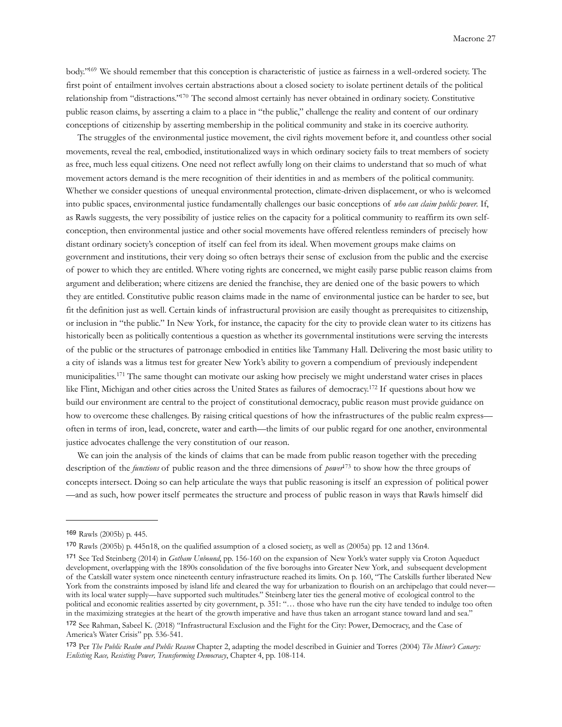body."[169] We should remember that this conception is characteristic of justice as fairness in a well-ordered society. The first point of entailment involves certain abstractions about a closed society to isolate pertinent details of the political relationship from "distractions."[170] The second almost certainly has never obtained in ordinary society. Constitutive public reason claims, by asserting a claim to a place in "the public," challenge the reality and content of our ordinary conceptions of citizenship by asserting membership in the political community and stake in its coercive authority.

The struggles of the environmental justice movement, the civil rights movement before it, and countless other social movements, reveal the real, embodied, institutionalized ways in which ordinary society fails to treat members of society as free, much less equal citizens. One need not reflect awfully long on their claims to understand that so much of what movement actors demand is the mere recognition of their identities in and as members of the political community. Whether we consider questions of unequal environmental protection, climate-driven displacement, or who is welcomed into public spaces, environmental justice fundamentally challenges our basic conceptions of *who can claim public power*. If, as Rawls suggests, the very possibility of justice relies on the capacity for a political community to reaffirm its own self-conception, then environmental justice and other social movements have offered relentless reminders of precisely how distant ordinary society's conception of itself can feel from its ideal. When movement groups make claims on government and institutions, their very doing so often betrays their sense of exclusion from the public and the exercise of power to which they are entitled. Where voting rights are concerned, we might easily parse public reason claims from argument and deliberation; where citizens are denied the franchise, they are denied one of the basic powers to which they are entitled. Constitutive public reason claims made in the name of environmental justice can be harder to see, but fit the definition just as well. Certain kinds of infrastructural provision are easily thought as prerequisites to citizenship, or inclusion in "the public." In New York, for instance, the capacity for the city to provide clean water to its citizens has historically been as politically contentious a question as whether its governmental institutions were serving the interests of the public or the structures of patronage embodied in entities like Tammany Hall. Delivering the most basic utility to a city of islands was a litmus test for greater New York's ability to govern a compendium of previously independent municipalities.[171] The same thought can motivate our asking how precisely we might understand water crises in places like Flint, Michigan and other cities across the United States as failures of democracy.[172] If questions about how we build our environment are central to the project of constitutional democracy, public reason must provide guidance on how to overcome these challenges. By raising critical questions of how the infrastructures of the public realm express—often in terms of iron, lead, concrete, water and earth—the limits of our public regard for one another, environmental justice advocates challenge the very constitution of our reason.

We can join the analysis of the kinds of claims that can be made from public reason together with the preceding description of the *functions* of public reason and the three dimensions of *power*[173] to show how the three groups of concepts intersect. Doing so can help articulate the ways that public reasoning is itself an expression of political power—and as such, how power itself permeates the structure and process of public reason in ways that Rawls himself did

---

169 Rawls (2005b) p. 445.

170 Rawls (2005b) p. 445n18, on the qualified assumption of a closed society, as well as (2005a) pp. 12 and 136n4.

171 See Ted Steinberg (2014) in *Gotham Unbound*, pp. 156-160 on the expansion of New York's water supply via Croton Aqueduct development, overlapping with the 1890s consolidation of the five boroughs into Greater New York, and subsequent development of the Catskill water system once nineteenth century infrastructure reached its limits. On p. 160, "The Catskills further liberated New York from the constraints imposed by island life and cleared the way for urbanization to flourish on an archipelago that could never—with its local water supply—have supported such multitudes." Steinberg later ties the general motive of ecological control to the political and economic realities asserted by city government, p. 351: "… those who have run the city have tended to indulge too often in the maximizing strategies at the heart of the growth imperative and have thus taken an arrogant stance toward land and sea."

172 See Rahman, Sabeel K. (2018) "Infrastructural Exclusion and the Fight for the City: Power, Democracy, and the Case of America's Water Crisis" pp. 536-541.

173 Per *The Public Realm and Public Reason* Chapter 2, adapting the model described in Guinier and Torres (2004) *The Miner's Canary: Enlisting Race, Resisting Power, Transforming Democracy*, Chapter 4, pp. 108-114.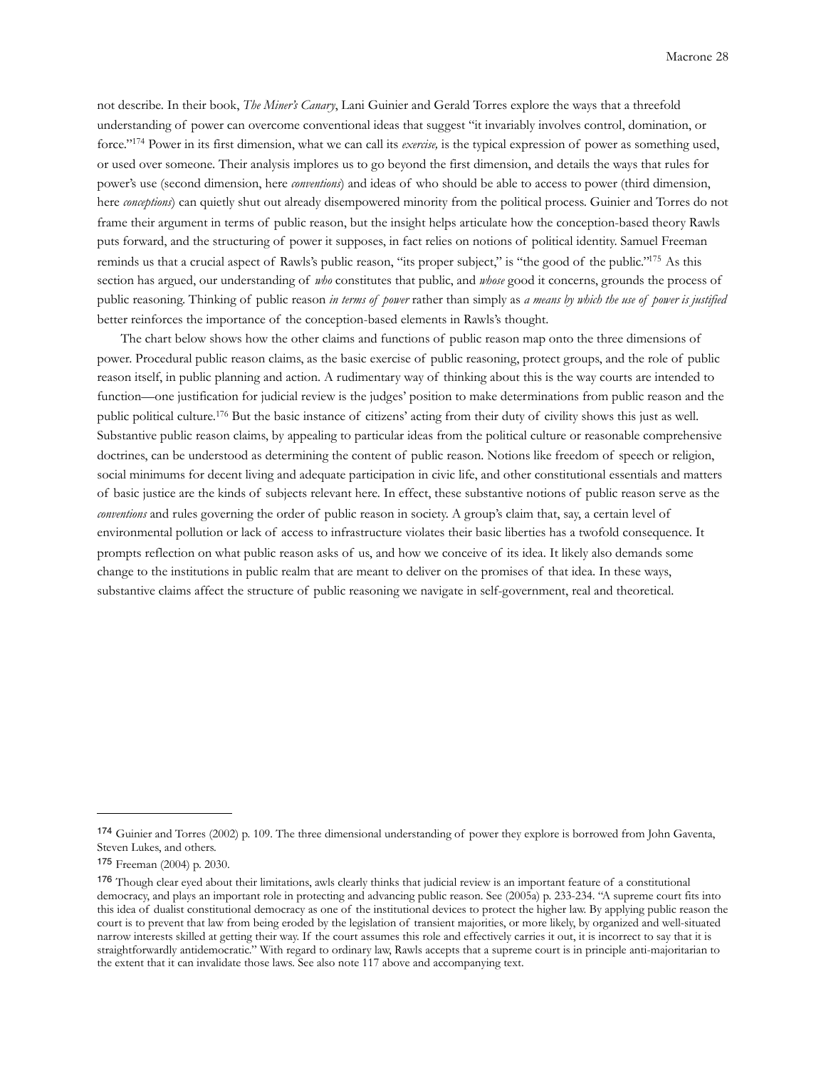not describe. In their book, *The Miner's Canary*, Lani Guinier and Gerald Torres explore the ways that a threefold understanding of power can overcome conventional ideas that suggest "it invariably involves control, domination, or force."[174] Power in its first dimension, what we can call its *exercise,* is the typical expression of power as something used, or used over someone. Their analysis implores us to go beyond the first dimension, and details the ways that rules for power's use (second dimension, here *conventions*) and ideas of who should be able to access to power (third dimension, here *conceptions*) can quietly shut out already disempowered minority from the political process. Guinier and Torres do not frame their argument in terms of public reason, but the insight helps articulate how the conception-based theory Rawls puts forward, and the structuring of power it supposes, in fact relies on notions of political identity. Samuel Freeman reminds us that a crucial aspect of Rawls's public reason, "its proper subject," is "the good of the public."[175] As this section has argued, our understanding of *who* constitutes that public, and *whose* good it concerns, grounds the process of public reasoning. Thinking of public reason *in terms of power* rather than simply as *a means by which the use of power is justified* better reinforces the importance of the conception-based elements in Rawls's thought.

The chart below shows how the other claims and functions of public reason map onto the three dimensions of power. Procedural public reason claims, as the basic exercise of public reasoning, protect groups, and the role of public reason itself, in public planning and action. A rudimentary way of thinking about this is the way courts are intended to function—one justification for judicial review is the judges' position to make determinations from public reason and the public political culture.[176] But the basic instance of citizens' acting from their duty of civility shows this just as well. Substantive public reason claims, by appealing to particular ideas from the political culture or reasonable comprehensive doctrines, can be understood as determining the content of public reason. Notions like freedom of speech or religion, social minimums for decent living and adequate participation in civic life, and other constitutional essentials and matters of basic justice are the kinds of subjects relevant here. In effect, these substantive notions of public reason serve as the *conventions* and rules governing the order of public reason in society. A group's claim that, say, a certain level of environmental pollution or lack of access to infrastructure violates their basic liberties has a twofold consequence. It prompts reflection on what public reason asks of us, and how we conceive of its idea. It likely also demands some change to the institutions in public realm that are meant to deliver on the promises of that idea. In these ways, substantive claims affect the structure of public reasoning we navigate in self-government, real and theoretical.

---

[174] Guinier and Torres (2002) p. 109. The three dimensional understanding of power they explore is borrowed from John Gaventa, Steven Lukes, and others.

[175] Freeman (2004) p. 2030.

[176] Though clear eyed about their limitations, awls clearly thinks that judicial review is an important feature of a constitutional democracy, and plays an important role in protecting and advancing public reason. See (2005a) p. 233-234. "A supreme court fits into this idea of dualist constitutional democracy as one of the institutional devices to protect the higher law. By applying public reason the court is to prevent that law from being eroded by the legislation of transient majorities, or more likely, by organized and well-situated narrow interests skilled at getting their way. If the court assumes this role and effectively carries it out, it is incorrect to say that it is straightforwardly antidemocratic." With regard to ordinary law, Rawls accepts that a supreme court is in principle anti-majoritarian to the extent that it can invalidate those laws. See also note 117 above and accompanying text.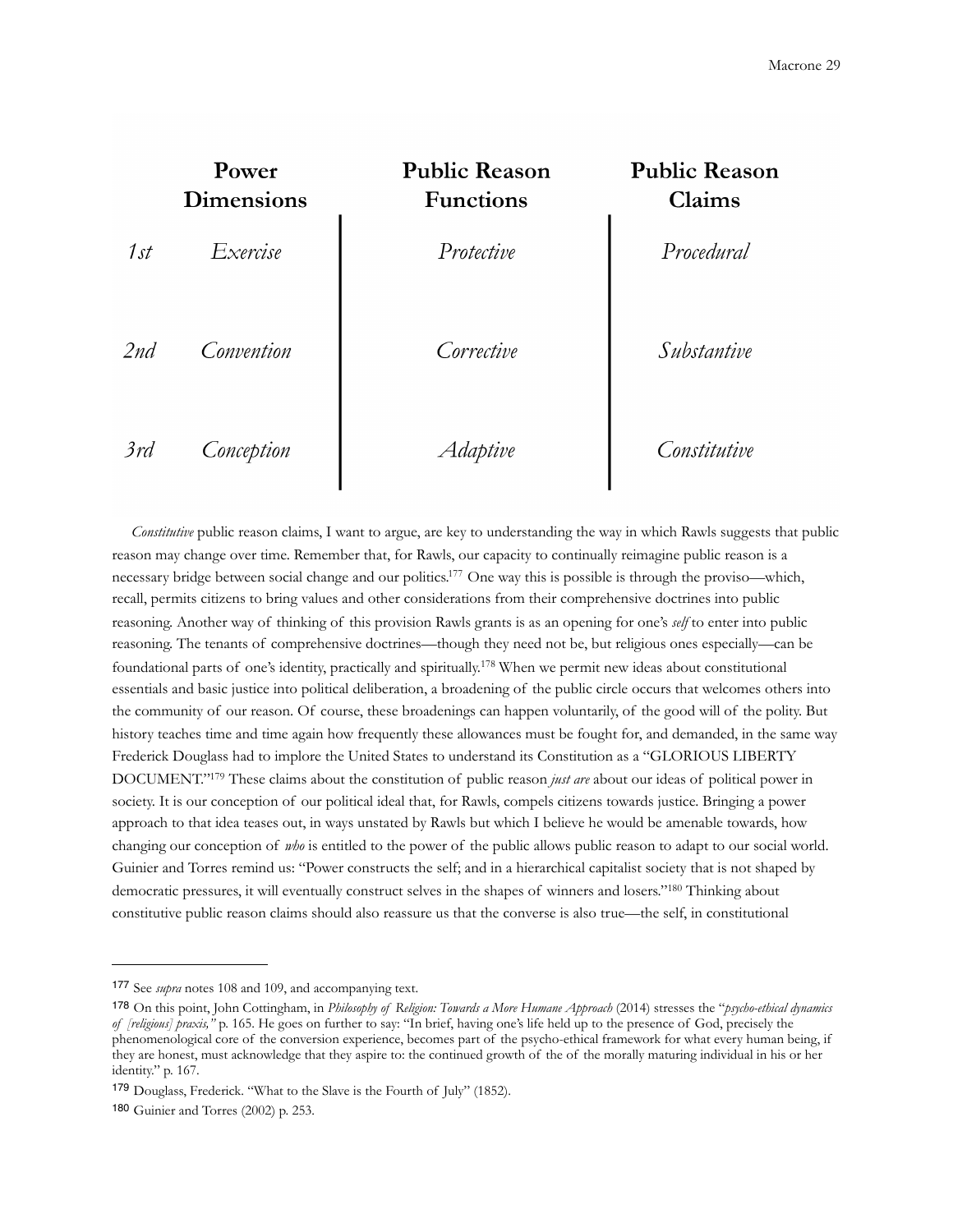| | Power Dimensions | Public Reason Functions | Public Reason Claims |
|---|---|---|---|
| *1st* | *Exercise* | *Protective* | *Procedural* |
| *2nd* | *Convention* | *Corrective* | *Substantive* |
| *3rd* | *Conception* | *Adaptive* | *Constitutive* |

*Constitutive* public reason claims, I want to argue, are key to understanding the way in which Rawls suggests that public reason may change over time. Remember that, for Rawls, our capacity to continually reimagine public reason is a necessary bridge between social change and our politics.[177] One way this is possible is through the proviso—which, recall, permits citizens to bring values and other considerations from their comprehensive doctrines into public reasoning. Another way of thinking of this provision Rawls grants is as an opening for one's *self* to enter into public reasoning. The tenants of comprehensive doctrines—though they need not be, but religious ones especially—can be foundational parts of one's identity, practically and spiritually.[178] When we permit new ideas about constitutional essentials and basic justice into political deliberation, a broadening of the public circle occurs that welcomes others into the community of our reason. Of course, these broadenings can happen voluntarily, of the good will of the polity. But history teaches time and time again how frequently these allowances must be fought for, and demanded, in the same way Frederick Douglass had to implore the United States to understand its Constitution as a "GLORIOUS LIBERTY DOCUMENT."[179] These claims about the constitution of public reason *just are* about our ideas of political power in society. It is our conception of our political ideal that, for Rawls, compels citizens towards justice. Bringing a power approach to that idea teases out, in ways unstated by Rawls but which I believe he would be amenable towards, how changing our conception of *who* is entitled to the power of the public allows public reason to adapt to our social world. Guinier and Torres remind us: "Power constructs the self; and in a hierarchical capitalist society that is not shaped by democratic pressures, it will eventually construct selves in the shapes of winners and losers."[180] Thinking about constitutive public reason claims should also reassure us that the converse is also true—the self, in constitutional

---

[177] See *supra* notes 108 and 109, and accompanying text.

[178] On this point, John Cottingham, in *Philosophy of Religion: Towards a More Humane Approach* (2014) stresses the "*psycho-ethical dynamics of [religious] praxis,"* p. 165. He goes on further to say: "In brief, having one's life held up to the presence of God, precisely the phenomenological core of the conversion experience, becomes part of the psycho-ethical framework for what every human being, if they are honest, must acknowledge that they aspire to: the continued growth of the of the morally maturing individual in his or her identity." p. 167.

[179] Douglass, Frederick. "What to the Slave is the Fourth of July" (1852).

[180] Guinier and Torres (2002) p. 253.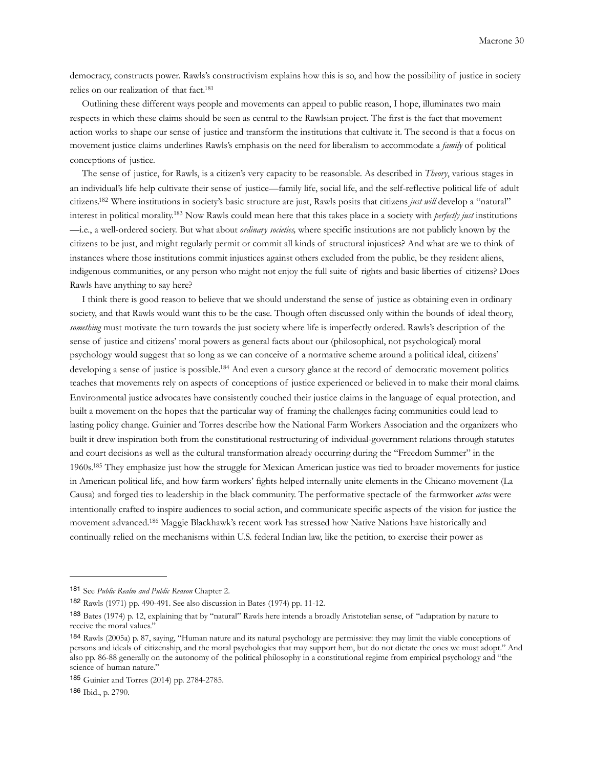democracy, constructs power. Rawls's constructivism explains how this is so, and how the possibility of justice in society relies on our realization of that fact.[181]

Outlining these different ways people and movements can appeal to public reason, I hope, illuminates two main respects in which these claims should be seen as central to the Rawlsian project. The first is the fact that movement action works to shape our sense of justice and transform the institutions that cultivate it. The second is that a focus on movement justice claims underlines Rawls's emphasis on the need for liberalism to accommodate a *family* of political conceptions of justice.

The sense of justice, for Rawls, is a citizen's very capacity to be reasonable. As described in *Theory*, various stages in an individual's life help cultivate their sense of justice—family life, social life, and the self-reflective political life of adult citizens.[182] Where institutions in society's basic structure are just, Rawls posits that citizens *just will* develop a "natural" interest in political morality.[183] Now Rawls could mean here that this takes place in a society with *perfectly just* institutions—i.e., a well-ordered society. But what about *ordinary societies,* where specific institutions are not publicly known by the citizens to be just, and might regularly permit or commit all kinds of structural injustices? And what are we to think of instances where those institutions commit injustices against others excluded from the public, be they resident aliens, indigenous communities, or any person who might not enjoy the full suite of rights and basic liberties of citizens? Does Rawls have anything to say here?

I think there is good reason to believe that we should understand the sense of justice as obtaining even in ordinary society, and that Rawls would want this to be the case. Though often discussed only within the bounds of ideal theory, *something* must motivate the turn towards the just society where life is imperfectly ordered. Rawls's description of the sense of justice and citizens' moral powers as general facts about our (philosophical, not psychological) moral psychology would suggest that so long as we can conceive of a normative scheme around a political ideal, citizens' developing a sense of justice is possible.[184] And even a cursory glance at the record of democratic movement politics teaches that movements rely on aspects of conceptions of justice experienced or believed in to make their moral claims. Environmental justice advocates have consistently couched their justice claims in the language of equal protection, and built a movement on the hopes that the particular way of framing the challenges facing communities could lead to lasting policy change. Guinier and Torres describe how the National Farm Workers Association and the organizers who built it drew inspiration both from the constitutional restructuring of individual-government relations through statutes and court decisions as well as the cultural transformation already occurring during the "Freedom Summer" in the 1960s.[185] They emphasize just how the struggle for Mexican American justice was tied to broader movements for justice in American political life, and how farm workers' fights helped internally unite elements in the Chicano movement (La Causa) and forged ties to leadership in the black community. The performative spectacle of the farmworker *actos* were intentionally crafted to inspire audiences to social action, and communicate specific aspects of the vision for justice the movement advanced.[186] Maggie Blackhawk's recent work has stressed how Native Nations have historically and continually relied on the mechanisms within U.S. federal Indian law, like the petition, to exercise their power as

---

[181] See *Public Realm and Public Reason* Chapter 2.

[182] Rawls (1971) pp. 490-491. See also discussion in Bates (1974) pp. 11-12.

[183] Bates (1974) p. 12, explaining that by "natural" Rawls here intends a broadly Aristotelian sense, of "adaptation by nature to receive the moral values."

[184] Rawls (2005a) p. 87, saying, "Human nature and its natural psychology are permissive: they may limit the viable conceptions of persons and ideals of citizenship, and the moral psychologies that may support hem, but do not dictate the ones we must adopt." And also pp. 86-88 generally on the autonomy of the political philosophy in a constitutional regime from empirical psychology and "the science of human nature."

[185] Guinier and Torres (2014) pp. 2784-2785.

[186] Ibid., p. 2790.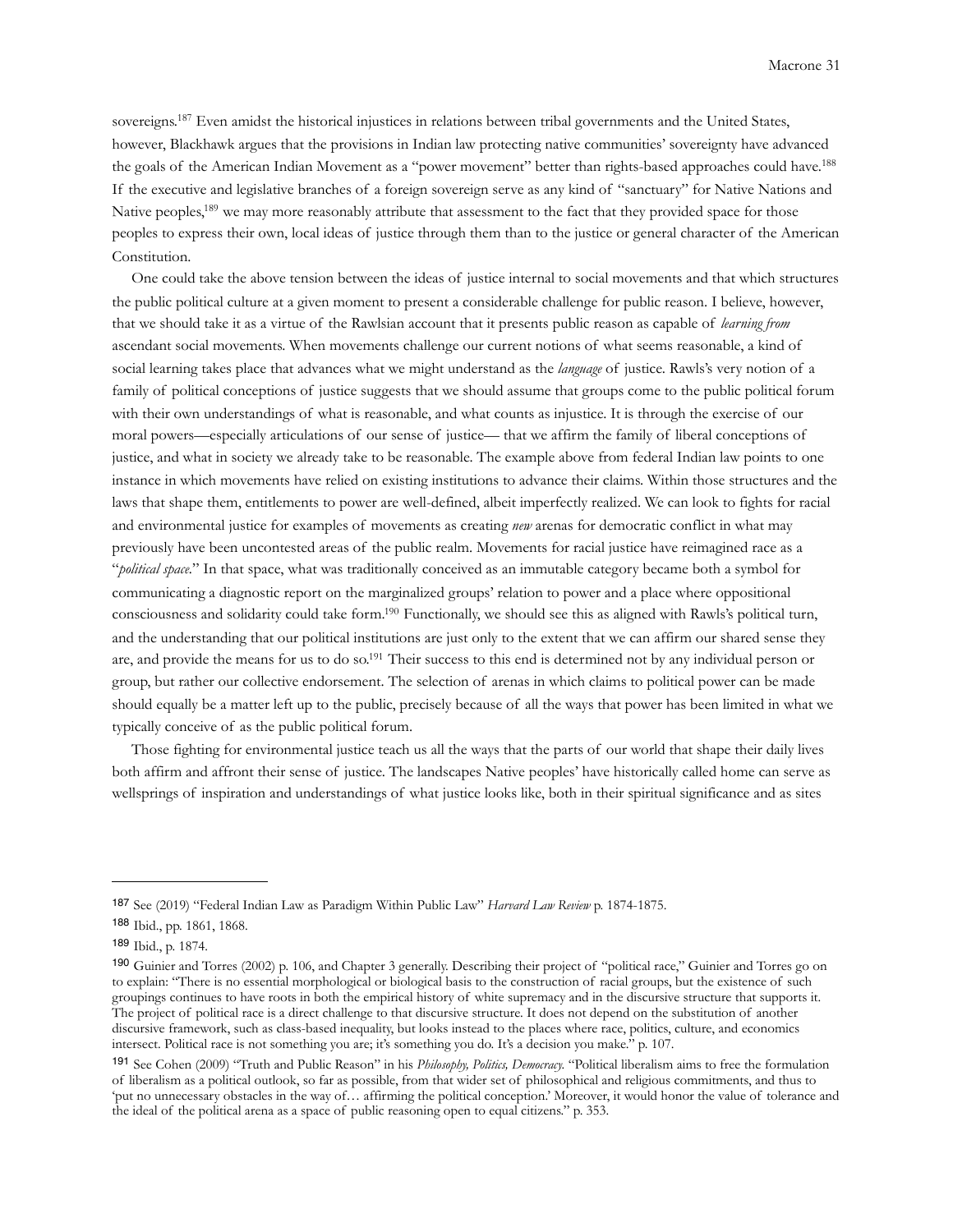sovereigns.[187] Even amidst the historical injustices in relations between tribal governments and the United States, however, Blackhawk argues that the provisions in Indian law protecting native communities' sovereignty have advanced the goals of the American Indian Movement as a "power movement" better than rights-based approaches could have.[188] If the executive and legislative branches of a foreign sovereign serve as any kind of "sanctuary" for Native Nations and Native peoples,[189] we may more reasonably attribute that assessment to the fact that they provided space for those peoples to express their own, local ideas of justice through them than to the justice or general character of the American Constitution.

One could take the above tension between the ideas of justice internal to social movements and that which structures the public political culture at a given moment to present a considerable challenge for public reason. I believe, however, that we should take it as a virtue of the Rawlsian account that it presents public reason as capable of *learning from* ascendant social movements. When movements challenge our current notions of what seems reasonable, a kind of social learning takes place that advances what we might understand as the *language* of justice. Rawls's very notion of a family of political conceptions of justice suggests that we should assume that groups come to the public political forum with their own understandings of what is reasonable, and what counts as injustice. It is through the exercise of our moral powers—especially articulations of our sense of justice— that we affirm the family of liberal conceptions of justice, and what in society we already take to be reasonable. The example above from federal Indian law points to one instance in which movements have relied on existing institutions to advance their claims. Within those structures and the laws that shape them, entitlements to power are well-defined, albeit imperfectly realized. We can look to fights for racial and environmental justice for examples of movements as creating *new* arenas for democratic conflict in what may previously have been uncontested areas of the public realm. Movements for racial justice have reimagined race as a "*political space*." In that space, what was traditionally conceived as an immutable category became both a symbol for communicating a diagnostic report on the marginalized groups' relation to power and a place where oppositional consciousness and solidarity could take form.[190] Functionally, we should see this as aligned with Rawls's political turn, and the understanding that our political institutions are just only to the extent that we can affirm our shared sense they are, and provide the means for us to do so.[191] Their success to this end is determined not by any individual person or group, but rather our collective endorsement. The selection of arenas in which claims to political power can be made should equally be a matter left up to the public, precisely because of all the ways that power has been limited in what we typically conceive of as the public political forum.

Those fighting for environmental justice teach us all the ways that the parts of our world that shape their daily lives both affirm and affront their sense of justice. The landscapes Native peoples' have historically called home can serve as wellsprings of inspiration and understandings of what justice looks like, both in their spiritual significance and as sites

---

[187] See (2019) "Federal Indian Law as Paradigm Within Public Law" *Harvard Law Review* p. 1874-1875.

[188] Ibid., pp. 1861, 1868.

[189] Ibid., p. 1874.

[190] Guinier and Torres (2002) p. 106, and Chapter 3 generally. Describing their project of "political race," Guinier and Torres go on to explain: "There is no essential morphological or biological basis to the construction of racial groups, but the existence of such groupings continues to have roots in both the empirical history of white supremacy and in the discursive structure that supports it. The project of political race is a direct challenge to that discursive structure. It does not depend on the substitution of another discursive framework, such as class-based inequality, but looks instead to the places where race, politics, culture, and economics intersect. Political race is not something you are; it's something you do. It's a decision you make." p. 107.

[191] See Cohen (2009) "Truth and Public Reason" in his *Philosophy, Politics, Democracy.* "Political liberalism aims to free the formulation of liberalism as a political outlook, so far as possible, from that wider set of philosophical and religious commitments, and thus to 'put no unnecessary obstacles in the way of… affirming the political conception.' Moreover, it would honor the value of tolerance and the ideal of the political arena as a space of public reasoning open to equal citizens." p. 353.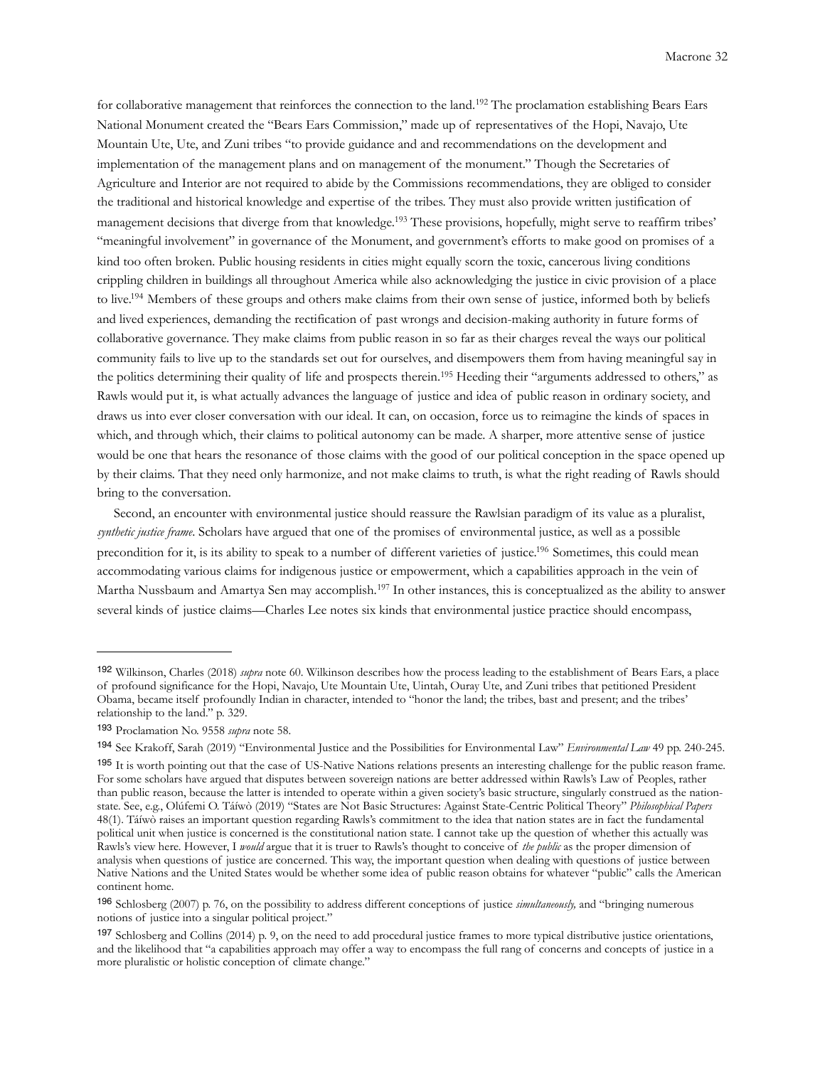for collaborative management that reinforces the connection to the land.[192] The proclamation establishing Bears Ears National Monument created the "Bears Ears Commission," made up of representatives of the Hopi, Navajo, Ute Mountain Ute, Ute, and Zuni tribes "to provide guidance and and recommendations on the development and implementation of the management plans and on management of the monument." Though the Secretaries of Agriculture and Interior are not required to abide by the Commissions recommendations, they are obliged to consider the traditional and historical knowledge and expertise of the tribes. They must also provide written justification of management decisions that diverge from that knowledge.[193] These provisions, hopefully, might serve to reaffirm tribes' "meaningful involvement" in governance of the Monument, and government's efforts to make good on promises of a kind too often broken. Public housing residents in cities might equally scorn the toxic, cancerous living conditions crippling children in buildings all throughout America while also acknowledging the justice in civic provision of a place to live.[194] Members of these groups and others make claims from their own sense of justice, informed both by beliefs and lived experiences, demanding the rectification of past wrongs and decision-making authority in future forms of collaborative governance. They make claims from public reason in so far as their charges reveal the ways our political community fails to live up to the standards set out for ourselves, and disempowers them from having meaningful say in the politics determining their quality of life and prospects therein.[195] Heeding their "arguments addressed to others," as Rawls would put it, is what actually advances the language of justice and idea of public reason in ordinary society, and draws us into ever closer conversation with our ideal. It can, on occasion, force us to reimagine the kinds of spaces in which, and through which, their claims to political autonomy can be made. A sharper, more attentive sense of justice would be one that hears the resonance of those claims with the good of our political conception in the space opened up by their claims. That they need only harmonize, and not make claims to truth, is what the right reading of Rawls should bring to the conversation.

Second, an encounter with environmental justice should reassure the Rawlsian paradigm of its value as a pluralist, *synthetic justice frame*. Scholars have argued that one of the promises of environmental justice, as well as a possible precondition for it, is its ability to speak to a number of different varieties of justice.[196] Sometimes, this could mean accommodating various claims for indigenous justice or empowerment, which a capabilities approach in the vein of Martha Nussbaum and Amartya Sen may accomplish.[197] In other instances, this is conceptualized as the ability to answer several kinds of justice claims—Charles Lee notes six kinds that environmental justice practice should encompass,

---

[192] Wilkinson, Charles (2018) *supra* note 60. Wilkinson describes how the process leading to the establishment of Bears Ears, a place of profound significance for the Hopi, Navajo, Ute Mountain Ute, Uintah, Ouray Ute, and Zuni tribes that petitioned President Obama, became itself profoundly Indian in character, intended to "honor the land; the tribes, bast and present; and the tribes' relationship to the land." p. 329.

[193] Proclamation No. 9558 *supra* note 58.

[194] See Krakoff, Sarah (2019) "Environmental Justice and the Possibilities for Environmental Law" *Environmental Law* 49 pp. 240-245.

[195] It is worth pointing out that the case of US-Native Nations relations presents an interesting challenge for the public reason frame. For some scholars have argued that disputes between sovereign nations are better addressed within Rawls's Law of Peoples, rather than public reason, because the latter is intended to operate within a given society's basic structure, singularly construed as the nation-state. See, e.g., Olúfemi O. Táíwò (2019) "States are Not Basic Structures: Against State-Centric Political Theory" *Philosophical Papers* 48(1). Táíwò raises an important question regarding Rawls's commitment to the idea that nation states are in fact the fundamental political unit when justice is concerned is the constitutional nation state. I cannot take up the question of whether this actually was Rawls's view here. However, I *would* argue that it is truer to Rawls's thought to conceive of *the public* as the proper dimension of analysis when questions of justice are concerned. This way, the important question when dealing with questions of justice between Native Nations and the United States would be whether some idea of public reason obtains for whatever "public" calls the American continent home.

[196] Schlosberg (2007) p. 76, on the possibility to address different conceptions of justice *simultaneously,* and "bringing numerous notions of justice into a singular political project."

[197] Schlosberg and Collins (2014) p. 9, on the need to add procedural justice frames to more typical distributive justice orientations, and the likelihood that "a capabilities approach may offer a way to encompass the full rang of concerns and concepts of justice in a more pluralistic or holistic conception of climate change."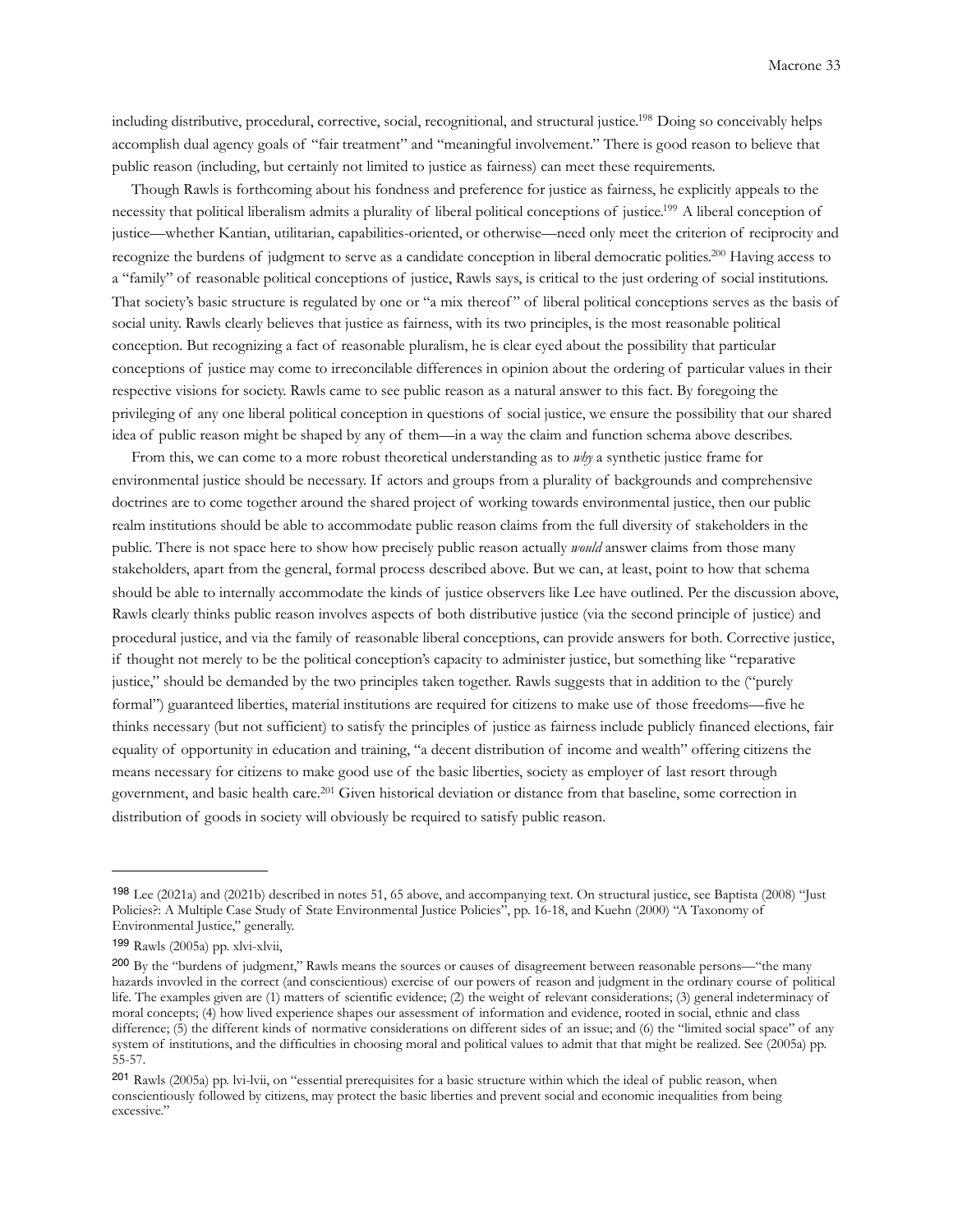including distributive, procedural, corrective, social, recognitional, and structural justice.[198] Doing so conceivably helps accomplish dual agency goals of "fair treatment" and "meaningful involvement." There is good reason to believe that public reason (including, but certainly not limited to justice as fairness) can meet these requirements.

Though Rawls is forthcoming about his fondness and preference for justice as fairness, he explicitly appeals to the necessity that political liberalism admits a plurality of liberal political conceptions of justice.[199] A liberal conception of justice—whether Kantian, utilitarian, capabilities-oriented, or otherwise—need only meet the criterion of reciprocity and recognize the burdens of judgment to serve as a candidate conception in liberal democratic polities.[200] Having access to a "family" of reasonable political conceptions of justice, Rawls says, is critical to the just ordering of social institutions. That society's basic structure is regulated by one or "a mix thereof" of liberal political conceptions serves as the basis of social unity. Rawls clearly believes that justice as fairness, with its two principles, is the most reasonable political conception. But recognizing a fact of reasonable pluralism, he is clear eyed about the possibility that particular conceptions of justice may come to irreconcilable differences in opinion about the ordering of particular values in their respective visions for society. Rawls came to see public reason as a natural answer to this fact. By foregoing the privileging of any one liberal political conception in questions of social justice, we ensure the possibility that our shared idea of public reason might be shaped by any of them—in a way the claim and function schema above describes.

From this, we can come to a more robust theoretical understanding as to *why* a synthetic justice frame for environmental justice should be necessary. If actors and groups from a plurality of backgrounds and comprehensive doctrines are to come together around the shared project of working towards environmental justice, then our public realm institutions should be able to accommodate public reason claims from the full diversity of stakeholders in the public. There is not space here to show how precisely public reason actually *would* answer claims from those many stakeholders, apart from the general, formal process described above. But we can, at least, point to how that schema should be able to internally accommodate the kinds of justice observers like Lee have outlined. Per the discussion above, Rawls clearly thinks public reason involves aspects of both distributive justice (via the second principle of justice) and procedural justice, and via the family of reasonable liberal conceptions, can provide answers for both. Corrective justice, if thought not merely to be the political conception's capacity to administer justice, but something like "reparative justice," should be demanded by the two principles taken together. Rawls suggests that in addition to the ("purely formal") guaranteed liberties, material institutions are required for citizens to make use of those freedoms—five he thinks necessary (but not sufficient) to satisfy the principles of justice as fairness include publicly financed elections, fair equality of opportunity in education and training, "a decent distribution of income and wealth" offering citizens the means necessary for citizens to make good use of the basic liberties, society as employer of last resort through government, and basic health care.[201] Given historical deviation or distance from that baseline, some correction in distribution of goods in society will obviously be required to satisfy public reason.

---

[198] Lee (2021a) and (2021b) described in notes 51, 65 above, and accompanying text. On structural justice, see Baptista (2008) "Just Policies?: A Multiple Case Study of State Environmental Justice Policies", pp. 16-18, and Kuehn (2000) "A Taxonomy of Environmental Justice," generally.

[199] Rawls (2005a) pp. xlvi-xlvii,

[200] By the "burdens of judgment," Rawls means the sources or causes of disagreement between reasonable persons—"the many hazards invovled in the correct (and conscientious) exercise of our powers of reason and judgment in the ordinary course of political life. The examples given are (1) matters of scientific evidence; (2) the weight of relevant considerations; (3) general indeterminacy of moral concepts; (4) how lived experience shapes our assessment of information and evidence, rooted in social, ethnic and class difference; (5) the different kinds of normative considerations on different sides of an issue; and (6) the "limited social space" of any system of institutions, and the difficulties in choosing moral and political values to admit that that might be realized. See (2005a) pp. 55-57.

[201] Rawls (2005a) pp. lvi-lvii, on "essential prerequisites for a basic structure within which the ideal of public reason, when conscientiously followed by citizens, may protect the basic liberties and prevent social and economic inequalities from being excessive."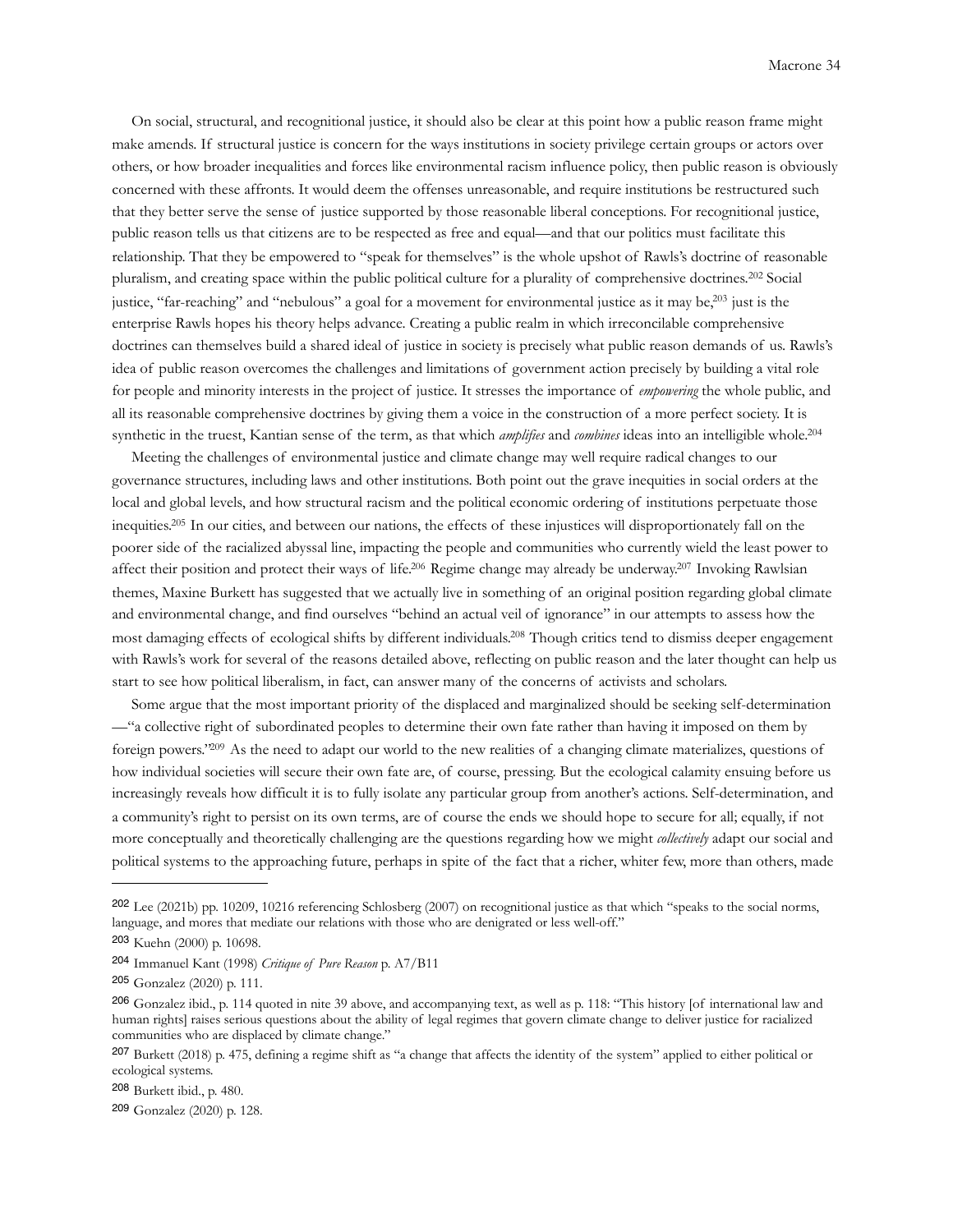On social, structural, and recognitional justice, it should also be clear at this point how a public reason frame might make amends. If structural justice is concern for the ways institutions in society privilege certain groups or actors over others, or how broader inequalities and forces like environmental racism influence policy, then public reason is obviously concerned with these affronts. It would deem the offenses unreasonable, and require institutions be restructured such that they better serve the sense of justice supported by those reasonable liberal conceptions. For recognitional justice, public reason tells us that citizens are to be respected as free and equal—and that our politics must facilitate this relationship. That they be empowered to "speak for themselves" is the whole upshot of Rawls's doctrine of reasonable pluralism, and creating space within the public political culture for a plurality of comprehensive doctrines.[202] Social justice, "far-reaching" and "nebulous" a goal for a movement for environmental justice as it may be,[203] just is the enterprise Rawls hopes his theory helps advance. Creating a public realm in which irreconcilable comprehensive doctrines can themselves build a shared ideal of justice in society is precisely what public reason demands of us. Rawls's idea of public reason overcomes the challenges and limitations of government action precisely by building a vital role for people and minority interests in the project of justice. It stresses the importance of *empowering* the whole public, and all its reasonable comprehensive doctrines by giving them a voice in the construction of a more perfect society. It is synthetic in the truest, Kantian sense of the term, as that which *amplifies* and *combines* ideas into an intelligible whole.[204]

Meeting the challenges of environmental justice and climate change may well require radical changes to our governance structures, including laws and other institutions. Both point out the grave inequities in social orders at the local and global levels, and how structural racism and the political economic ordering of institutions perpetuate those inequities.[205] In our cities, and between our nations, the effects of these injustices will disproportionately fall on the poorer side of the racialized abyssal line, impacting the people and communities who currently wield the least power to affect their position and protect their ways of life.[206] Regime change may already be underway.[207] Invoking Rawlsian themes, Maxine Burkett has suggested that we actually live in something of an original position regarding global climate and environmental change, and find ourselves "behind an actual veil of ignorance" in our attempts to assess how the most damaging effects of ecological shifts by different individuals.[208] Though critics tend to dismiss deeper engagement with Rawls's work for several of the reasons detailed above, reflecting on public reason and the later thought can help us start to see how political liberalism, in fact, can answer many of the concerns of activists and scholars.

Some argue that the most important priority of the displaced and marginalized should be seeking self-determination —"a collective right of subordinated peoples to determine their own fate rather than having it imposed on them by foreign powers."[209] As the need to adapt our world to the new realities of a changing climate materializes, questions of how individual societies will secure their own fate are, of course, pressing. But the ecological calamity ensuing before us increasingly reveals how difficult it is to fully isolate any particular group from another's actions. Self-determination, and a community's right to persist on its own terms, are of course the ends we should hope to secure for all; equally, if not more conceptually and theoretically challenging are the questions regarding how we might *collectively* adapt our social and political systems to the approaching future, perhaps in spite of the fact that a richer, whiter few, more than others, made

---

[202] Lee (2021b) pp. 10209, 10216 referencing Schlosberg (2007) on recognitional justice as that which "speaks to the social norms, language, and mores that mediate our relations with those who are denigrated or less well-off."

[203] Kuehn (2000) p. 10698.

[204] Immanuel Kant (1998) *Critique of Pure Reason* p. A7/B11

[205] Gonzalez (2020) p. 111.

[206] Gonzalez ibid., p. 114 quoted in nite 39 above, and accompanying text, as well as p. 118: "This history [of international law and human rights] raises serious questions about the ability of legal regimes that govern climate change to deliver justice for racialized communities who are displaced by climate change."

[207] Burkett (2018) p. 475, defining a regime shift as "a change that affects the identity of the system" applied to either political or ecological systems.

[208] Burkett ibid., p. 480.

[209] Gonzalez (2020) p. 128.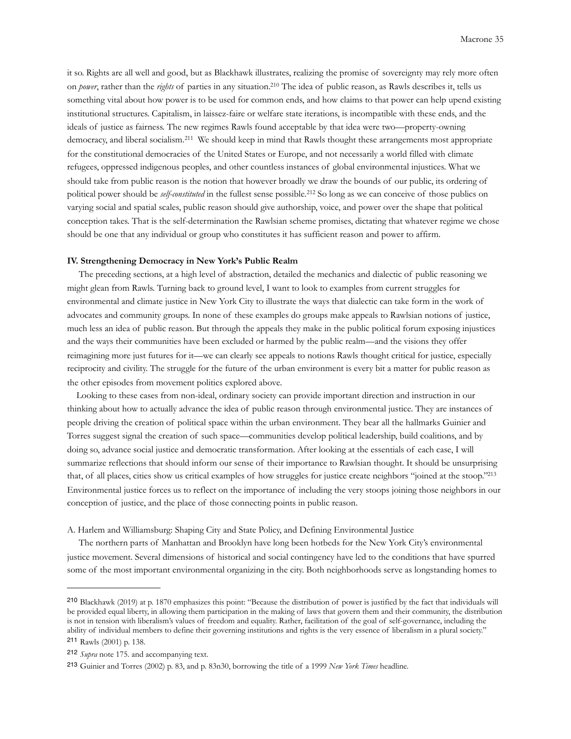it so. Rights are all well and good, but as Blackhawk illustrates, realizing the promise of sovereignty may rely more often on *power*, rather than the *rights* of parties in any situation.[210] The idea of public reason, as Rawls describes it, tells us something vital about how power is to be used for common ends, and how claims to that power can help upend existing institutional structures. Capitalism, in laissez-faire or welfare state iterations, is incompatible with these ends, and the ideals of justice as fairness. The new regimes Rawls found acceptable by that idea were two—property-owning democracy, and liberal socialism.[211] We should keep in mind that Rawls thought these arrangements most appropriate for the constitutional democracies of the United States or Europe, and not necessarily a world filled with climate refugees, oppressed indigenous peoples, and other countless instances of global environmental injustices. What we should take from public reason is the notion that however broadly we draw the bounds of our public, its ordering of political power should be *self-constituted* in the fullest sense possible.[212] So long as we can conceive of those publics on varying social and spatial scales, public reason should give authorship, voice, and power over the shape that political conception takes. That is the self-determination the Rawlsian scheme promises, dictating that whatever regime we chose should be one that any individual or group who constitutes it has sufficient reason and power to affirm.

## IV. Strengthening Democracy in New York's Public Realm

The preceding sections, at a high level of abstraction, detailed the mechanics and dialectic of public reasoning we might glean from Rawls. Turning back to ground level, I want to look to examples from current struggles for environmental and climate justice in New York City to illustrate the ways that dialectic can take form in the work of advocates and community groups. In none of these examples do groups make appeals to Rawlsian notions of justice, much less an idea of public reason. But through the appeals they make in the public political forum exposing injustices and the ways their communities have been excluded or harmed by the public realm—and the visions they offer reimagining more just futures for it—we can clearly see appeals to notions Rawls thought critical for justice, especially reciprocity and civility. The struggle for the future of the urban environment is every bit a matter for public reason as the other episodes from movement politics explored above.

Looking to these cases from non-ideal, ordinary society can provide important direction and instruction in our thinking about how to actually advance the idea of public reason through environmental justice. They are instances of people driving the creation of political space within the urban environment. They bear all the hallmarks Guinier and Torres suggest signal the creation of such space—communities develop political leadership, build coalitions, and by doing so, advance social justice and democratic transformation. After looking at the essentials of each case, I will summarize reflections that should inform our sense of their importance to Rawlsian thought. It should be unsurprising that, of all places, cities show us critical examples of how struggles for justice create neighbors "joined at the stoop."[213] Environmental justice forces us to reflect on the importance of including the very stoops joining those neighbors in our conception of justice, and the place of those connecting points in public reason.

### A. Harlem and Williamsburg: Shaping City and State Policy, and Defining Environmental Justice

The northern parts of Manhattan and Brooklyn have long been hotbeds for the New York City's environmental justice movement. Several dimensions of historical and social contingency have led to the conditions that have spurred some of the most important environmental organizing in the city. Both neighborhoods serve as longstanding homes to

---

[210] Blackhawk (2019) at p. 1870 emphasizes this point: "Because the distribution of power is justified by the fact that individuals will be provided equal liberty, in allowing them participation in the making of laws that govern them and their community, the distribution is not in tension with liberalism's values of freedom and equality. Rather, facilitation of the goal of self-governance, including the ability of individual members to define their governing institutions and rights is the very essence of liberalism in a plural society."

[211] Rawls (2001) p. 138.

[212] *Supra* note 175. and accompanying text.

[213] Guinier and Torres (2002) p. 83, and p. 83n30, borrowing the title of a 1999 *New York Times* headline.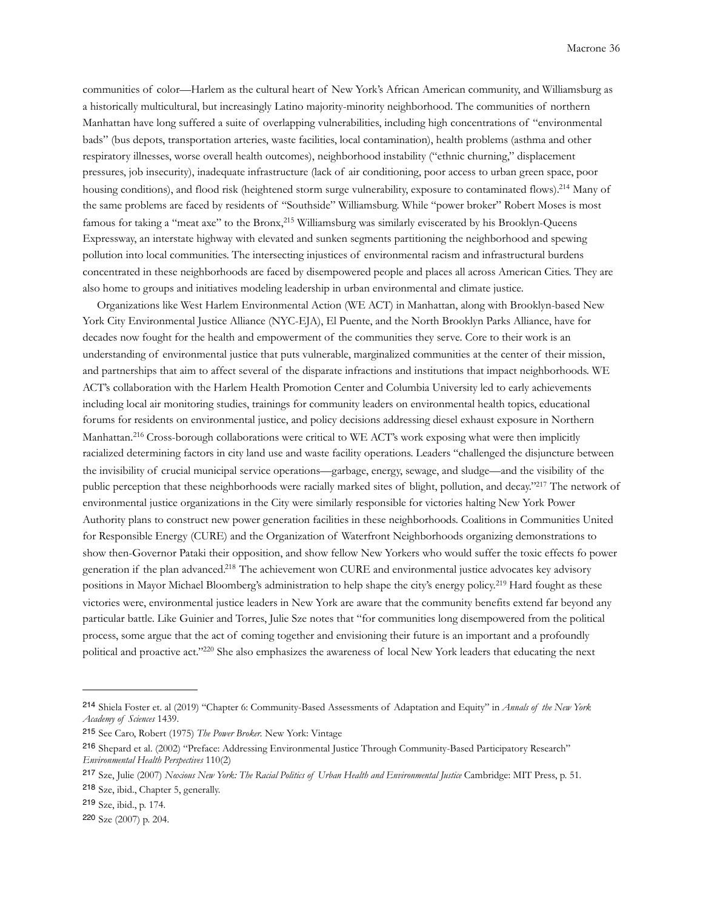communities of color—Harlem as the cultural heart of New York's African American community, and Williamsburg as a historically multicultural, but increasingly Latino majority-minority neighborhood. The communities of northern Manhattan have long suffered a suite of overlapping vulnerabilities, including high concentrations of "environmental bads" (bus depots, transportation arteries, waste facilities, local contamination), health problems (asthma and other respiratory illnesses, worse overall health outcomes), neighborhood instability ("ethnic churning," displacement pressures, job insecurity), inadequate infrastructure (lack of air conditioning, poor access to urban green space, poor housing conditions), and flood risk (heightened storm surge vulnerability, exposure to contaminated flows).[214] Many of the same problems are faced by residents of "Southside" Williamsburg. While "power broker" Robert Moses is most famous for taking a "meat axe" to the Bronx,[215] Williamsburg was similarly eviscerated by his Brooklyn-Queens Expressway, an interstate highway with elevated and sunken segments partitioning the neighborhood and spewing pollution into local communities. The intersecting injustices of environmental racism and infrastructural burdens concentrated in these neighborhoods are faced by disempowered people and places all across American Cities. They are also home to groups and initiatives modeling leadership in urban environmental and climate justice.

Organizations like West Harlem Environmental Action (WE ACT) in Manhattan, along with Brooklyn-based New York City Environmental Justice Alliance (NYC-EJA), El Puente, and the North Brooklyn Parks Alliance, have for decades now fought for the health and empowerment of the communities they serve. Core to their work is an understanding of environmental justice that puts vulnerable, marginalized communities at the center of their mission, and partnerships that aim to affect several of the disparate infractions and institutions that impact neighborhoods. WE ACT's collaboration with the Harlem Health Promotion Center and Columbia University led to early achievements including local air monitoring studies, trainings for community leaders on environmental health topics, educational forums for residents on environmental justice, and policy decisions addressing diesel exhaust exposure in Northern Manhattan.[216] Cross-borough collaborations were critical to WE ACT's work exposing what were then implicitly racialized determining factors in city land use and waste facility operations. Leaders "challenged the disjuncture between the invisibility of crucial municipal service operations—garbage, energy, sewage, and sludge—and the visibility of the public perception that these neighborhoods were racially marked sites of blight, pollution, and decay."[217] The network of environmental justice organizations in the City were similarly responsible for victories halting New York Power Authority plans to construct new power generation facilities in these neighborhoods. Coalitions in Communities United for Responsible Energy (CURE) and the Organization of Waterfront Neighborhoods organizing demonstrations to show then-Governor Pataki their opposition, and show fellow New Yorkers who would suffer the toxic effects fo power generation if the plan advanced.[218] The achievement won CURE and environmental justice advocates key advisory positions in Mayor Michael Bloomberg's administration to help shape the city's energy policy.[219] Hard fought as these victories were, environmental justice leaders in New York are aware that the community benefits extend far beyond any particular battle. Like Guinier and Torres, Julie Sze notes that "for communities long disempowered from the political process, some argue that the act of coming together and envisioning their future is an important and a profoundly political and proactive act."[220] She also emphasizes the awareness of local New York leaders that educating the next

---

[214] Shiela Foster et. al (2019) "Chapter 6: Community-Based Assessments of Adaptation and Equity" in *Annals of the New York Academy of Sciences* 1439.

[215] See Caro, Robert (1975) *The Power Broker.* New York: Vintage

[216] Shepard et al. (2002) "Preface: Addressing Environmental Justice Through Community-Based Participatory Research" *Environmental Health Perspectives* 110(2)

[217] Sze, Julie (2007) *Noxious New York: The Racial Politics of Urban Health and Environmental Justice* Cambridge: MIT Press, p. 51.

[218] Sze, ibid., Chapter 5, generally.

[219] Sze, ibid., p. 174.

[220] Sze (2007) p. 204.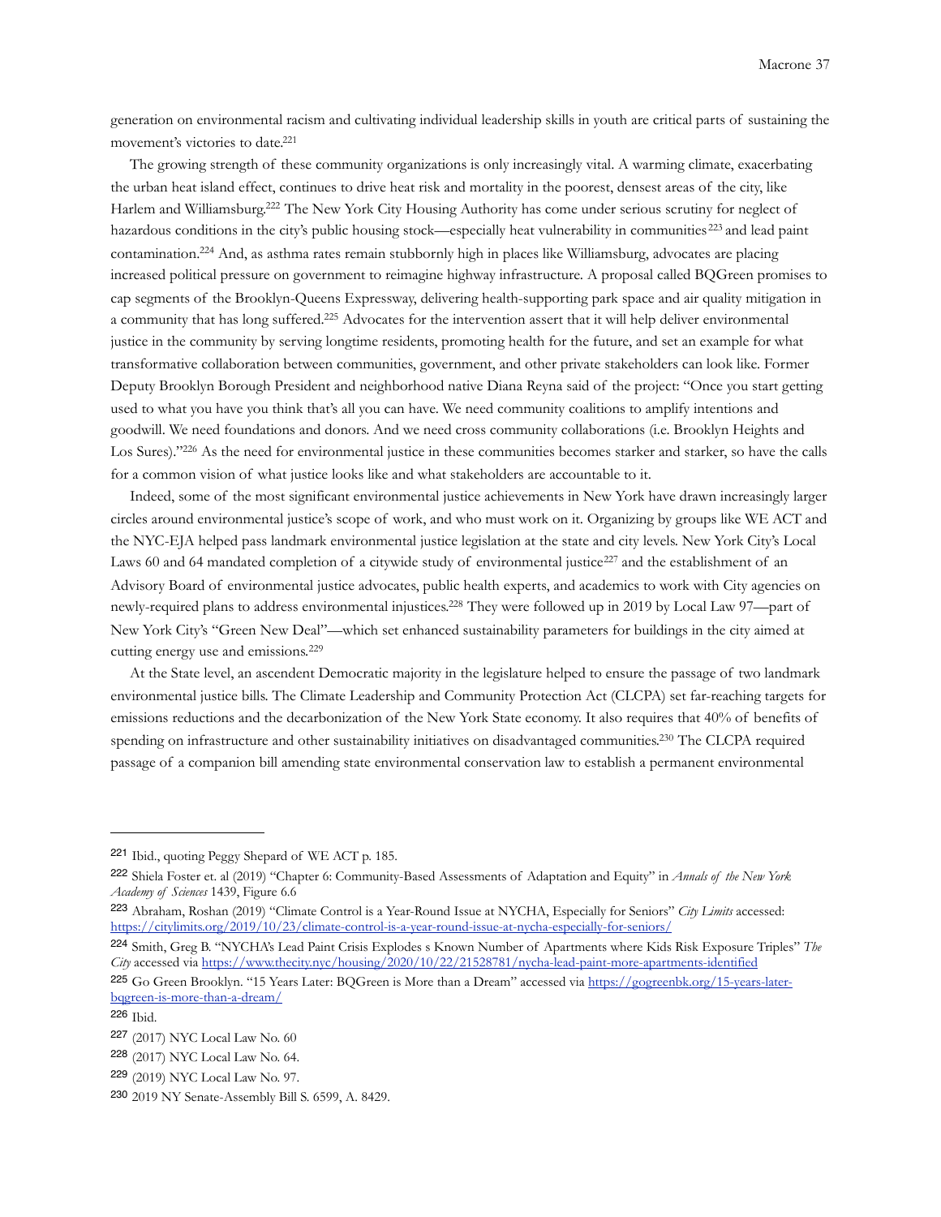generation on environmental racism and cultivating individual leadership skills in youth are critical parts of sustaining the movement's victories to date.[221]

The growing strength of these community organizations is only increasingly vital. A warming climate, exacerbating the urban heat island effect, continues to drive heat risk and mortality in the poorest, densest areas of the city, like Harlem and Williamsburg.[222] The New York City Housing Authority has come under serious scrutiny for neglect of hazardous conditions in the city's public housing stock—especially heat vulnerability in communities[223] and lead paint contamination.[224] And, as asthma rates remain stubbornly high in places like Williamsburg, advocates are placing increased political pressure on government to reimagine highway infrastructure. A proposal called BQGreen promises to cap segments of the Brooklyn-Queens Expressway, delivering health-supporting park space and air quality mitigation in a community that has long suffered.[225] Advocates for the intervention assert that it will help deliver environmental justice in the community by serving longtime residents, promoting health for the future, and set an example for what transformative collaboration between communities, government, and other private stakeholders can look like. Former Deputy Brooklyn Borough President and neighborhood native Diana Reyna said of the project: "Once you start getting used to what you have you think that's all you can have. We need community coalitions to amplify intentions and goodwill. We need foundations and donors. And we need cross community collaborations (i.e. Brooklyn Heights and Los Sures)."[226] As the need for environmental justice in these communities becomes starker and starker, so have the calls for a common vision of what justice looks like and what stakeholders are accountable to it.

Indeed, some of the most significant environmental justice achievements in New York have drawn increasingly larger circles around environmental justice's scope of work, and who must work on it. Organizing by groups like WE ACT and the NYC-EJA helped pass landmark environmental justice legislation at the state and city levels. New York City's Local Laws 60 and 64 mandated completion of a citywide study of environmental justice[227] and the establishment of an Advisory Board of environmental justice advocates, public health experts, and academics to work with City agencies on newly-required plans to address environmental injustices.[228] They were followed up in 2019 by Local Law 97—part of New York City's "Green New Deal"—which set enhanced sustainability parameters for buildings in the city aimed at cutting energy use and emissions.[229]

At the State level, an ascendent Democratic majority in the legislature helped to ensure the passage of two landmark environmental justice bills. The Climate Leadership and Community Protection Act (CLCPA) set far-reaching targets for emissions reductions and the decarbonization of the New York State economy. It also requires that 40% of benefits of spending on infrastructure and other sustainability initiatives on disadvantaged communities.[230] The CLCPA required passage of a companion bill amending state environmental conservation law to establish a permanent environmental

---

[221] Ibid., quoting Peggy Shepard of WE ACT p. 185.

[222] Shiela Foster et. al (2019) "Chapter 6: Community-Based Assessments of Adaptation and Equity" in *Annals of the New York Academy of Sciences* 1439, Figure 6.6

[223] Abraham, Roshan (2019) "Climate Control is a Year-Round Issue at NYCHA, Especially for Seniors" *City Limits* accessed: https://citylimits.org/2019/10/23/climate-control-is-a-year-round-issue-at-nycha-especially-for-seniors/

[224] Smith, Greg B. "NYCHA's Lead Paint Crisis Explodes s Known Number of Apartments where Kids Risk Exposure Triples" *The City* accessed via https://www.thecity.nyc/housing/2020/10/22/21528781/nycha-lead-paint-more-apartments-identified

[225] Go Green Brooklyn. "15 Years Later: BQGreen is More than a Dream" accessed via https://gogreenbk.org/15-years-later-bqgreen-is-more-than-a-dream/

[226] Ibid.

[227] (2017) NYC Local Law No. 60

[228] (2017) NYC Local Law No. 64.

[229] (2019) NYC Local Law No. 97.

[230] 2019 NY Senate-Assembly Bill S. 6599, A. 8429.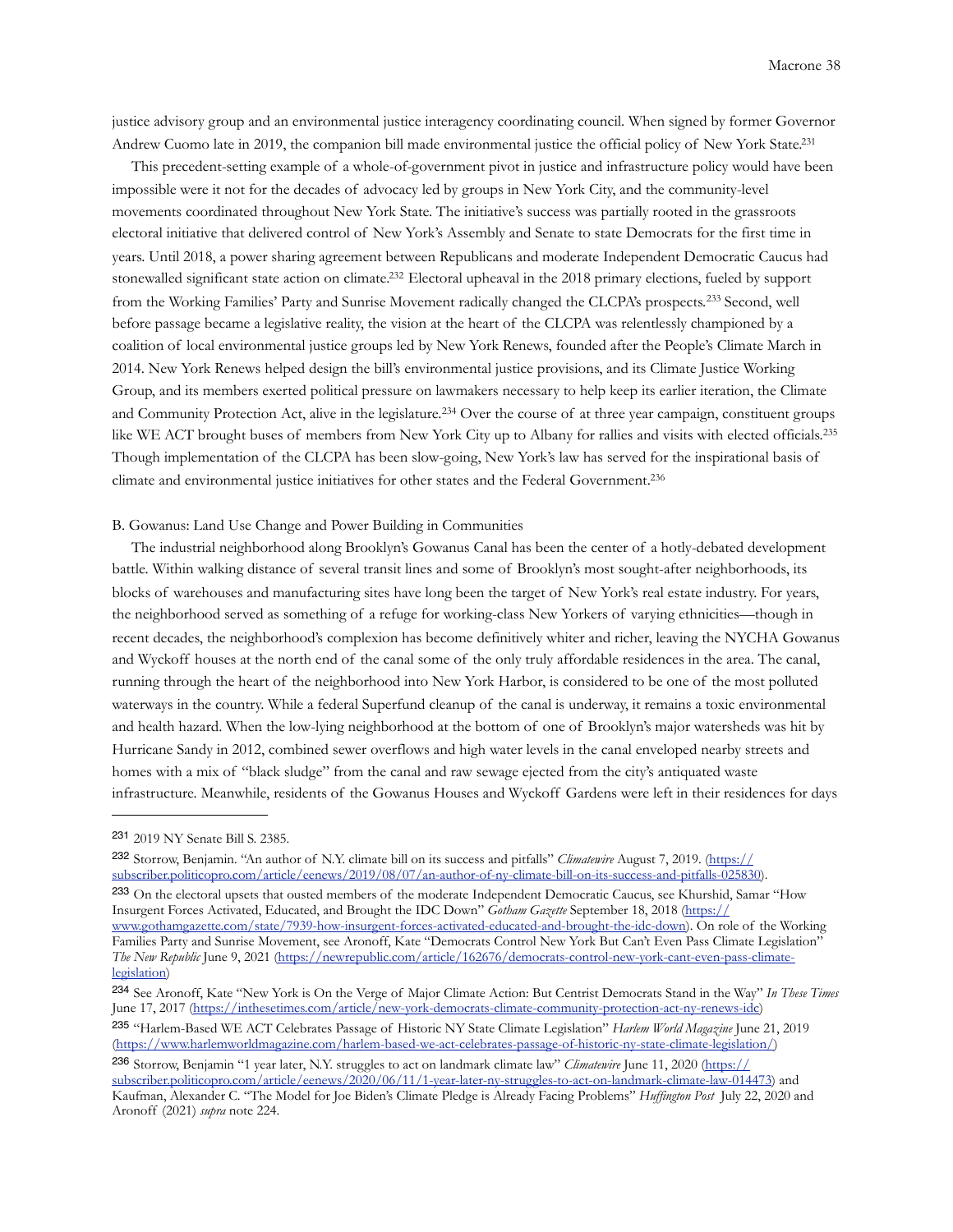justice advisory group and an environmental justice interagency coordinating council. When signed by former Governor Andrew Cuomo late in 2019, the companion bill made environmental justice the official policy of New York State.[231]

This precedent-setting example of a whole-of-government pivot in justice and infrastructure policy would have been impossible were it not for the decades of advocacy led by groups in New York City, and the community-level movements coordinated throughout New York State. The initiative's success was partially rooted in the grassroots electoral initiative that delivered control of New York's Assembly and Senate to state Democrats for the first time in years. Until 2018, a power sharing agreement between Republicans and moderate Independent Democratic Caucus had stonewalled significant state action on climate.[232] Electoral upheaval in the 2018 primary elections, fueled by support from the Working Families' Party and Sunrise Movement radically changed the CLCPA's prospects.[233] Second, well before passage became a legislative reality, the vision at the heart of the CLCPA was relentlessly championed by a coalition of local environmental justice groups led by New York Renews, founded after the People's Climate March in 2014. New York Renews helped design the bill's environmental justice provisions, and its Climate Justice Working Group, and its members exerted political pressure on lawmakers necessary to help keep its earlier iteration, the Climate and Community Protection Act, alive in the legislature.[234] Over the course of at three year campaign, constituent groups like WE ACT brought buses of members from New York City up to Albany for rallies and visits with elected officials.[235] Though implementation of the CLCPA has been slow-going, New York's law has served for the inspirational basis of climate and environmental justice initiatives for other states and the Federal Government.[236]

B. Gowanus: Land Use Change and Power Building in Communities

The industrial neighborhood along Brooklyn's Gowanus Canal has been the center of a hotly-debated development battle. Within walking distance of several transit lines and some of Brooklyn's most sought-after neighborhoods, its blocks of warehouses and manufacturing sites have long been the target of New York's real estate industry. For years, the neighborhood served as something of a refuge for working-class New Yorkers of varying ethnicities—though in recent decades, the neighborhood's complexion has become definitively whiter and richer, leaving the NYCHA Gowanus and Wyckoff houses at the north end of the canal some of the only truly affordable residences in the area. The canal, running through the heart of the neighborhood into New York Harbor, is considered to be one of the most polluted waterways in the country. While a federal Superfund cleanup of the canal is underway, it remains a toxic environmental and health hazard. When the low-lying neighborhood at the bottom of one of Brooklyn's major watersheds was hit by Hurricane Sandy in 2012, combined sewer overflows and high water levels in the canal enveloped nearby streets and homes with a mix of "black sludge" from the canal and raw sewage ejected from the city's antiquated waste infrastructure. Meanwhile, residents of the Gowanus Houses and Wyckoff Gardens were left in their residences for days

---

[231] 2019 NY Senate Bill S. 2385.

[232] Storrow, Benjamin. "An author of N.Y. climate bill on its success and pitfalls" *Climatewire* August 7, 2019. (https://subscriber.politicopro.com/article/eenews/2019/08/07/an-author-of-ny-climate-bill-on-its-success-and-pitfalls-025830).

[233] On the electoral upsets that ousted members of the moderate Independent Democratic Caucus, see Khurshid, Samar "How Insurgent Forces Activated, Educated, and Brought the IDC Down" *Gotham Gazette* September 18, 2018 (https://www.gothamgazette.com/state/7939-how-insurgent-forces-activated-educated-and-brought-the-idc-down). On role of the Working Families Party and Sunrise Movement, see Aronoff, Kate "Democrats Control New York But Can't Even Pass Climate Legislation" *The New Republic* June 9, 2021 (https://newrepublic.com/article/162676/democrats-control-new-york-cant-even-pass-climate-legislation)

[234] See Aronoff, Kate "New York is On the Verge of Major Climate Action: But Centrist Democrats Stand in the Way" *In These Times* June 17, 2017 (https://inthesetimes.com/article/new-york-democrats-climate-community-protection-act-ny-renews-idc)

[235] "Harlem-Based WE ACT Celebrates Passage of Historic NY State Climate Legislation" *Harlem World Magazine* June 21, 2019 (https://www.harlemworldmagazine.com/harlem-based-we-act-celebrates-passage-of-historic-ny-state-climate-legislation/)

[236] Storrow, Benjamin "1 year later, N.Y. struggles to act on landmark climate law" *Climatewire* June 11, 2020 (https://subscriber.politicopro.com/article/eenews/2020/06/11/1-year-later-ny-struggles-to-act-on-landmark-climate-law-014473) and Kaufman, Alexander C. "The Model for Joe Biden's Climate Pledge is Already Facing Problems" *Huffington Post* July 22, 2020 and Aronoff (2021) *supra* note 224.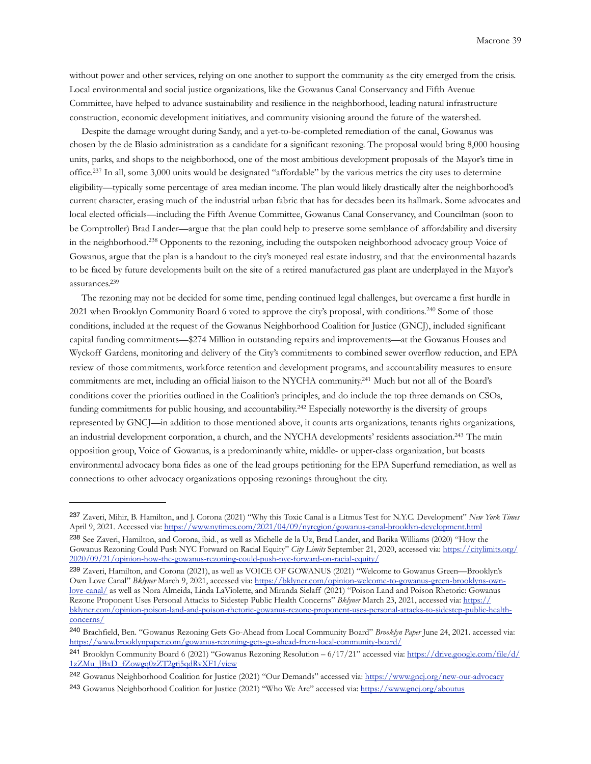without power and other services, relying on one another to support the community as the city emerged from the crisis. Local environmental and social justice organizations, like the Gowanus Canal Conservancy and Fifth Avenue Committee, have helped to advance sustainability and resilience in the neighborhood, leading natural infrastructure construction, economic development initiatives, and community visioning around the future of the watershed.

Despite the damage wrought during Sandy, and a yet-to-be-completed remediation of the canal, Gowanus was chosen by the de Blasio administration as a candidate for a significant rezoning. The proposal would bring 8,000 housing units, parks, and shops to the neighborhood, one of the most ambitious development proposals of the Mayor's time in office.[237] In all, some 3,000 units would be designated "affordable" by the various metrics the city uses to determine eligibility—typically some percentage of area median income. The plan would likely drastically alter the neighborhood's current character, erasing much of the industrial urban fabric that has for decades been its hallmark. Some advocates and local elected officials—including the Fifth Avenue Committee, Gowanus Canal Conservancy, and Councilman (soon to be Comptroller) Brad Lander—argue that the plan could help to preserve some semblance of affordability and diversity in the neighborhood.[238] Opponents to the rezoning, including the outspoken neighborhood advocacy group Voice of Gowanus, argue that the plan is a handout to the city's moneyed real estate industry, and that the environmental hazards to be faced by future developments built on the site of a retired manufactured gas plant are underplayed in the Mayor's assurances.[239]

The rezoning may not be decided for some time, pending continued legal challenges, but overcame a first hurdle in 2021 when Brooklyn Community Board 6 voted to approve the city's proposal, with conditions.[240] Some of those conditions, included at the request of the Gowanus Neighborhood Coalition for Justice (GNCJ), included significant capital funding commitments—$274 Million in outstanding repairs and improvements—at the Gowanus Houses and Wyckoff Gardens, monitoring and delivery of the City's commitments to combined sewer overflow reduction, and EPA review of those commitments, workforce retention and development programs, and accountability measures to ensure commitments are met, including an official liaison to the NYCHA community.[241] Much but not all of the Board's conditions cover the priorities outlined in the Coalition's principles, and do include the top three demands on CSOs, funding commitments for public housing, and accountability.[242] Especially noteworthy is the diversity of groups represented by GNCJ—in addition to those mentioned above, it counts arts organizations, tenants rights organizations, an industrial development corporation, a church, and the NYCHA developments' residents association.[243] The main opposition group, Voice of Gowanus, is a predominantly white, middle- or upper-class organization, but boasts environmental advocacy bona fides as one of the lead groups petitioning for the EPA Superfund remediation, as well as connections to other advocacy organizations opposing rezonings throughout the city.

---

[237] Zaveri, Mihir, B. Hamilton, and J. Corona (2021) "Why this Toxic Canal is a Litmus Test for N.Y.C. Development" *New York Times* April 9, 2021. Accessed via: https://www.nytimes.com/2021/04/09/nyregion/gowanus-canal-brooklyn-development.html

[238] See Zaveri, Hamilton, and Corona, ibid., as well as Michelle de la Uz, Brad Lander, and Barika Williams (2020) "How the Gowanus Rezoning Could Push NYC Forward on Racial Equity" *City Limits* September 21, 2020, accessed via: https://citylimits.org/2020/09/21/opinion-how-the-gowanus-rezoning-could-push-nyc-forward-on-racial-equity/

[239] Zaveri, Hamilton, and Corona (2021), as well as VOICE OF GOWANUS (2021) "Welcome to Gowanus Green—Brooklyn's Own Love Canal" *Bklyner* March 9, 2021, accessed via: https://bklyner.com/opinion-welcome-to-gowanus-green-brooklyns-own-love-canal/ as well as Nora Almeida, Linda LaViolette, and Miranda Sielaff (2021) "Poison Land and Poison Rhetoric: Gowanus Rezone Proponent Uses Personal Attacks to Sidestep Public Health Concerns" *Bklyner* March 23, 2021, accessed via: https://bklyner.com/opinion-poison-land-and-poison-rhetoric-gowanus-rezone-proponent-uses-personal-attacks-to-sidestep-public-health-concerns/

[240] Brachfield, Ben. "Gowanus Rezoning Gets Go-Ahead from Local Community Board" *Brooklyn Paper* June 24, 2021. accessed via: https://www.brooklynpaper.com/gowanus-rezoning-gets-go-ahead-from-local-community-board/

[241] Brooklyn Community Board 6 (2021) "Gowanus Rezoning Resolution – 6/17/21" accessed via: https://drive.google.com/file/d/1zZMu_JBxD_fZowgq0zZT2gtj5qdRvXF1/view

[242] Gowanus Neighborhood Coalition for Justice (2021) "Our Demands" accessed via: https://www.gncj.org/new-our-advocacy

[243] Gowanus Neighborhood Coalition for Justice (2021) "Who We Are" accessed via: https://www.gncj.org/aboutus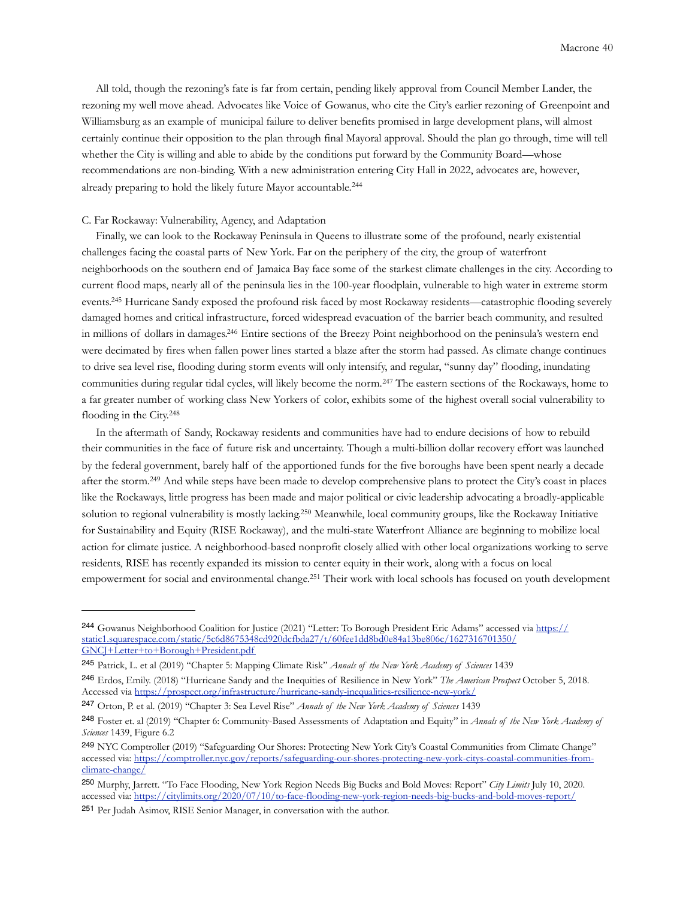All told, though the rezoning's fate is far from certain, pending likely approval from Council Member Lander, the rezoning my well move ahead. Advocates like Voice of Gowanus, who cite the City's earlier rezoning of Greenpoint and Williamsburg as an example of municipal failure to deliver benefits promised in large development plans, will almost certainly continue their opposition to the plan through final Mayoral approval. Should the plan go through, time will tell whether the City is willing and able to abide by the conditions put forward by the Community Board—whose recommendations are non-binding. With a new administration entering City Hall in 2022, advocates are, however, already preparing to hold the likely future Mayor accountable.[244]

C. Far Rockaway: Vulnerability, Agency, and Adaptation

Finally, we can look to the Rockaway Peninsula in Queens to illustrate some of the profound, nearly existential challenges facing the coastal parts of New York. Far on the periphery of the city, the group of waterfront neighborhoods on the southern end of Jamaica Bay face some of the starkest climate challenges in the city. According to current flood maps, nearly all of the peninsula lies in the 100-year floodplain, vulnerable to high water in extreme storm events.[245] Hurricane Sandy exposed the profound risk faced by most Rockaway residents—catastrophic flooding severely damaged homes and critical infrastructure, forced widespread evacuation of the barrier beach community, and resulted in millions of dollars in damages.[246] Entire sections of the Breezy Point neighborhood on the peninsula's western end were decimated by fires when fallen power lines started a blaze after the storm had passed. As climate change continues to drive sea level rise, flooding during storm events will only intensify, and regular, "sunny day" flooding, inundating communities during regular tidal cycles, will likely become the norm.[247] The eastern sections of the Rockaways, home to a far greater number of working class New Yorkers of color, exhibits some of the highest overall social vulnerability to flooding in the City.[248]

In the aftermath of Sandy, Rockaway residents and communities have had to endure decisions of how to rebuild their communities in the face of future risk and uncertainty. Though a multi-billion dollar recovery effort was launched by the federal government, barely half of the apportioned funds for the five boroughs have been spent nearly a decade after the storm.[249] And while steps have been made to develop comprehensive plans to protect the City's coast in places like the Rockaways, little progress has been made and major political or civic leadership advocating a broadly-applicable solution to regional vulnerability is mostly lacking.[250] Meanwhile, local community groups, like the Rockaway Initiative for Sustainability and Equity (RISE Rockaway), and the multi-state Waterfront Alliance are beginning to mobilize local action for climate justice. A neighborhood-based nonprofit closely allied with other local organizations working to serve residents, RISE has recently expanded its mission to center equity in their work, along with a focus on local empowerment for social and environmental change.[251] Their work with local schools has focused on youth development

---

[244] Gowanus Neighborhood Coalition for Justice (2021) "Letter: To Borough President Eric Adams" accessed via https://static1.squarespace.com/static/5c6d8675348cd920dcfbda27/t/60fee1dd8bd0e84a13be806c/1627316701350/GNCJ+Letter+to+Borough+President.pdf

[245] Patrick, L. et al (2019) "Chapter 5: Mapping Climate Risk" *Annals of the New York Academy of Sciences* 1439

[246] Erdos, Emily. (2018) "Hurricane Sandy and the Inequities of Resilience in New York" *The American Prospect* October 5, 2018. Accessed via https://prospect.org/infrastructure/hurricane-sandy-inequalities-resilience-new-york/

[247] Orton, P. et al. (2019) "Chapter 3: Sea Level Rise" *Annals of the New York Academy of Sciences* 1439

[248] Foster et. al (2019) "Chapter 6: Community-Based Assessments of Adaptation and Equity" in *Annals of the New York Academy of Sciences* 1439, Figure 6.2

[249] NYC Comptroller (2019) "Safeguarding Our Shores: Protecting New York City's Coastal Communities from Climate Change" accessed via: https://comptroller.nyc.gov/reports/safeguarding-our-shores-protecting-new-york-citys-coastal-communities-from-climate-change/

[250] Murphy, Jarrett. "To Face Flooding, New York Region Needs Big Bucks and Bold Moves: Report" *City Limits* July 10, 2020. accessed via: https://citylimits.org/2020/07/10/to-face-flooding-new-york-region-needs-big-bucks-and-bold-moves-report/

[251] Per Judah Asimov, RISE Senior Manager, in conversation with the author.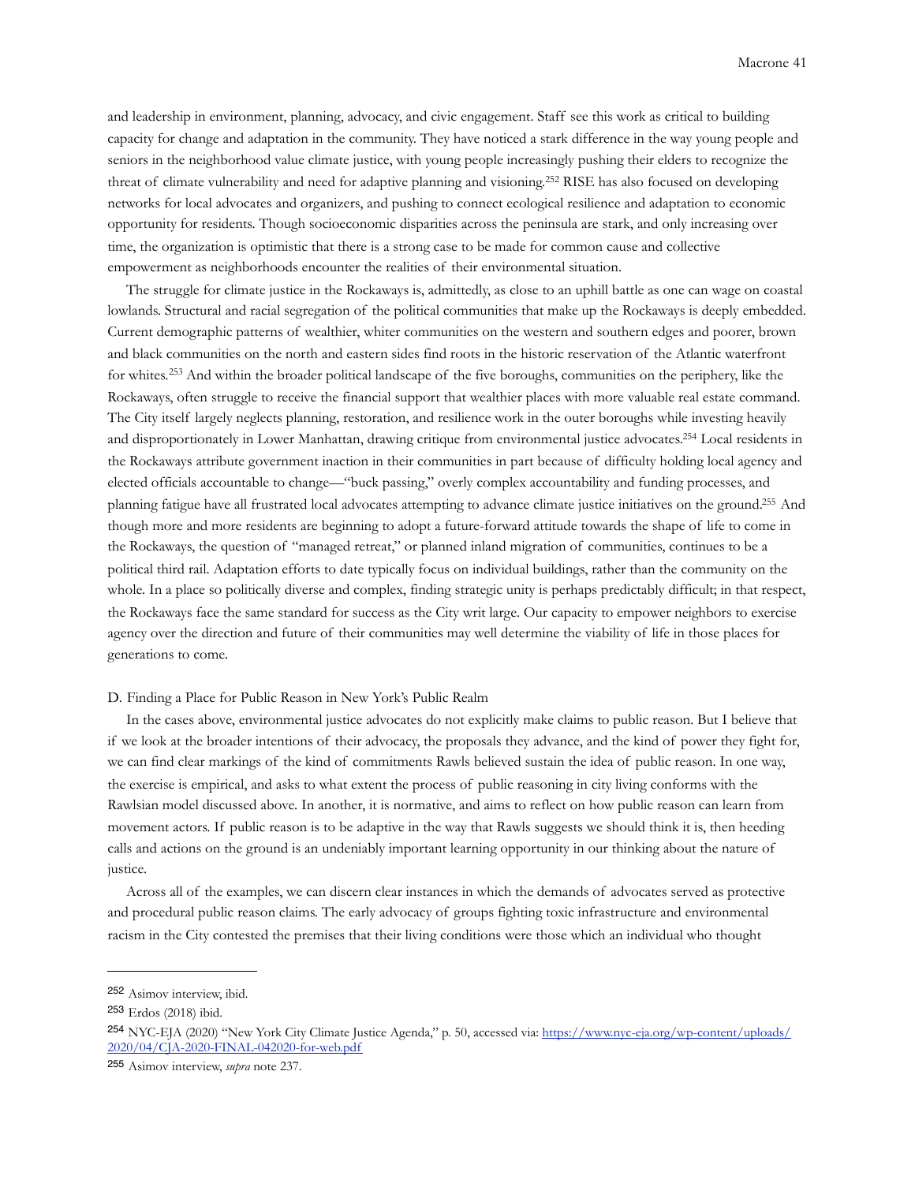and leadership in environment, planning, advocacy, and civic engagement. Staff see this work as critical to building capacity for change and adaptation in the community. They have noticed a stark difference in the way young people and seniors in the neighborhood value climate justice, with young people increasingly pushing their elders to recognize the threat of climate vulnerability and need for adaptive planning and visioning.[252] RISE has also focused on developing networks for local advocates and organizers, and pushing to connect ecological resilience and adaptation to economic opportunity for residents. Though socioeconomic disparities across the peninsula are stark, and only increasing over time, the organization is optimistic that there is a strong case to be made for common cause and collective empowerment as neighborhoods encounter the realities of their environmental situation.

The struggle for climate justice in the Rockaways is, admittedly, as close to an uphill battle as one can wage on coastal lowlands. Structural and racial segregation of the political communities that make up the Rockaways is deeply embedded. Current demographic patterns of wealthier, whiter communities on the western and southern edges and poorer, brown and black communities on the north and eastern sides find roots in the historic reservation of the Atlantic waterfront for whites.[253] And within the broader political landscape of the five boroughs, communities on the periphery, like the Rockaways, often struggle to receive the financial support that wealthier places with more valuable real estate command. The City itself largely neglects planning, restoration, and resilience work in the outer boroughs while investing heavily and disproportionately in Lower Manhattan, drawing critique from environmental justice advocates.[254] Local residents in the Rockaways attribute government inaction in their communities in part because of difficulty holding local agency and elected officials accountable to change—"buck passing," overly complex accountability and funding processes, and planning fatigue have all frustrated local advocates attempting to advance climate justice initiatives on the ground.[255] And though more and more residents are beginning to adopt a future-forward attitude towards the shape of life to come in the Rockaways, the question of "managed retreat," or planned inland migration of communities, continues to be a political third rail. Adaptation efforts to date typically focus on individual buildings, rather than the community on the whole. In a place so politically diverse and complex, finding strategic unity is perhaps predictably difficult; in that respect, the Rockaways face the same standard for success as the City writ large. Our capacity to empower neighbors to exercise agency over the direction and future of their communities may well determine the viability of life in those places for generations to come.

D. Finding a Place for Public Reason in New York's Public Realm

In the cases above, environmental justice advocates do not explicitly make claims to public reason. But I believe that if we look at the broader intentions of their advocacy, the proposals they advance, and the kind of power they fight for, we can find clear markings of the kind of commitments Rawls believed sustain the idea of public reason. In one way, the exercise is empirical, and asks to what extent the process of public reasoning in city living conforms with the Rawlsian model discussed above. In another, it is normative, and aims to reflect on how public reason can learn from movement actors. If public reason is to be adaptive in the way that Rawls suggests we should think it is, then heeding calls and actions on the ground is an undeniably important learning opportunity in our thinking about the nature of justice.

Across all of the examples, we can discern clear instances in which the demands of advocates served as protective and procedural public reason claims. The early advocacy of groups fighting toxic infrastructure and environmental racism in the City contested the premises that their living conditions were those which an individual who thought

---

[252] Asimov interview, ibid.

[253] Erdos (2018) ibid.

[254] NYC-EJA (2020) "New York City Climate Justice Agenda," p. 50, accessed via: https://www.nyc-eja.org/wp-content/uploads/2020/04/CJA-2020-FINAL-042020-for-web.pdf

[255] Asimov interview, *supra* note 237.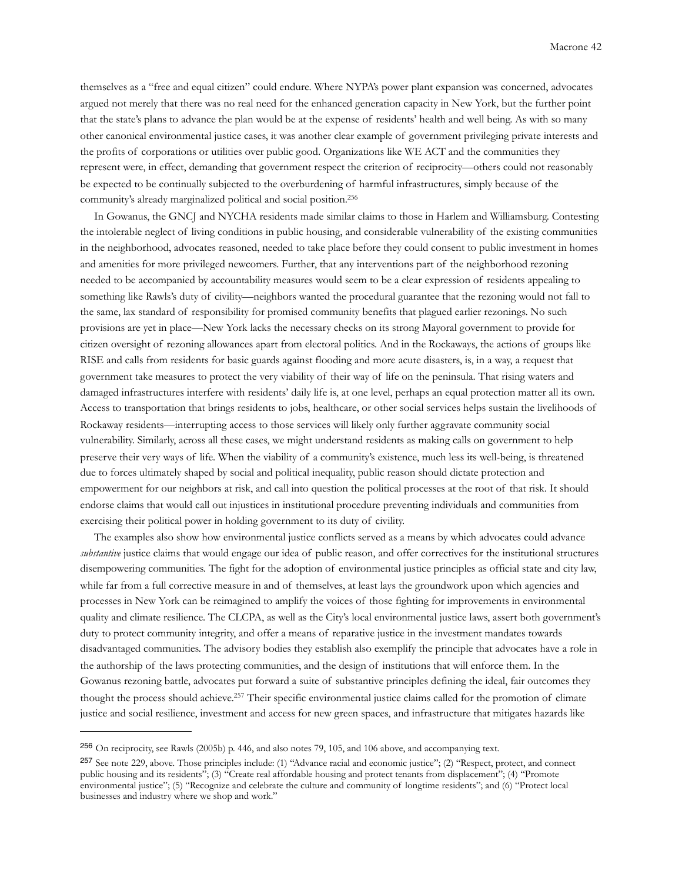themselves as a "free and equal citizen" could endure. Where NYPA's power plant expansion was concerned, advocates argued not merely that there was no real need for the enhanced generation capacity in New York, but the further point that the state's plans to advance the plan would be at the expense of residents' health and well being. As with so many other canonical environmental justice cases, it was another clear example of government privileging private interests and the profits of corporations or utilities over public good. Organizations like WE ACT and the communities they represent were, in effect, demanding that government respect the criterion of reciprocity—others could not reasonably be expected to be continually subjected to the overburdening of harmful infrastructures, simply because of the community's already marginalized political and social position.[256]

In Gowanus, the GNCJ and NYCHA residents made similar claims to those in Harlem and Williamsburg. Contesting the intolerable neglect of living conditions in public housing, and considerable vulnerability of the existing communities in the neighborhood, advocates reasoned, needed to take place before they could consent to public investment in homes and amenities for more privileged newcomers. Further, that any interventions part of the neighborhood rezoning needed to be accompanied by accountability measures would seem to be a clear expression of residents appealing to something like Rawls's duty of civility—neighbors wanted the procedural guarantee that the rezoning would not fall to the same, lax standard of responsibility for promised community benefits that plagued earlier rezonings. No such provisions are yet in place—New York lacks the necessary checks on its strong Mayoral government to provide for citizen oversight of rezoning allowances apart from electoral politics. And in the Rockaways, the actions of groups like RISE and calls from residents for basic guards against flooding and more acute disasters, is, in a way, a request that government take measures to protect the very viability of their way of life on the peninsula. That rising waters and damaged infrastructures interfere with residents' daily life is, at one level, perhaps an equal protection matter all its own. Access to transportation that brings residents to jobs, healthcare, or other social services helps sustain the livelihoods of Rockaway residents—interrupting access to those services will likely only further aggravate community social vulnerability. Similarly, across all these cases, we might understand residents as making calls on government to help preserve their very ways of life. When the viability of a community's existence, much less its well-being, is threatened due to forces ultimately shaped by social and political inequality, public reason should dictate protection and empowerment for our neighbors at risk, and call into question the political processes at the root of that risk. It should endorse claims that would call out injustices in institutional procedure preventing individuals and communities from exercising their political power in holding government to its duty of civility.

The examples also show how environmental justice conflicts served as a means by which advocates could advance *substantive* justice claims that would engage our idea of public reason, and offer correctives for the institutional structures disempowering communities. The fight for the adoption of environmental justice principles as official state and city law, while far from a full corrective measure in and of themselves, at least lays the groundwork upon which agencies and processes in New York can be reimagined to amplify the voices of those fighting for improvements in environmental quality and climate resilience. The CLCPA, as well as the City's local environmental justice laws, assert both government's duty to protect community integrity, and offer a means of reparative justice in the investment mandates towards disadvantaged communities. The advisory bodies they establish also exemplify the principle that advocates have a role in the authorship of the laws protecting communities, and the design of institutions that will enforce them. In the Gowanus rezoning battle, advocates put forward a suite of substantive principles defining the ideal, fair outcomes they thought the process should achieve.[257] Their specific environmental justice claims called for the promotion of climate justice and social resilience, investment and access for new green spaces, and infrastructure that mitigates hazards like

---

[256] On reciprocity, see Rawls (2005b) p. 446, and also notes 79, 105, and 106 above, and accompanying text.

[257] See note 229, above. Those principles include: (1) "Advance racial and economic justice"; (2) "Respect, protect, and connect public housing and its residents"; (3) "Create real affordable housing and protect tenants from displacement"; (4) "Promote environmental justice"; (5) "Recognize and celebrate the culture and community of longtime residents"; and (6) "Protect local businesses and industry where we shop and work."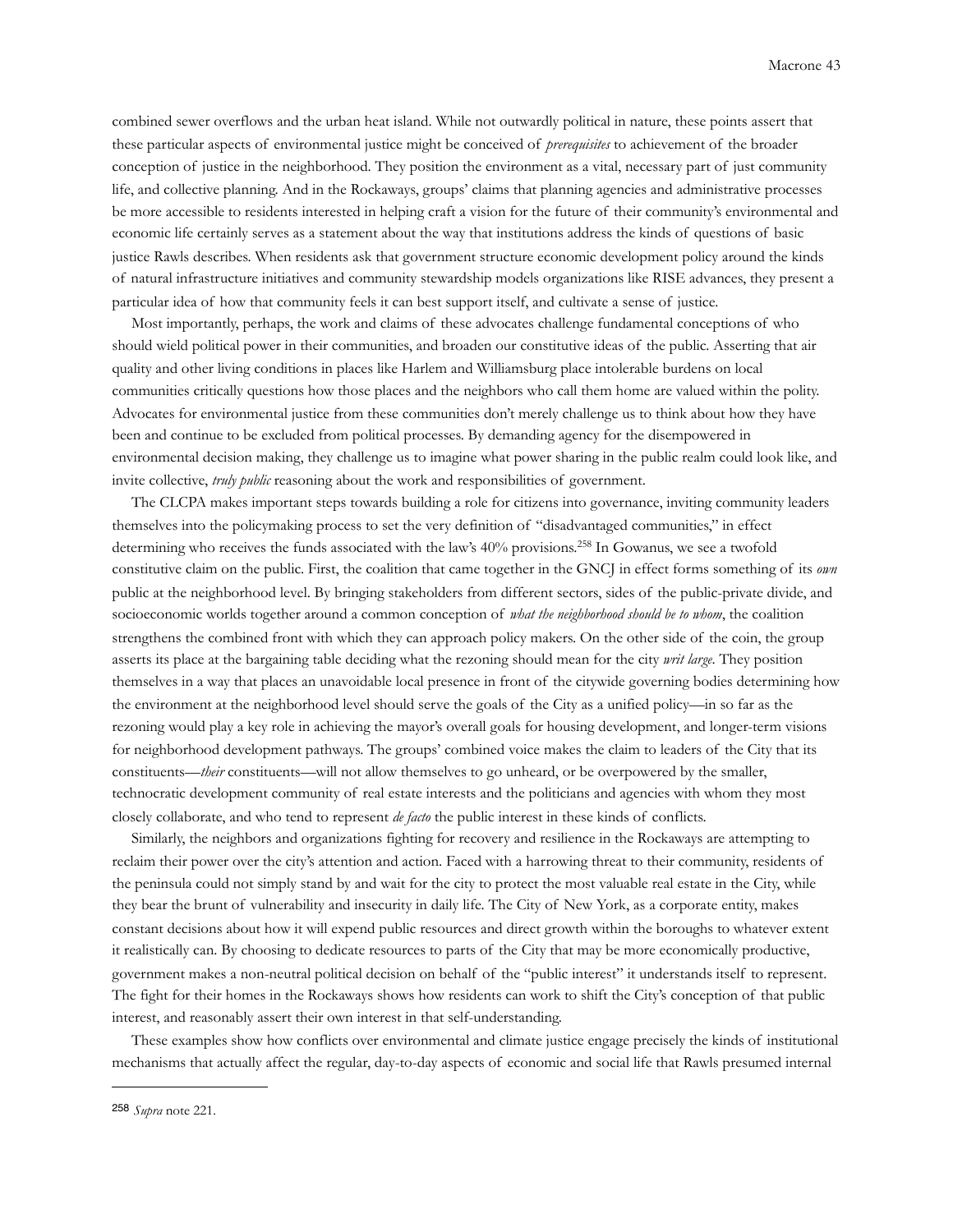combined sewer overflows and the urban heat island. While not outwardly political in nature, these points assert that these particular aspects of environmental justice might be conceived of *prerequisites* to achievement of the broader conception of justice in the neighborhood. They position the environment as a vital, necessary part of just community life, and collective planning. And in the Rockaways, groups' claims that planning agencies and administrative processes be more accessible to residents interested in helping craft a vision for the future of their community's environmental and economic life certainly serves as a statement about the way that institutions address the kinds of questions of basic justice Rawls describes. When residents ask that government structure economic development policy around the kinds of natural infrastructure initiatives and community stewardship models organizations like RISE advances, they present a particular idea of how that community feels it can best support itself, and cultivate a sense of justice.

Most importantly, perhaps, the work and claims of these advocates challenge fundamental conceptions of who should wield political power in their communities, and broaden our constitutive ideas of the public. Asserting that air quality and other living conditions in places like Harlem and Williamsburg place intolerable burdens on local communities critically questions how those places and the neighbors who call them home are valued within the polity. Advocates for environmental justice from these communities don't merely challenge us to think about how they have been and continue to be excluded from political processes. By demanding agency for the disempowered in environmental decision making, they challenge us to imagine what power sharing in the public realm could look like, and invite collective, *truly public* reasoning about the work and responsibilities of government.

The CLCPA makes important steps towards building a role for citizens into governance, inviting community leaders themselves into the policymaking process to set the very definition of "disadvantaged communities," in effect determining who receives the funds associated with the law's 40% provisions.[258] In Gowanus, we see a twofold constitutive claim on the public. First, the coalition that came together in the GNCJ in effect forms something of its *own* public at the neighborhood level. By bringing stakeholders from different sectors, sides of the public-private divide, and socioeconomic worlds together around a common conception of *what the neighborhood should be to whom*, the coalition strengthens the combined front with which they can approach policy makers. On the other side of the coin, the group asserts its place at the bargaining table deciding what the rezoning should mean for the city *writ large*. They position themselves in a way that places an unavoidable local presence in front of the citywide governing bodies determining how the environment at the neighborhood level should serve the goals of the City as a unified policy—in so far as the rezoning would play a key role in achieving the mayor's overall goals for housing development, and longer-term visions for neighborhood development pathways. The groups' combined voice makes the claim to leaders of the City that its constituents—*their* constituents—will not allow themselves to go unheard, or be overpowered by the smaller, technocratic development community of real estate interests and the politicians and agencies with whom they most closely collaborate, and who tend to represent *de facto* the public interest in these kinds of conflicts.

Similarly, the neighbors and organizations fighting for recovery and resilience in the Rockaways are attempting to reclaim their power over the city's attention and action. Faced with a harrowing threat to their community, residents of the peninsula could not simply stand by and wait for the city to protect the most valuable real estate in the City, while they bear the brunt of vulnerability and insecurity in daily life. The City of New York, as a corporate entity, makes constant decisions about how it will expend public resources and direct growth within the boroughs to whatever extent it realistically can. By choosing to dedicate resources to parts of the City that may be more economically productive, government makes a non-neutral political decision on behalf of the "public interest" it understands itself to represent. The fight for their homes in the Rockaways shows how residents can work to shift the City's conception of that public interest, and reasonably assert their own interest in that self-understanding.

These examples show how conflicts over environmental and climate justice engage precisely the kinds of institutional mechanisms that actually affect the regular, day-to-day aspects of economic and social life that Rawls presumed internal

---

[258] *Supra* note 221.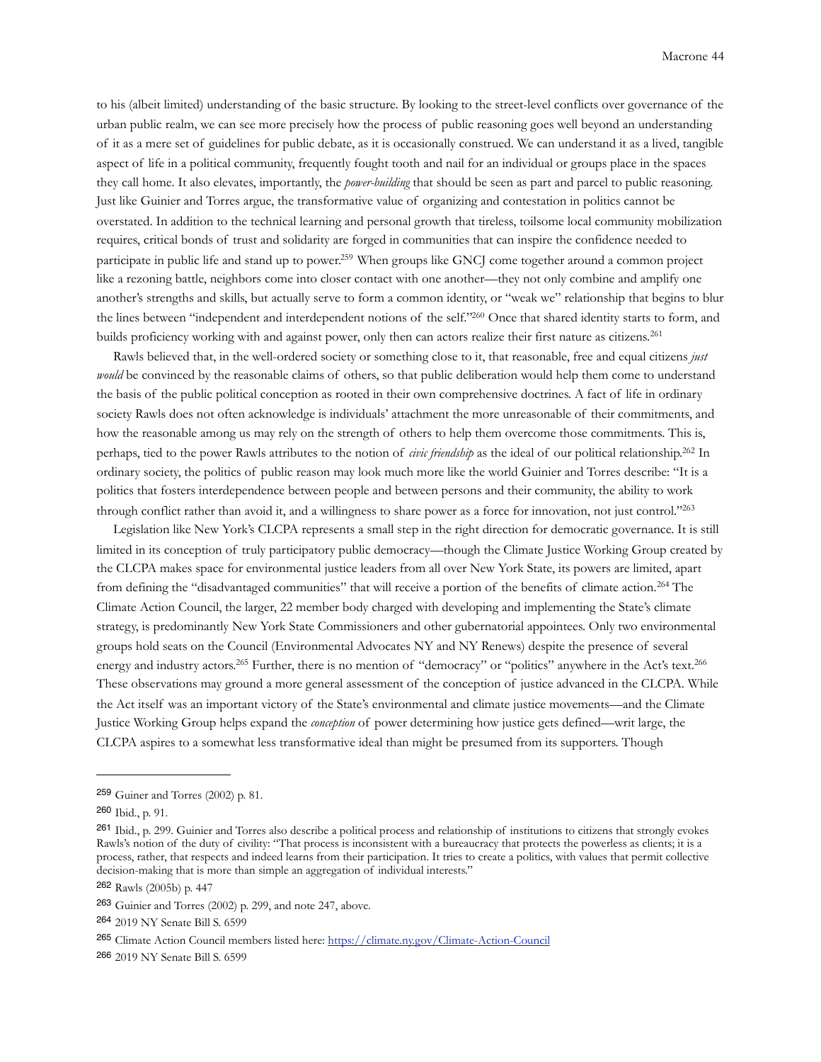to his (albeit limited) understanding of the basic structure. By looking to the street-level conflicts over governance of the urban public realm, we can see more precisely how the process of public reasoning goes well beyond an understanding of it as a mere set of guidelines for public debate, as it is occasionally construed. We can understand it as a lived, tangible aspect of life in a political community, frequently fought tooth and nail for an individual or groups place in the spaces they call home. It also elevates, importantly, the *power-building* that should be seen as part and parcel to public reasoning. Just like Guinier and Torres argue, the transformative value of organizing and contestation in politics cannot be overstated. In addition to the technical learning and personal growth that tireless, toilsome local community mobilization requires, critical bonds of trust and solidarity are forged in communities that can inspire the confidence needed to participate in public life and stand up to power.[259] When groups like GNCJ come together around a common project like a rezoning battle, neighbors come into closer contact with one another—they not only combine and amplify one another's strengths and skills, but actually serve to form a common identity, or "weak we" relationship that begins to blur the lines between "independent and interdependent notions of the self."[260] Once that shared identity starts to form, and builds proficiency working with and against power, only then can actors realize their first nature as citizens.[261]

Rawls believed that, in the well-ordered society or something close to it, that reasonable, free and equal citizens *just would* be convinced by the reasonable claims of others, so that public deliberation would help them come to understand the basis of the public political conception as rooted in their own comprehensive doctrines. A fact of life in ordinary society Rawls does not often acknowledge is individuals' attachment the more unreasonable of their commitments, and how the reasonable among us may rely on the strength of others to help them overcome those commitments. This is, perhaps, tied to the power Rawls attributes to the notion of *civic friendship* as the ideal of our political relationship.[262] In ordinary society, the politics of public reason may look much more like the world Guinier and Torres describe: "It is a politics that fosters interdependence between people and between persons and their community, the ability to work through conflict rather than avoid it, and a willingness to share power as a force for innovation, not just control."[263]

Legislation like New York's CLCPA represents a small step in the right direction for democratic governance. It is still limited in its conception of truly participatory public democracy—though the Climate Justice Working Group created by the CLCPA makes space for environmental justice leaders from all over New York State, its powers are limited, apart from defining the "disadvantaged communities" that will receive a portion of the benefits of climate action.[264] The Climate Action Council, the larger, 22 member body charged with developing and implementing the State's climate strategy, is predominantly New York State Commissioners and other gubernatorial appointees. Only two environmental groups hold seats on the Council (Environmental Advocates NY and NY Renews) despite the presence of several energy and industry actors.[265] Further, there is no mention of "democracy" or "politics" anywhere in the Act's text.[266] These observations may ground a more general assessment of the conception of justice advanced in the CLCPA. While the Act itself was an important victory of the State's environmental and climate justice movements—and the Climate Justice Working Group helps expand the *conception* of power determining how justice gets defined—writ large, the CLCPA aspires to a somewhat less transformative ideal than might be presumed from its supporters. Though

---

[259] Guiner and Torres (2002) p. 81.

[260] Ibid., p. 91.

[261] Ibid., p. 299. Guinier and Torres also describe a political process and relationship of institutions to citizens that strongly evokes Rawls's notion of the duty of civility: "That process is inconsistent with a bureaucracy that protects the powerless as clients; it is a process, rather, that respects and indeed learns from their participation. It tries to create a politics, with values that permit collective decision-making that is more than simple an aggregation of individual interests."

[262] Rawls (2005b) p. 447

[263] Guinier and Torres (2002) p. 299, and note 247, above.

[264] 2019 NY Senate Bill S. 6599

[265] Climate Action Council members listed here: https://climate.ny.gov/Climate-Action-Council

[266] 2019 NY Senate Bill S. 6599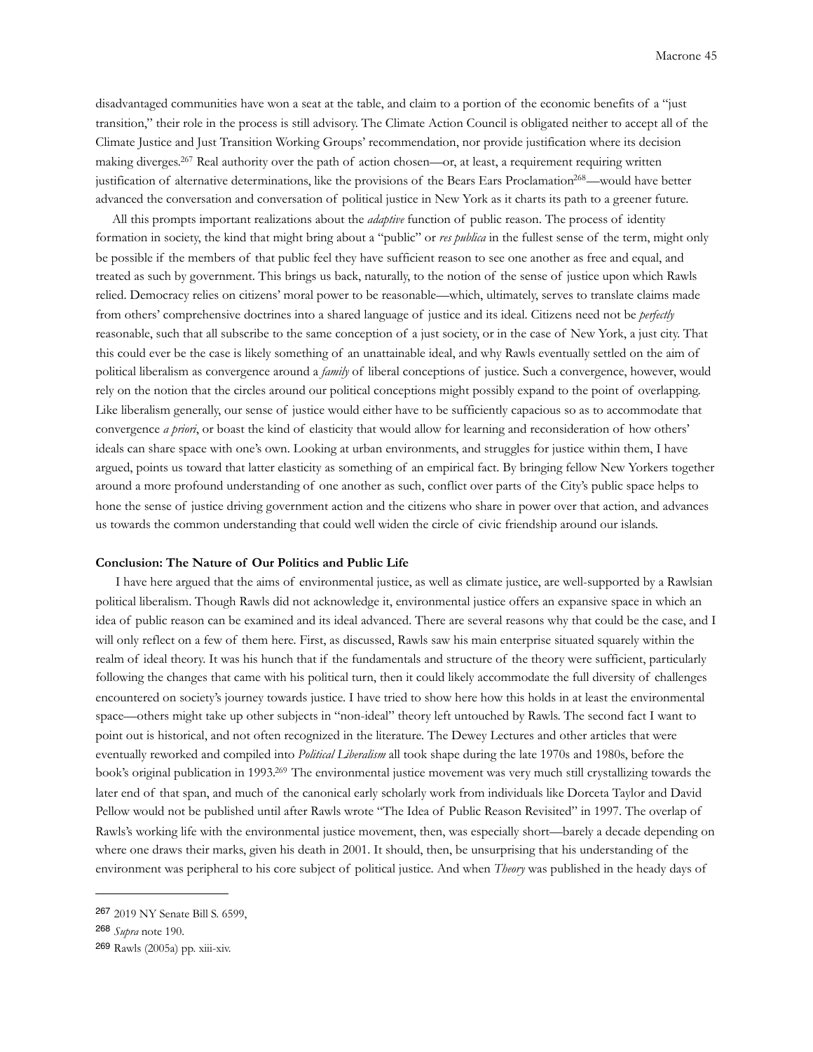disadvantaged communities have won a seat at the table, and claim to a portion of the economic benefits of a "just transition," their role in the process is still advisory. The Climate Action Council is obligated neither to accept all of the Climate Justice and Just Transition Working Groups' recommendation, nor provide justification where its decision making diverges.[267] Real authority over the path of action chosen—or, at least, a requirement requiring written justification of alternative determinations, like the provisions of the Bears Ears Proclamation[268]—would have better advanced the conversation and conversation of political justice in New York as it charts its path to a greener future.

All this prompts important realizations about the *adaptive* function of public reason. The process of identity formation in society, the kind that might bring about a "public" or *res publica* in the fullest sense of the term, might only be possible if the members of that public feel they have sufficient reason to see one another as free and equal, and treated as such by government. This brings us back, naturally, to the notion of the sense of justice upon which Rawls relied. Democracy relies on citizens' moral power to be reasonable—which, ultimately, serves to translate claims made from others' comprehensive doctrines into a shared language of justice and its ideal. Citizens need not be *perfectly* reasonable, such that all subscribe to the same conception of a just society, or in the case of New York, a just city. That this could ever be the case is likely something of an unattainable ideal, and why Rawls eventually settled on the aim of political liberalism as convergence around a *family* of liberal conceptions of justice. Such a convergence, however, would rely on the notion that the circles around our political conceptions might possibly expand to the point of overlapping. Like liberalism generally, our sense of justice would either have to be sufficiently capacious so as to accommodate that convergence *a priori*, or boast the kind of elasticity that would allow for learning and reconsideration of how others' ideals can share space with one's own. Looking at urban environments, and struggles for justice within them, I have argued, points us toward that latter elasticity as something of an empirical fact. By bringing fellow New Yorkers together around a more profound understanding of one another as such, conflict over parts of the City's public space helps to hone the sense of justice driving government action and the citizens who share in power over that action, and advances us towards the common understanding that could well widen the circle of civic friendship around our islands.

**Conclusion: The Nature of Our Politics and Public Life**

I have here argued that the aims of environmental justice, as well as climate justice, are well-supported by a Rawlsian political liberalism. Though Rawls did not acknowledge it, environmental justice offers an expansive space in which an idea of public reason can be examined and its ideal advanced. There are several reasons why that could be the case, and I will only reflect on a few of them here. First, as discussed, Rawls saw his main enterprise situated squarely within the realm of ideal theory. It was his hunch that if the fundamentals and structure of the theory were sufficient, particularly following the changes that came with his political turn, then it could likely accommodate the full diversity of challenges encountered on society's journey towards justice. I have tried to show here how this holds in at least the environmental space—others might take up other subjects in "non-ideal" theory left untouched by Rawls. The second fact I want to point out is historical, and not often recognized in the literature. The Dewey Lectures and other articles that were eventually reworked and compiled into *Political Liberalism* all took shape during the late 1970s and 1980s, before the book's original publication in 1993.[269] The environmental justice movement was very much still crystallizing towards the later end of that span, and much of the canonical early scholarly work from individuals like Dorceta Taylor and David Pellow would not be published until after Rawls wrote "The Idea of Public Reason Revisited" in 1997. The overlap of Rawls's working life with the environmental justice movement, then, was especially short—barely a decade depending on where one draws their marks, given his death in 2001. It should, then, be unsurprising that his understanding of the environment was peripheral to his core subject of political justice. And when *Theory* was published in the heady days of

---

[267] 2019 NY Senate Bill S. 6599,

[268] *Supra* note 190.

[269] Rawls (2005a) pp. xiii-xiv.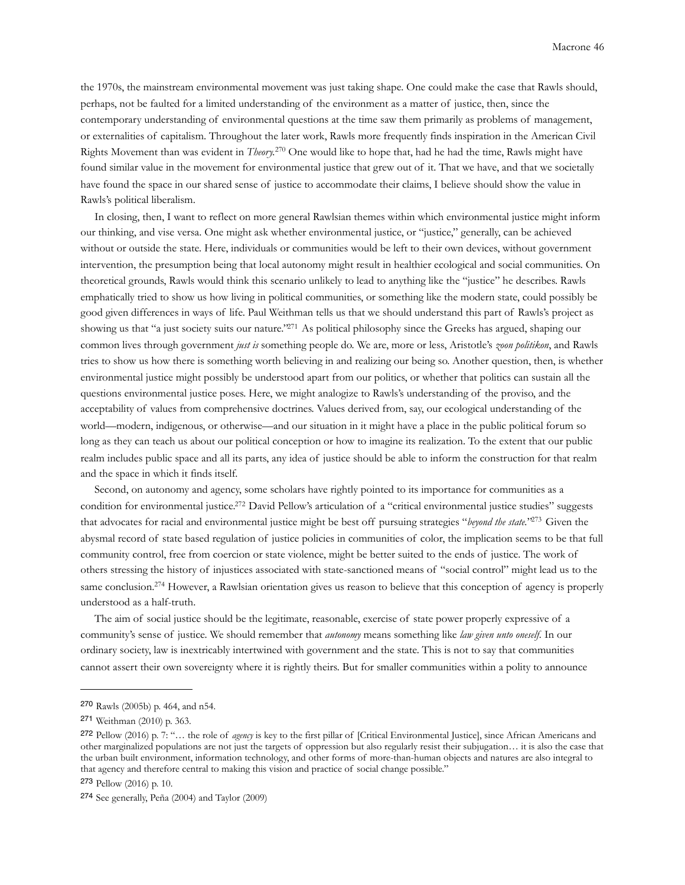the 1970s, the mainstream environmental movement was just taking shape. One could make the case that Rawls should, perhaps, not be faulted for a limited understanding of the environment as a matter of justice, then, since the contemporary understanding of environmental questions at the time saw them primarily as problems of management, or externalities of capitalism. Throughout the later work, Rawls more frequently finds inspiration in the American Civil Rights Movement than was evident in *Theory*.[270] One would like to hope that, had he had the time, Rawls might have found similar value in the movement for environmental justice that grew out of it. That we have, and that we societally have found the space in our shared sense of justice to accommodate their claims, I believe should show the value in Rawls's political liberalism.

In closing, then, I want to reflect on more general Rawlsian themes within which environmental justice might inform our thinking, and vise versa. One might ask whether environmental justice, or "justice," generally, can be achieved without or outside the state. Here, individuals or communities would be left to their own devices, without government intervention, the presumption being that local autonomy might result in healthier ecological and social communities. On theoretical grounds, Rawls would think this scenario unlikely to lead to anything like the "justice" he describes. Rawls emphatically tried to show us how living in political communities, or something like the modern state, could possibly be good given differences in ways of life. Paul Weithman tells us that we should understand this part of Rawls's project as showing us that "a just society suits our nature."[271] As political philosophy since the Greeks has argued, shaping our common lives through government *just is* something people do. We are, more or less, Aristotle's *zoon politikon*, and Rawls tries to show us how there is something worth believing in and realizing our being so. Another question, then, is whether environmental justice might possibly be understood apart from our politics, or whether that politics can sustain all the questions environmental justice poses. Here, we might analogize to Rawls's understanding of the proviso, and the acceptability of values from comprehensive doctrines. Values derived from, say, our ecological understanding of the world—modern, indigenous, or otherwise—and our situation in it might have a place in the public political forum so long as they can teach us about our political conception or how to imagine its realization. To the extent that our public realm includes public space and all its parts, any idea of justice should be able to inform the construction for that realm and the space in which it finds itself.

Second, on autonomy and agency, some scholars have rightly pointed to its importance for communities as a condition for environmental justice.[272] David Pellow's articulation of a "critical environmental justice studies" suggests that advocates for racial and environmental justice might be best off pursuing strategies "*beyond the state*."[273] Given the abysmal record of state based regulation of justice policies in communities of color, the implication seems to be that full community control, free from coercion or state violence, might be better suited to the ends of justice. The work of others stressing the history of injustices associated with state-sanctioned means of "social control" might lead us to the same conclusion.[274] However, a Rawlsian orientation gives us reason to believe that this conception of agency is properly understood as a half-truth.

The aim of social justice should be the legitimate, reasonable, exercise of state power properly expressive of a community's sense of justice. We should remember that *autonomy* means something like *law given unto oneself*. In our ordinary society, law is inextricably intertwined with government and the state. This is not to say that communities cannot assert their own sovereignty where it is rightly theirs. But for smaller communities within a polity to announce

---

[270] Rawls (2005b) p. 464, and n54.

[271] Weithman (2010) p. 363.

[272] Pellow (2016) p. 7: "… the role of *agency* is key to the first pillar of [Critical Environmental Justice], since African Americans and other marginalized populations are not just the targets of oppression but also regularly resist their subjugation… it is also the case that the urban built environment, information technology, and other forms of more-than-human objects and natures are also integral to that agency and therefore central to making this vision and practice of social change possible."

[273] Pellow (2016) p. 10.

[274] See generally, Peña (2004) and Taylor (2009)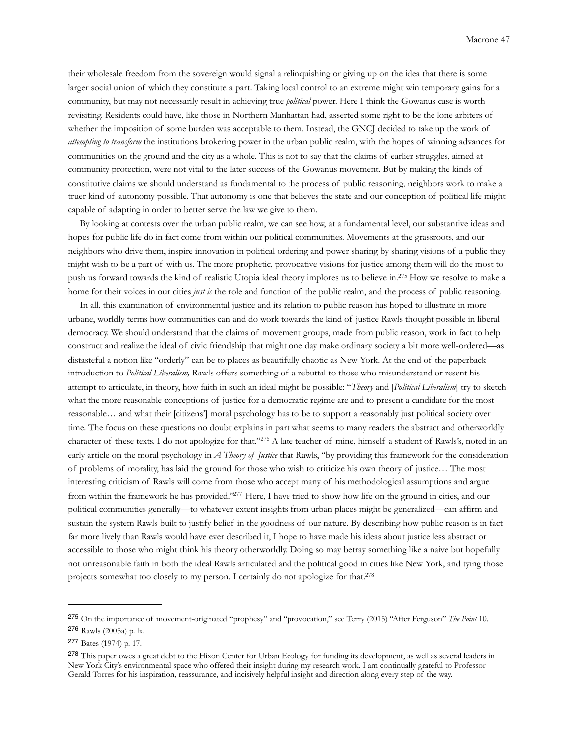their wholesale freedom from the sovereign would signal a relinquishing or giving up on the idea that there is some larger social union of which they constitute a part. Taking local control to an extreme might win temporary gains for a community, but may not necessarily result in achieving true *political* power. Here I think the Gowanus case is worth revisiting. Residents could have, like those in Northern Manhattan had, asserted some right to be the lone arbiters of whether the imposition of some burden was acceptable to them. Instead, the GNCJ decided to take up the work of *attempting to transform* the institutions brokering power in the urban public realm, with the hopes of winning advances for communities on the ground and the city as a whole. This is not to say that the claims of earlier struggles, aimed at community protection, were not vital to the later success of the Gowanus movement. But by making the kinds of constitutive claims we should understand as fundamental to the process of public reasoning, neighbors work to make a truer kind of autonomy possible. That autonomy is one that believes the state and our conception of political life might capable of adapting in order to better serve the law we give to them.

By looking at contests over the urban public realm, we can see how, at a fundamental level, our substantive ideas and hopes for public life do in fact come from within our political communities. Movements at the grassroots, and our neighbors who drive them, inspire innovation in political ordering and power sharing by sharing visions of a public they might wish to be a part of with us. The more prophetic, provocative visions for justice among them will do the most to push us forward towards the kind of realistic Utopia ideal theory implores us to believe in.[275] How we resolve to make a home for their voices in our cities *just is* the role and function of the public realm, and the process of public reasoning.

In all, this examination of environmental justice and its relation to public reason has hoped to illustrate in more urbane, worldly terms how communities can and do work towards the kind of justice Rawls thought possible in liberal democracy. We should understand that the claims of movement groups, made from public reason, work in fact to help construct and realize the ideal of civic friendship that might one day make ordinary society a bit more well-ordered—as distasteful a notion like "orderly" can be to places as beautifully chaotic as New York. At the end of the paperback introduction to *Political Liberalism,* Rawls offers something of a rebuttal to those who misunderstand or resent his attempt to articulate, in theory, how faith in such an ideal might be possible: "*Theory* and [*Political Liberalism*] try to sketch what the more reasonable conceptions of justice for a democratic regime are and to present a candidate for the most reasonable… and what their [citizens'] moral psychology has to be to support a reasonably just political society over time. The focus on these questions no doubt explains in part what seems to many readers the abstract and otherworldly character of these texts. I do not apologize for that."[276] A late teacher of mine, himself a student of Rawls's, noted in an early article on the moral psychology in *A Theory of Justice* that Rawls, "by providing this framework for the consideration of problems of morality, has laid the ground for those who wish to criticize his own theory of justice… The most interesting criticism of Rawls will come from those who accept many of his methodological assumptions and argue from within the framework he has provided."[277] Here, I have tried to show how life on the ground in cities, and our political communities generally—to whatever extent insights from urban places might be generalized—can affirm and sustain the system Rawls built to justify belief in the goodness of our nature. By describing how public reason is in fact far more lively than Rawls would have ever described it, I hope to have made his ideas about justice less abstract or accessible to those who might think his theory otherworldly. Doing so may betray something like a naive but hopefully not unreasonable faith in both the ideal Rawls articulated and the political good in cities like New York, and tying those projects somewhat too closely to my person. I certainly do not apologize for that.[278]

---

[275] On the importance of movement-originated "prophesy" and "provocation," see Terry (2015) "After Ferguson" *The Point* 10.

[276] Rawls (2005a) p. lx.

[277] Bates (1974) p. 17.

[278] This paper owes a great debt to the Hixon Center for Urban Ecology for funding its development, as well as several leaders in New York City's environmental space who offered their insight during my research work. I am continually grateful to Professor Gerald Torres for his inspiration, reassurance, and incisively helpful insight and direction along every step of the way.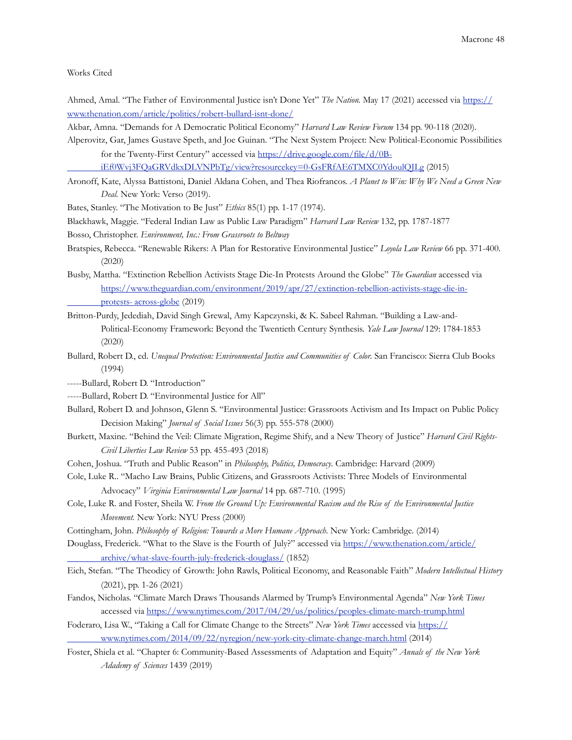Works Cited

Ahmed, Amal. "The Father of Environmental Justice isn't Done Yet" *The Nation.* May 17 (2021) accessed via https://www.thenation.com/article/politics/robert-bullard-isnt-done/

Akbar, Amna. "Demands for A Democratic Political Economy" *Harvard Law Review Forum* 134 pp. 90-118 (2020).

Alperovitz, Gar, James Gustave Speth, and Joe Guinan. "The Next System Project: New Political-Economic Possibilities for the Twenty-First Century" accessed via https://drive.google.com/file/d/0B-iEf0Wvj3FQaGRVdkxDLVNPbTg/view?resourcekey=0-GsFRfAE6TMXC0YdoulQJLg (2015)

Aronoff, Kate, Alyssa Battistoni, Daniel Aldana Cohen, and Thea Riofrancos. *A Planet to Win: Why We Need a Green New Deal.* New York: Verso (2019).

Bates, Stanley. "The Motivation to Be Just" *Ethics* 85(1) pp. 1-17 (1974).

Blackhawk, Maggie. "Federal Indian Law as Public Law Paradigm" *Harvard Law Review* 132, pp. 1787-1877

Bosso, Christopher. *Environment, Inc.: From Grassroots to Beltway*

Bratspies, Rebecca. "Renewable Rikers: A Plan for Restorative Environmental Justice" *Loyola Law Review* 66 pp. 371-400. (2020)

Busby, Mattha. "Extinction Rebellion Activists Stage Die-In Protests Around the Globe" *The Guardian* accessed via https://www.theguardian.com/environment/2019/apr/27/extinction-rebellion-activists-stage-die-in-protests- across-globe (2019)

Britton-Purdy, Jedediah, David Singh Grewal, Amy Kapczynski, & K. Sabeel Rahman. "Building a Law-and-Political-Economy Framework: Beyond the Twentieth Century Synthesis. *Yale Law Journal* 129: 1784-1853 (2020)

Bullard, Robert D., ed. *Unequal Protection: Environmental Justice and Communities of Color.* San Francisco: Sierra Club Books (1994)

-----Bullard, Robert D. "Introduction"

-----Bullard, Robert D. "Environmental Justice for All"

Bullard, Robert D. and Johnson, Glenn S. "Environmental Justice: Grassroots Activism and Its Impact on Public Policy Decision Making" *Journal of Social Issues* 56(3) pp. 555-578 (2000)

Burkett, Maxine. "Behind the Veil: Climate Migration, Regime Shify, and a New Theory of Justice" *Harvard Civil Rights-Civil Liberties Law Review* 53 pp. 455-493 (2018)

Cohen, Joshua. "Truth and Public Reason" in *Philosophy, Politics, Democracy*. Cambridge: Harvard (2009)

Cole, Luke R.. "Macho Law Brains, Public Citizens, and Grassroots Activists: Three Models of Environmental Advocacy" *Virginia Environmental Law Journal* 14 pp. 687-710. (1995)

Cole, Luke R. and Foster, Sheila W. *From the Ground Up: Environmental Racism and the Rise of the Environmental Justice Movement*. New York: NYU Press (2000)

Cottingham, John. *Philosophy of Religion: Towards a More Humane Approach*. New York: Cambridge. (2014)

Douglass, Frederick. "What to the Slave is the Fourth of July?" accessed via https://www.thenation.com/article/archive/what-slave-fourth-july-frederick-douglass/ (1852)

Eich, Stefan. "The Theodicy of Growth: John Rawls, Political Economy, and Reasonable Faith" *Modern Intellectual History* (2021), pp. 1-26 (2021)

Fandos, Nicholas. "Climate March Draws Thousands Alarmed by Trump's Environmental Agenda" *New York Times* accessed via https://www.nytimes.com/2017/04/29/us/politics/peoples-climate-march-trump.html

Foderaro, Lisa W., "Taking a Call for Climate Change to the Streets" *New York Times* accessed via https://www.nytimes.com/2014/09/22/nyregion/new-york-city-climate-change-march.html (2014)

Foster, Shiela et al. "Chapter 6: Community-Based Assessments of Adaptation and Equity" *Annals of the New York Adademy of Sciences* 1439 (2019)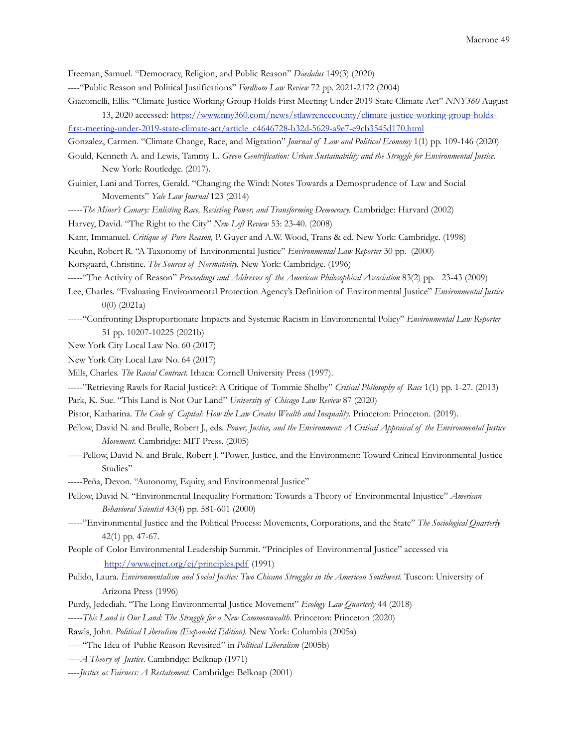Freeman, Samuel. "Democracy, Religion, and Public Reason" *Daedalus* 149(3) (2020)

----"Public Reason and Political Justifications" *Fordham Law Review* 72 pp. 2021-2172 (2004)

Giacomelli, Ellis. "Climate Justice Working Group Holds First Meeting Under 2019 State Climate Act" *NNY360* August 13, 2020 accessed: https://www.nny360.com/news/stlawrencecounty/climate-justice-working-group-holds-first-meeting-under-2019-state-climate-act/article_c4646728-b32d-5629-a9e7-e9cb3545d170.html

Gonzalez, Carmen. "Climate Change, Race, and Migration" *Journal of Law and Political Economy* 1(1) pp. 109-146 (2020)

Gould, Kenneth A. and Lewis, Tammy L. *Green Gentrification: Urban Sustainability and the Struggle for Environmental Justice.* New York: Routledge. (2017).

Guinier, Lani and Torres, Gerald. "Changing the Wind: Notes Towards a Demosprudence of Law and Social Movements" *Yale Law Journal* 123 (2014)

-----*The Miner's Canary: Enlisting Race, Resisting Power, and Transforming Democracy.* Cambridge: Harvard (2002)

Harvey, David. "The Right to the City" *New Left Review* 53: 23-40. (2008)

Kant, Immanuel. *Critique of Pure Reason,* P. Guyer and A.W. Wood, Trans & ed. New York: Cambridge. (1998)

Keuhn, Robert R. "A Taxonomy of Environmental Justice" *Environmental Law Reporter* 30 pp. (2000)

Korsgaard, Christine. *The Sources of Normativity.* New York: Cambridge. (1996)

-----"The Activity of Reason" *Proceedings and Addresses of the American Philosophical Association* 83(2) pp. 23-43 (2009)

Lee, Charles. "Evaluating Environmental Protection Agency's Definition of Environmental Justice" *Environmental Justice* 0(0) (2021a)

-----"Confronting Disproportionate Impacts and Systemic Racism in Environmental Policy" *Environmental Law Reporter* 51 pp. 10207-10225 (2021b)

New York City Local Law No. 60 (2017)

New York City Local Law No. 64 (2017)

Mills, Charles. *The Racial Contract.* Ithaca: Cornell University Press (1997).

-----"Retrieving Rawls for Racial Justice?: A Critique of Tommie Shelby" *Critical Philosophy of Race* 1(1) pp. 1-27. (2013)

Park, K. Sue. "This Land is Not Our Land" *University of Chicago Law Review* 87 (2020)

Pistor, Katharina. *The Code of Capital: How the Law Creates Wealth and Inequality*. Princeton: Princeton. (2019).

Pellow, David N. and Brulle, Robert J., eds. *Power, Justice, and the Environment: A Critical Appraisal of the Environmental Justice Movement.* Cambridge: MIT Press. (2005)

-----Pellow, David N. and Brule, Robert J. "Power, Justice, and the Environment: Toward Critical Environmental Justice Studies"

-----Peña, Devon. "Autonomy, Equity, and Environmental Justice"

Pellow, David N. "Environmental Inequality Formation: Towards a Theory of Environmental Injustice" *American Behavioral Scientist* 43(4) pp. 581-601 (2000)

-----"Environmental Justice and the Political Process: Movements, Corporations, and the State" *The Sociological Quarterly* 42(1) pp. 47-67.

People of Color Environmental Leadership Summit. "Principles of Environmental Justice" accessed via http://www.ejnet.org/ej/principles.pdf (1991)

Pulido, Laura. *Environmentalism and Social Justice: Two Chicano Struggles in the American Southwest.* Tuscon: University of Arizona Press (1996)

Purdy, Jedediah. "The Long Environmental Justice Movement" *Ecology Law Quarterly* 44 (2018)

-----*This Land is Our Land: The Struggle for a New Commonwealth.* Princeton: Princeton (2020)

Rawls, John. *Political Liberalism (Expanded Edition).* New York: Columbia (2005a)

-----"The Idea of Public Reason Revisited" in *Political Liberalism* (2005b)

-----*A Theory of Justice*. Cambridge: Belknap (1971)

----*Justice as Fairness: A Restatement.* Cambridge: Belknap (2001)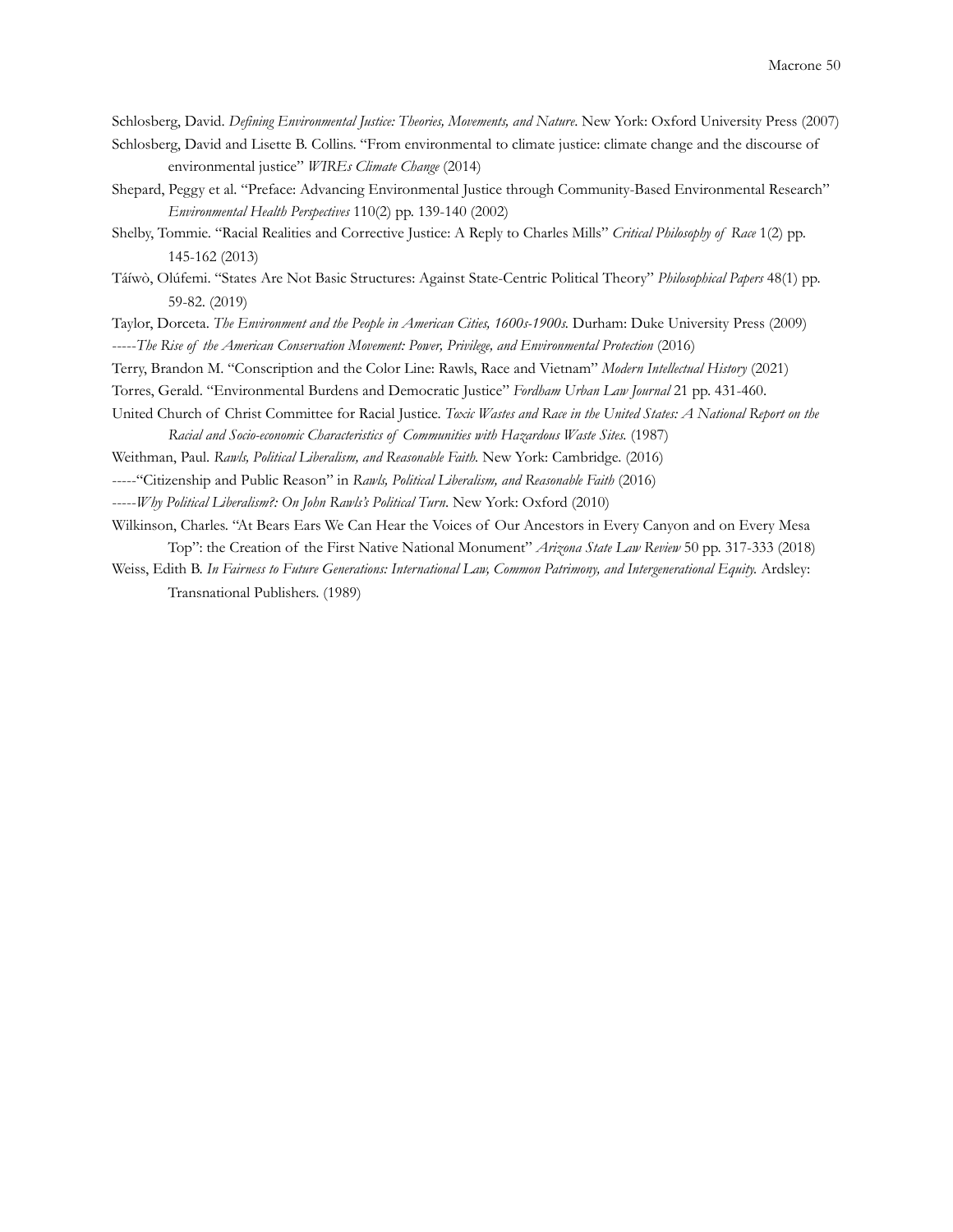Schlosberg, David. *Defining Environmental Justice: Theories, Movements, and Nature*. New York: Oxford University Press (2007)

Schlosberg, David and Lisette B. Collins. "From environmental to climate justice: climate change and the discourse of environmental justice" *WIREs Climate Change* (2014)

Shepard, Peggy et al. "Preface: Advancing Environmental Justice through Community-Based Environmental Research" *Environmental Health Perspectives* 110(2) pp. 139-140 (2002)

Shelby, Tommie. "Racial Realities and Corrective Justice: A Reply to Charles Mills" *Critical Philosophy of Race* 1(2) pp. 145-162 (2013)

Táíwò, Olúfemi. "States Are Not Basic Structures: Against State-Centric Political Theory" *Philosophical Papers* 48(1) pp. 59-82. (2019)

Taylor, Dorceta. *The Environment and the People in American Cities, 1600s-1900s.* Durham: Duke University Press (2009)

-----*The Rise of the American Conservation Movement: Power, Privilege, and Environmental Protection* (2016)

Terry, Brandon M. "Conscription and the Color Line: Rawls, Race and Vietnam" *Modern Intellectual History* (2021)

Torres, Gerald. "Environmental Burdens and Democratic Justice" *Fordham Urban Law Journal* 21 pp. 431-460.

United Church of Christ Committee for Racial Justice. *Toxic Wastes and Race in the United States: A National Report on the Racial and Socio-economic Characteristics of Communities with Hazardous Waste Sites.* (1987)

Weithman, Paul. *Rawls, Political Liberalism, and Reasonable Faith.* New York: Cambridge. (2016)

-----"Citizenship and Public Reason" in *Rawls, Political Liberalism, and Reasonable Faith* (2016)

-----*Why Political Liberalism?: On John Rawls's Political Turn*. New York: Oxford (2010)

Wilkinson, Charles. "At Bears Ears We Can Hear the Voices of Our Ancestors in Every Canyon and on Every Mesa Top": the Creation of the First Native National Monument" *Arizona State Law Review* 50 pp. 317-333 (2018)

Weiss, Edith B. *In Fairness to Future Generations: International Law, Common Patrimony, and Intergenerational Equity.* Ardsley: Transnational Publishers. (1989)